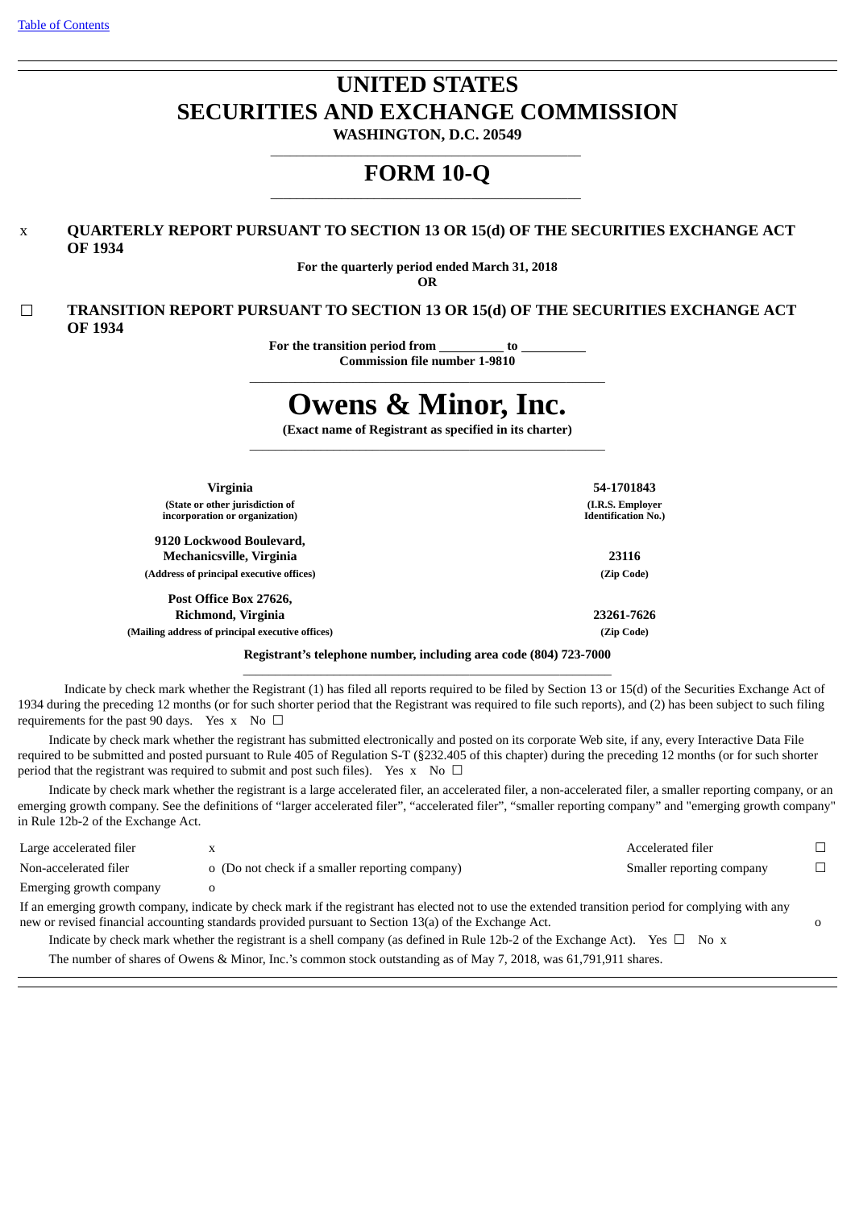[Table of Contents](#)

# UNITED STATES
# SECURITIES AND EXCHANGE COMMISSION

**WASHINGTON, D.C. 20549**

# FORM 10-Q

x **QUARTERLY REPORT PURSUANT TO SECTION 13 OR 15(d) OF THE SECURITIES EXCHANGE ACT OF 1934**

**For the quarterly period ended March 31, 2018**

**OR**

☐ **TRANSITION REPORT PURSUANT TO SECTION 13 OR 15(d) OF THE SECURITIES EXCHANGE ACT OF 1934**

**For the transition period from \_\_\_\_\_\_\_\_\_\_ to \_\_\_\_\_\_\_\_\_\_**

**Commission file number 1-9810**

# Owens & Minor, Inc.

**(Exact name of Registrant as specified in its charter)**

| | |
|---|---|
| **Virginia** | **54-1701843** |
| **(State or other jurisdiction of incorporation or organization)** | **(I.R.S. Employer Identification No.)** |
| **9120 Lockwood Boulevard, Mechanicsville, Virginia** | **23116** |
| **(Address of principal executive offices)** | **(Zip Code)** |
| **Post Office Box 27626, Richmond, Virginia** | **23261-7626** |
| **(Mailing address of principal executive offices)** | **(Zip Code)** |

**Registrant's telephone number, including area code (804) 723-7000**

Indicate by check mark whether the Registrant (1) has filed all reports required to be filed by Section 13 or 15(d) of the Securities Exchange Act of 1934 during the preceding 12 months (or for such shorter period that the Registrant was required to file such reports), and (2) has been subject to such filing requirements for the past 90 days. Yes x No ☐

Indicate by check mark whether the registrant has submitted electronically and posted on its corporate Web site, if any, every Interactive Data File required to be submitted and posted pursuant to Rule 405 of Regulation S-T (§232.405 of this chapter) during the preceding 12 months (or for such shorter period that the registrant was required to submit and post such files). Yes x No ☐

Indicate by check mark whether the registrant is a large accelerated filer, an accelerated filer, a non-accelerated filer, a smaller reporting company, or an emerging growth company. See the definitions of "larger accelerated filer", "accelerated filer", "smaller reporting company" and "emerging growth company" in Rule 12b-2 of the Exchange Act.

| | | | |
|---|---|---|---|
| Large accelerated filer | x | Accelerated filer | ☐ |
| Non-accelerated filer | o (Do not check if a smaller reporting company) | Smaller reporting company | ☐ |
| Emerging growth company | o | | |

If an emerging growth company, indicate by check mark if the registrant has elected not to use the extended transition period for complying with any new or revised financial accounting standards provided pursuant to Section 13(a) of the Exchange Act. o

Indicate by check mark whether the registrant is a shell company (as defined in Rule 12b-2 of the Exchange Act). Yes ☐ No x

The number of shares of Owens & Minor, Inc.'s common stock outstanding as of May 7, 2018, was 61,791,911 shares.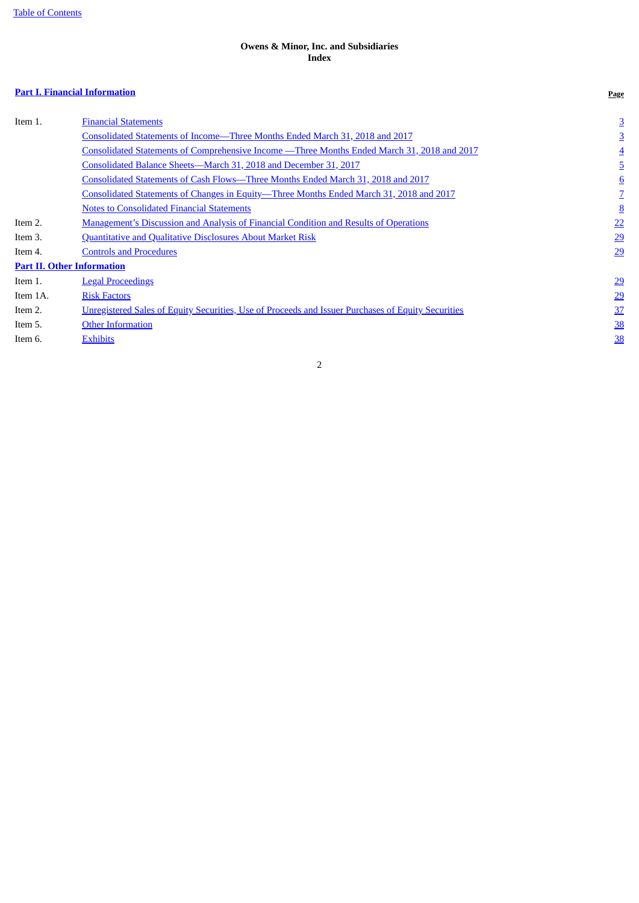Table of Contents

**Owens & Minor, Inc. and Subsidiaries**
**Index**

| **Part I. Financial Information** | | **Page** |
|---|---|---|
| Item 1. | Financial Statements | 3 |
| | Consolidated Statements of Income—Three Months Ended March 31, 2018 and 2017 | 3 |
| | Consolidated Statements of Comprehensive Income —Three Months Ended March 31, 2018 and 2017 | 4 |
| | Consolidated Balance Sheets—March 31, 2018 and December 31, 2017 | 5 |
| | Consolidated Statements of Cash Flows—Three Months Ended March 31, 2018 and 2017 | 6 |
| | Consolidated Statements of Changes in Equity—Three Months Ended March 31, 2018 and 2017 | 7 |
| | Notes to Consolidated Financial Statements | 8 |
| Item 2. | Management's Discussion and Analysis of Financial Condition and Results of Operations | 22 |
| Item 3. | Quantitative and Qualitative Disclosures About Market Risk | 29 |
| Item 4. | Controls and Procedures | 29 |
| **Part II. Other Information** | | |
| Item 1. | Legal Proceedings | 29 |
| Item 1A. | Risk Factors | 29 |
| Item 2. | Unregistered Sales of Equity Securities, Use of Proceeds and Issuer Purchases of Equity Securities | 37 |
| Item 5. | Other Information | 38 |
| Item 6. | Exhibits | 38 |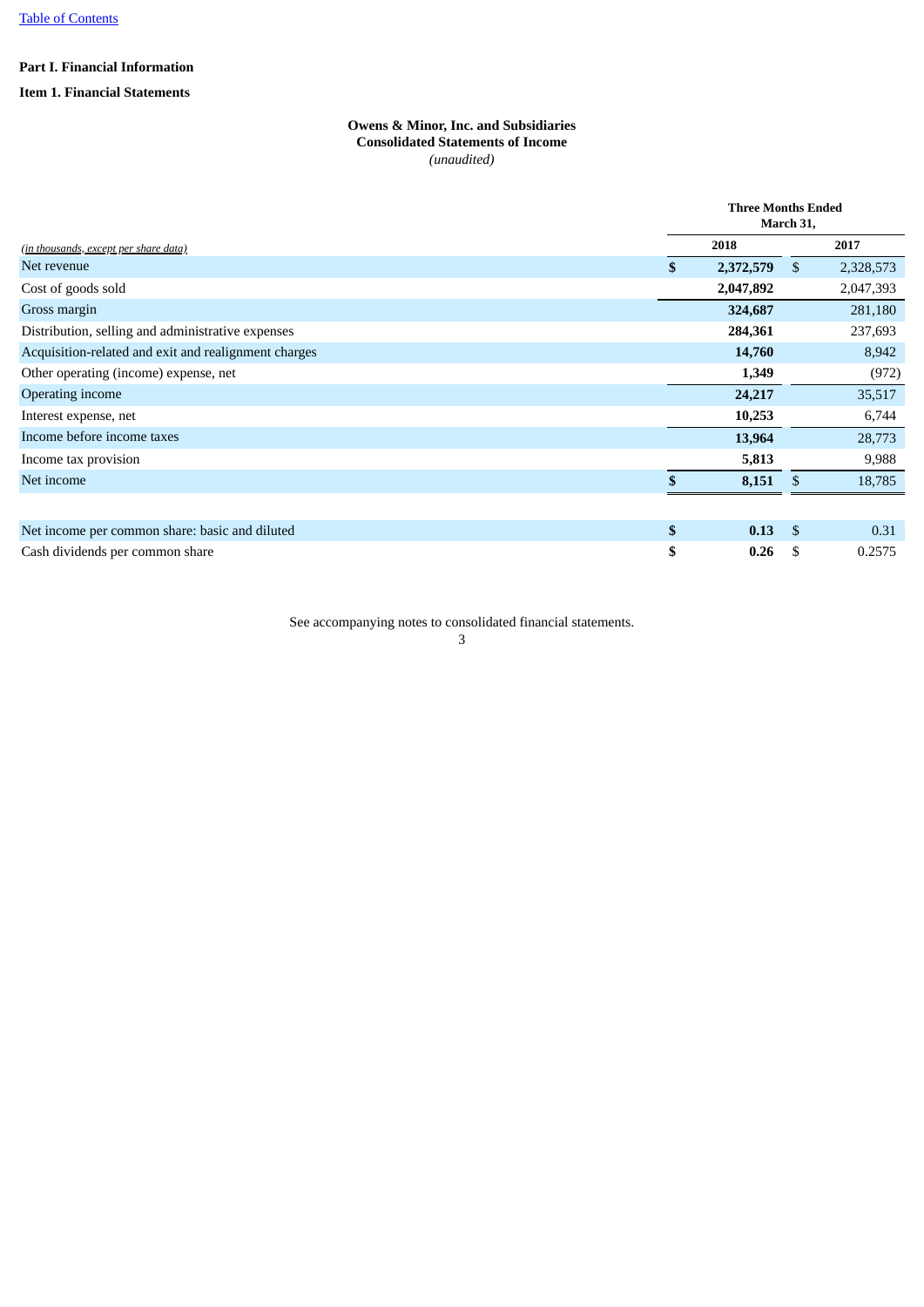Table of Contents

**Part I. Financial Information**

**Item 1. Financial Statements**

**Owens & Minor, Inc. and Subsidiaries**
**Consolidated Statements of Income**
*(unaudited)*

| *(in thousands, except per share data)* | Three Months Ended March 31, 2018 | Three Months Ended March 31, 2017 |
|---|---|---|
| Net revenue | **$ 2,372,579** | $ 2,328,573 |
| Cost of goods sold | **2,047,892** | 2,047,393 |
| Gross margin | **324,687** | 281,180 |
| Distribution, selling and administrative expenses | **284,361** | 237,693 |
| Acquisition-related and exit and realignment charges | **14,760** | 8,942 |
| Other operating (income) expense, net | **1,349** | (972) |
| Operating income | **24,217** | 35,517 |
| Interest expense, net | **10,253** | 6,744 |
| Income before income taxes | **13,964** | 28,773 |
| Income tax provision | **5,813** | 9,988 |
| Net income | **$ 8,151** | $ 18,785 |
| | | |
| Net income per common share: basic and diluted | **$ 0.13** | $ 0.31 |
| Cash dividends per common share | **$ 0.26** | $ 0.2575 |

See accompanying notes to consolidated financial statements.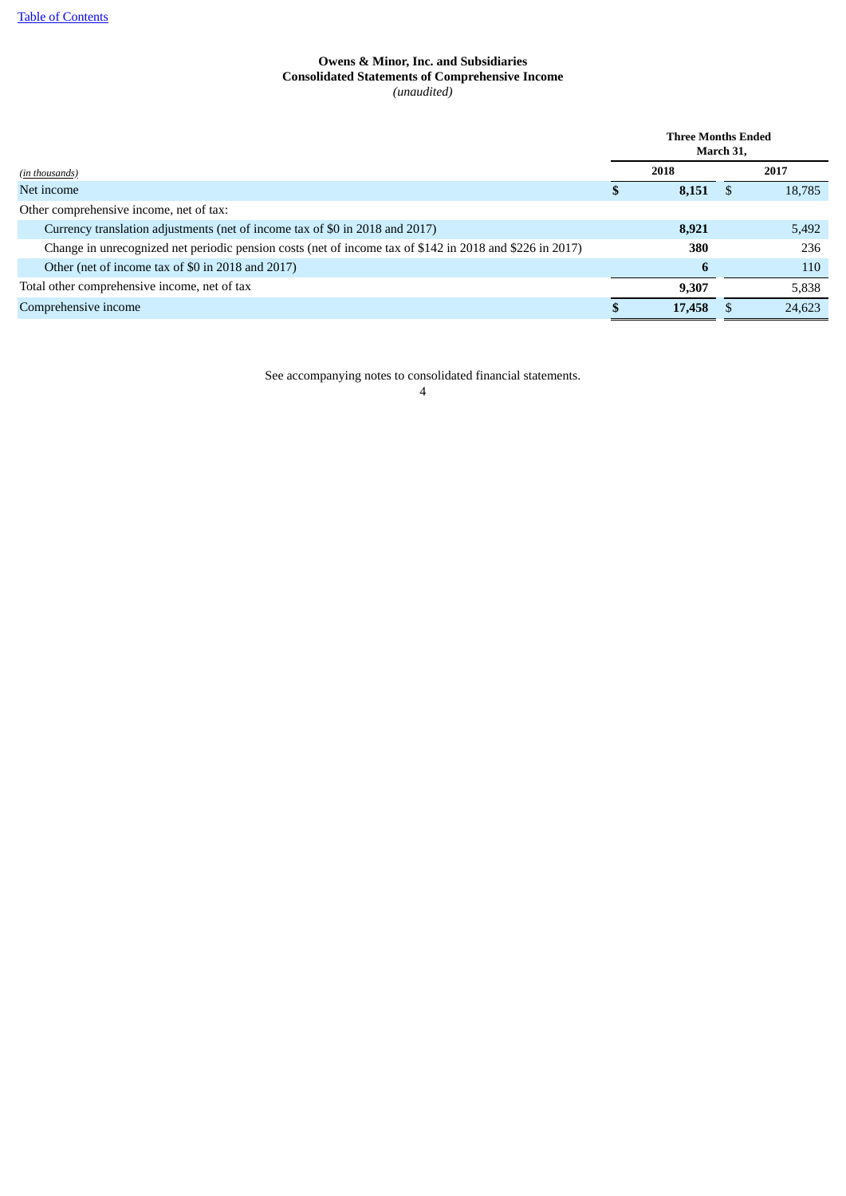**Owens & Minor, Inc. and Subsidiaries**
**Consolidated Statements of Comprehensive Income**
*(unaudited)*

| *(in thousands)* | Three Months Ended March 31, 2018 | 2017 |
|---|---|---|
| Net income | **$ 8,151** | $ 18,785 |
| Other comprehensive income, net of tax: | | |
| Currency translation adjustments (net of income tax of $0 in 2018 and 2017) | **8,921** | 5,492 |
| Change in unrecognized net periodic pension costs (net of income tax of $142 in 2018 and $226 in 2017) | **380** | 236 |
| Other (net of income tax of $0 in 2018 and 2017) | **6** | 110 |
| Total other comprehensive income, net of tax | **9,307** | 5,838 |
| Comprehensive income | **$ 17,458** | $ 24,623 |

See accompanying notes to consolidated financial statements.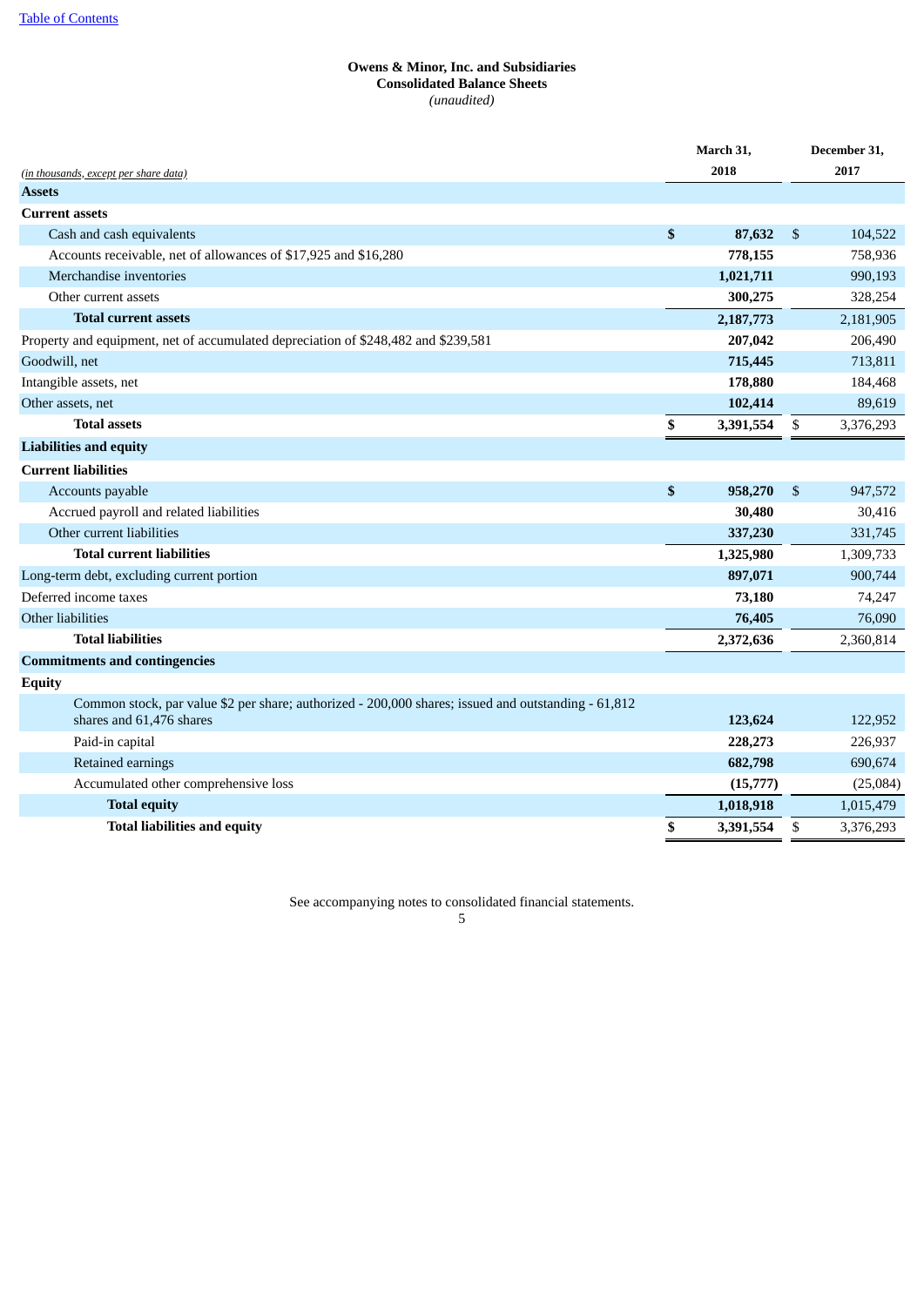Table of Contents

**Owens & Minor, Inc. and Subsidiaries**
**Consolidated Balance Sheets**
*(unaudited)*

| *(in thousands, except per share data)* | March 31, 2018 | December 31, 2017 |
|---|---|---|
| **Assets** | | |
| **Current assets** | | |
| Cash and cash equivalents | **$ 87,632** | $ 104,522 |
| Accounts receivable, net of allowances of $17,925 and $16,280 | **778,155** | 758,936 |
| Merchandise inventories | **1,021,711** | 990,193 |
| Other current assets | **300,275** | 328,254 |
| **Total current assets** | **2,187,773** | 2,181,905 |
| Property and equipment, net of accumulated depreciation of $248,482 and $239,581 | **207,042** | 206,490 |
| Goodwill, net | **715,445** | 713,811 |
| Intangible assets, net | **178,880** | 184,468 |
| Other assets, net | **102,414** | 89,619 |
| **Total assets** | **$ 3,391,554** | $ 3,376,293 |
| **Liabilities and equity** | | |
| **Current liabilities** | | |
| Accounts payable | **$ 958,270** | $ 947,572 |
| Accrued payroll and related liabilities | **30,480** | 30,416 |
| Other current liabilities | **337,230** | 331,745 |
| **Total current liabilities** | **1,325,980** | 1,309,733 |
| Long-term debt, excluding current portion | **897,071** | 900,744 |
| Deferred income taxes | **73,180** | 74,247 |
| Other liabilities | **76,405** | 76,090 |
| **Total liabilities** | **2,372,636** | 2,360,814 |
| **Commitments and contingencies** | | |
| **Equity** | | |
| Common stock, par value $2 per share; authorized - 200,000 shares; issued and outstanding - 61,812 shares and 61,476 shares | **123,624** | 122,952 |
| Paid-in capital | **228,273** | 226,937 |
| Retained earnings | **682,798** | 690,674 |
| Accumulated other comprehensive loss | **(15,777)** | (25,084) |
| **Total equity** | **1,018,918** | 1,015,479 |
| **Total liabilities and equity** | **$ 3,391,554** | $ 3,376,293 |

See accompanying notes to consolidated financial statements.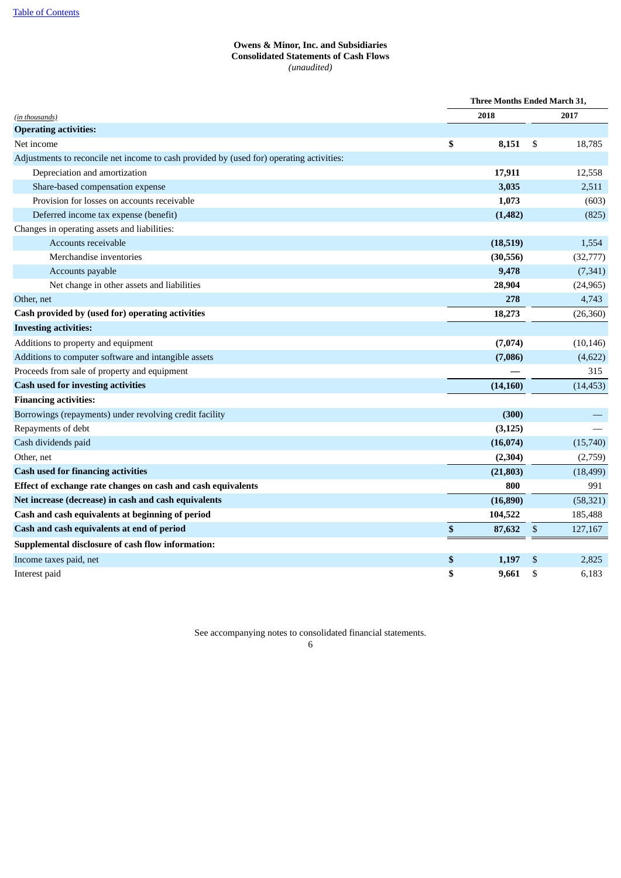[Table of Contents](#)

**Owens & Minor, Inc. and Subsidiaries**
**Consolidated Statements of Cash Flows**
*(unaudited)*

| *(in thousands)* | Three Months Ended March 31, 2018 | 2017 |
|---|---|---|
| **Operating activities:** | | |
| Net income | **$ 8,151** | $ 18,785 |
| Adjustments to reconcile net income to cash provided by (used for) operating activities: | | |
| Depreciation and amortization | **17,911** | 12,558 |
| Share-based compensation expense | **3,035** | 2,511 |
| Provision for losses on accounts receivable | **1,073** | (603) |
| Deferred income tax expense (benefit) | **(1,482)** | (825) |
| Changes in operating assets and liabilities: | | |
| Accounts receivable | **(18,519)** | 1,554 |
| Merchandise inventories | **(30,556)** | (32,777) |
| Accounts payable | **9,478** | (7,341) |
| Net change in other assets and liabilities | **28,904** | (24,965) |
| Other, net | **278** | 4,743 |
| **Cash provided by (used for) operating activities** | **18,273** | (26,360) |
| **Investing activities:** | | |
| Additions to property and equipment | **(7,074)** | (10,146) |
| Additions to computer software and intangible assets | **(7,086)** | (4,622) |
| Proceeds from sale of property and equipment | **—** | 315 |
| **Cash used for investing activities** | **(14,160)** | (14,453) |
| **Financing activities:** | | |
| Borrowings (repayments) under revolving credit facility | **(300)** | — |
| Repayments of debt | **(3,125)** | — |
| Cash dividends paid | **(16,074)** | (15,740) |
| Other, net | **(2,304)** | (2,759) |
| **Cash used for financing activities** | **(21,803)** | (18,499) |
| **Effect of exchange rate changes on cash and cash equivalents** | **800** | 991 |
| **Net increase (decrease) in cash and cash equivalents** | **(16,890)** | (58,321) |
| **Cash and cash equivalents at beginning of period** | **104,522** | 185,488 |
| **Cash and cash equivalents at end of period** | **$ 87,632** | $ 127,167 |
| **Supplemental disclosure of cash flow information:** | | |
| Income taxes paid, net | **$ 1,197** | $ 2,825 |
| Interest paid | **$ 9,661** | $ 6,183 |

See accompanying notes to consolidated financial statements.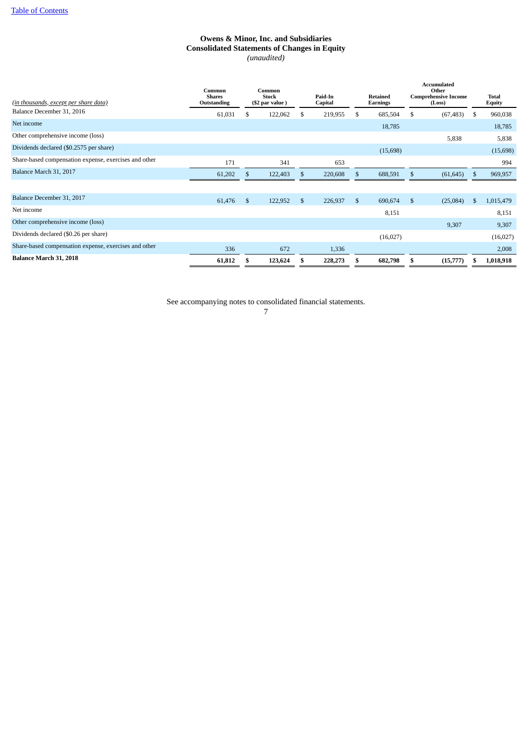[Table of Contents](#)

# Owens & Minor, Inc. and Subsidiaries
## Consolidated Statements of Changes in Equity
*(unaudited)*

| *(in thousands, except per share data)* | Common Shares Outstanding | Common Stock ($2 par value ) | Paid-In Capital | Retained Earnings | Accumulated Other Comprehensive Income (Loss) | Total Equity |
|---|---|---|---|---|---|---|
| Balance December 31, 2016 | 61,031 | $ 122,062 | $ 219,955 | $ 685,504 | $ (67,483) | $ 960,038 |
| Net income | | | | 18,785 | | 18,785 |
| Other comprehensive income (loss) | | | | | 5,838 | 5,838 |
| Dividends declared ($0.2575 per share) | | | | (15,698) | | (15,698) |
| Share-based compensation expense, exercises and other | 171 | 341 | 653 | | | 994 |
| Balance March 31, 2017 | 61,202 | $ 122,403 | $ 220,608 | $ 688,591 | $ (61,645) | $ 969,957 |
| | | | | | | |
| Balance December 31, 2017 | 61,476 | $ 122,952 | $ 226,937 | $ 690,674 | $ (25,084) | $ 1,015,479 |
| Net income | | | | 8,151 | | 8,151 |
| Other comprehensive income (loss) | | | | | 9,307 | 9,307 |
| Dividends declared ($0.26 per share) | | | | (16,027) | | (16,027) |
| Share-based compensation expense, exercises and other | 336 | 672 | 1,336 | | | 2,008 |
| **Balance March 31, 2018** | **61,812** | **$ 123,624** | **$ 228,273** | **$ 682,798** | **$ (15,777)** | **$ 1,018,918** |

See accompanying notes to consolidated financial statements.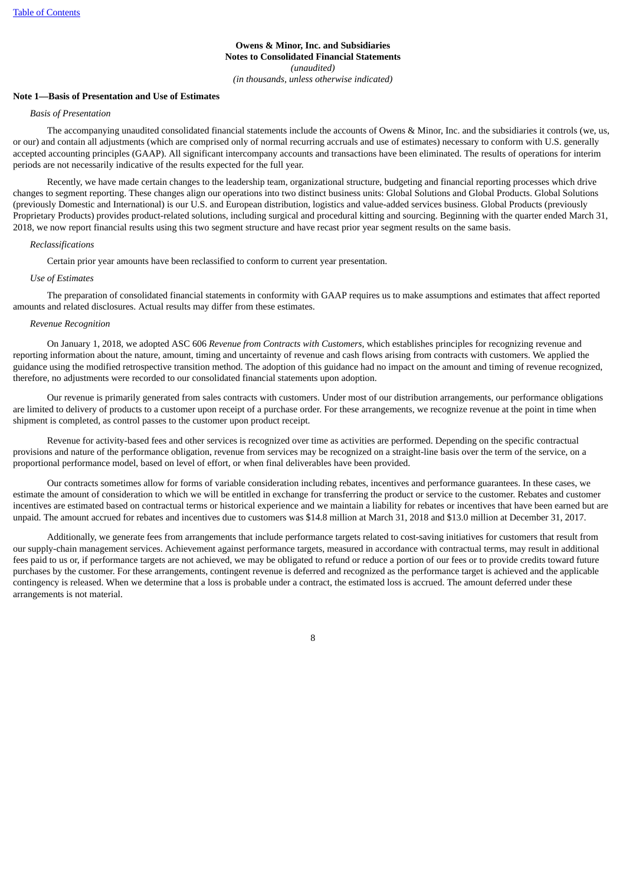**Owens & Minor, Inc. and Subsidiaries**
**Notes to Consolidated Financial Statements**
*(unaudited)*
*(in thousands, unless otherwise indicated)*

**Note 1—Basis of Presentation and Use of Estimates**

*Basis of Presentation*

The accompanying unaudited consolidated financial statements include the accounts of Owens & Minor, Inc. and the subsidiaries it controls (we, us, or our) and contain all adjustments (which are comprised only of normal recurring accruals and use of estimates) necessary to conform with U.S. generally accepted accounting principles (GAAP). All significant intercompany accounts and transactions have been eliminated. The results of operations for interim periods are not necessarily indicative of the results expected for the full year.

Recently, we have made certain changes to the leadership team, organizational structure, budgeting and financial reporting processes which drive changes to segment reporting. These changes align our operations into two distinct business units: Global Solutions and Global Products. Global Solutions (previously Domestic and International) is our U.S. and European distribution, logistics and value-added services business. Global Products (previously Proprietary Products) provides product-related solutions, including surgical and procedural kitting and sourcing. Beginning with the quarter ended March 31, 2018, we now report financial results using this two segment structure and have recast prior year segment results on the same basis.

*Reclassifications*

Certain prior year amounts have been reclassified to conform to current year presentation.

*Use of Estimates*

The preparation of consolidated financial statements in conformity with GAAP requires us to make assumptions and estimates that affect reported amounts and related disclosures. Actual results may differ from these estimates.

*Revenue Recognition*

On January 1, 2018, we adopted ASC 606 *Revenue from Contracts with Customers*, which establishes principles for recognizing revenue and reporting information about the nature, amount, timing and uncertainty of revenue and cash flows arising from contracts with customers. We applied the guidance using the modified retrospective transition method. The adoption of this guidance had no impact on the amount and timing of revenue recognized, therefore, no adjustments were recorded to our consolidated financial statements upon adoption.

Our revenue is primarily generated from sales contracts with customers. Under most of our distribution arrangements, our performance obligations are limited to delivery of products to a customer upon receipt of a purchase order. For these arrangements, we recognize revenue at the point in time when shipment is completed, as control passes to the customer upon product receipt.

Revenue for activity-based fees and other services is recognized over time as activities are performed. Depending on the specific contractual provisions and nature of the performance obligation, revenue from services may be recognized on a straight-line basis over the term of the service, on a proportional performance model, based on level of effort, or when final deliverables have been provided.

Our contracts sometimes allow for forms of variable consideration including rebates, incentives and performance guarantees. In these cases, we estimate the amount of consideration to which we will be entitled in exchange for transferring the product or service to the customer. Rebates and customer incentives are estimated based on contractual terms or historical experience and we maintain a liability for rebates or incentives that have been earned but are unpaid. The amount accrued for rebates and incentives due to customers was $14.8 million at March 31, 2018 and $13.0 million at December 31, 2017.

Additionally, we generate fees from arrangements that include performance targets related to cost-saving initiatives for customers that result from our supply-chain management services. Achievement against performance targets, measured in accordance with contractual terms, may result in additional fees paid to us or, if performance targets are not achieved, we may be obligated to refund or reduce a portion of our fees or to provide credits toward future purchases by the customer. For these arrangements, contingent revenue is deferred and recognized as the performance target is achieved and the applicable contingency is released. When we determine that a loss is probable under a contract, the estimated loss is accrued. The amount deferred under these arrangements is not material.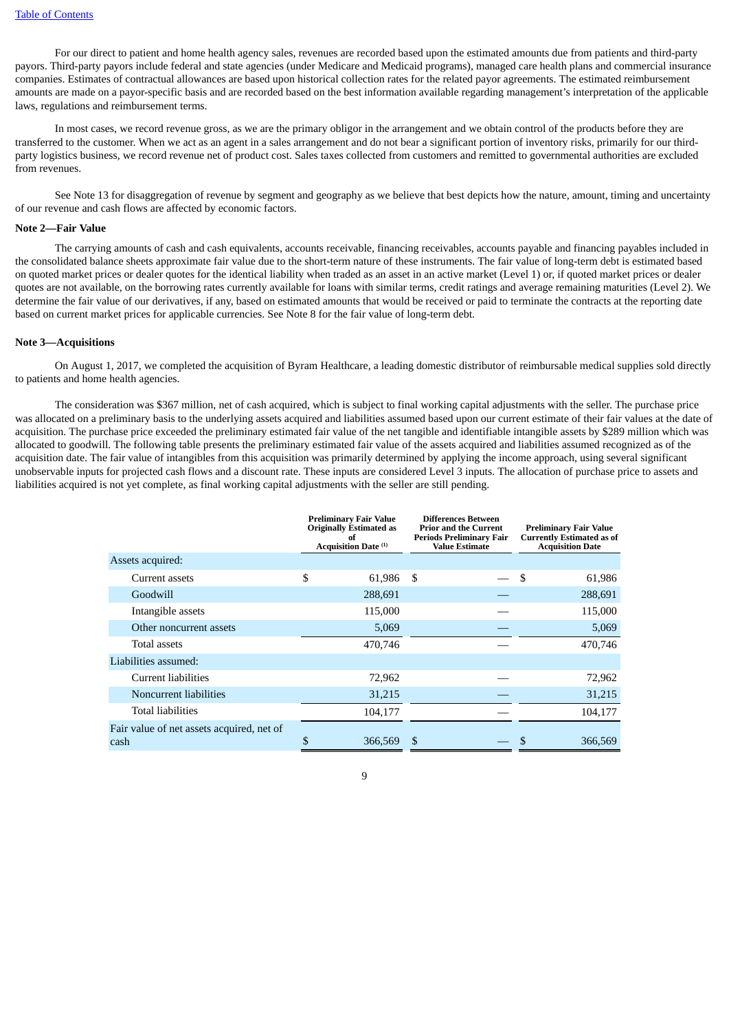For our direct to patient and home health agency sales, revenues are recorded based upon the estimated amounts due from patients and third-party payors. Third-party payors include federal and state agencies (under Medicare and Medicaid programs), managed care health plans and commercial insurance companies. Estimates of contractual allowances are based upon historical collection rates for the related payor agreements. The estimated reimbursement amounts are made on a payor-specific basis and are recorded based on the best information available regarding management's interpretation of the applicable laws, regulations and reimbursement terms.

In most cases, we record revenue gross, as we are the primary obligor in the arrangement and we obtain control of the products before they are transferred to the customer. When we act as an agent in a sales arrangement and do not bear a significant portion of inventory risks, primarily for our third-party logistics business, we record revenue net of product cost. Sales taxes collected from customers and remitted to governmental authorities are excluded from revenues.

See Note 13 for disaggregation of revenue by segment and geography as we believe that best depicts how the nature, amount, timing and uncertainty of our revenue and cash flows are affected by economic factors.

**Note 2—Fair Value**

The carrying amounts of cash and cash equivalents, accounts receivable, financing receivables, accounts payable and financing payables included in the consolidated balance sheets approximate fair value due to the short-term nature of these instruments. The fair value of long-term debt is estimated based on quoted market prices or dealer quotes for the identical liability when traded as an asset in an active market (Level 1) or, if quoted market prices or dealer quotes are not available, on the borrowing rates currently available for loans with similar terms, credit ratings and average remaining maturities (Level 2). We determine the fair value of our derivatives, if any, based on estimated amounts that would be received or paid to terminate the contracts at the reporting date based on current market prices for applicable currencies. See Note 8 for the fair value of long-term debt.

**Note 3—Acquisitions**

On August 1, 2017, we completed the acquisition of Byram Healthcare, a leading domestic distributor of reimbursable medical supplies sold directly to patients and home health agencies.

The consideration was $367 million, net of cash acquired, which is subject to final working capital adjustments with the seller. The purchase price was allocated on a preliminary basis to the underlying assets acquired and liabilities assumed based upon our current estimate of their fair values at the date of acquisition. The purchase price exceeded the preliminary estimated fair value of the net tangible and identifiable intangible assets by $289 million which was allocated to goodwill. The following table presents the preliminary estimated fair value of the assets acquired and liabilities assumed recognized as of the acquisition date. The fair value of intangibles from this acquisition was primarily determined by applying the income approach, using several significant unobservable inputs for projected cash flows and a discount rate. These inputs are considered Level 3 inputs. The allocation of purchase price to assets and liabilities acquired is not yet complete, as final working capital adjustments with the seller are still pending.

| | Preliminary Fair Value Originally Estimated as of Acquisition Date [(1)] | Differences Between Prior and the Current Periods Preliminary Fair Value Estimate | Preliminary Fair Value Currently Estimated as of Acquisition Date |
|---|---|---|---|
| Assets acquired: | | | |
| Current assets | $ 61,986 | $ — | $ 61,986 |
| Goodwill | 288,691 | — | 288,691 |
| Intangible assets | 115,000 | — | 115,000 |
| Other noncurrent assets | 5,069 | — | 5,069 |
| Total assets | 470,746 | — | 470,746 |
| Liabilities assumed: | | | |
| Current liabilities | 72,962 | — | 72,962 |
| Noncurrent liabilities | 31,215 | — | 31,215 |
| Total liabilities | 104,177 | — | 104,177 |
| Fair value of net assets acquired, net of cash | $ 366,569 | $ — | $ 366,569 |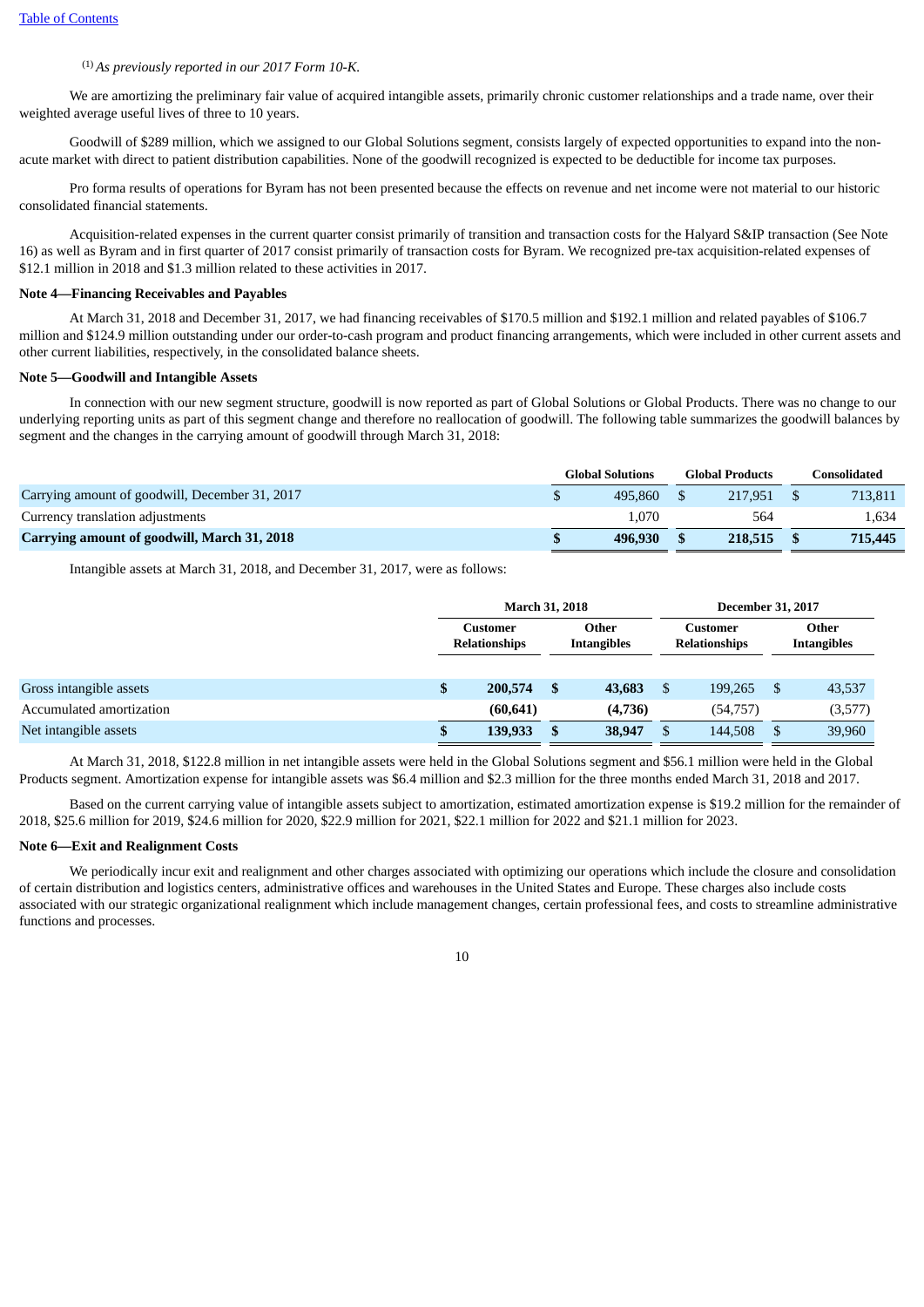(1) *As previously reported in our 2017 Form 10-K.*

We are amortizing the preliminary fair value of acquired intangible assets, primarily chronic customer relationships and a trade name, over their weighted average useful lives of three to 10 years.

Goodwill of $289 million, which we assigned to our Global Solutions segment, consists largely of expected opportunities to expand into the non-acute market with direct to patient distribution capabilities. None of the goodwill recognized is expected to be deductible for income tax purposes.

Pro forma results of operations for Byram has not been presented because the effects on revenue and net income were not material to our historic consolidated financial statements.

Acquisition-related expenses in the current quarter consist primarily of transition and transaction costs for the Halyard S&IP transaction (See Note 16) as well as Byram and in first quarter of 2017 consist primarily of transaction costs for Byram. We recognized pre-tax acquisition-related expenses of $12.1 million in 2018 and $1.3 million related to these activities in 2017.

**Note 4—Financing Receivables and Payables**

At March 31, 2018 and December 31, 2017, we had financing receivables of $170.5 million and $192.1 million and related payables of $106.7 million and $124.9 million outstanding under our order-to-cash program and product financing arrangements, which were included in other current assets and other current liabilities, respectively, in the consolidated balance sheets.

**Note 5—Goodwill and Intangible Assets**

In connection with our new segment structure, goodwill is now reported as part of Global Solutions or Global Products. There was no change to our underlying reporting units as part of this segment change and therefore no reallocation of goodwill. The following table summarizes the goodwill balances by segment and the changes in the carrying amount of goodwill through March 31, 2018:

| | Global Solutions | Global Products | Consolidated |
|---|---|---|---|
| Carrying amount of goodwill, December 31, 2017 | $ 495,860 | $ 217,951 | $ 713,811 |
| Currency translation adjustments | 1,070 | 564 | 1,634 |
| **Carrying amount of goodwill, March 31, 2018** | **$ 496,930** | **$ 218,515** | **$ 715,445** |

Intangible assets at March 31, 2018, and December 31, 2017, were as follows:

| | March 31, 2018 | | December 31, 2017 | |
|---|---|---|---|---|
| | Customer Relationships | Other Intangibles | Customer Relationships | Other Intangibles |
| Gross intangible assets | **$ 200,574** | **$ 43,683** | $ 199,265 | $ 43,537 |
| Accumulated amortization | **(60,641)** | **(4,736)** | (54,757) | (3,577) |
| Net intangible assets | **$ 139,933** | **$ 38,947** | $ 144,508 | $ 39,960 |

At March 31, 2018, $122.8 million in net intangible assets were held in the Global Solutions segment and $56.1 million were held in the Global Products segment. Amortization expense for intangible assets was $6.4 million and $2.3 million for the three months ended March 31, 2018 and 2017.

Based on the current carrying value of intangible assets subject to amortization, estimated amortization expense is $19.2 million for the remainder of 2018, $25.6 million for 2019, $24.6 million for 2020, $22.9 million for 2021, $22.1 million for 2022 and $21.1 million for 2023.

**Note 6—Exit and Realignment Costs**

We periodically incur exit and realignment and other charges associated with optimizing our operations which include the closure and consolidation of certain distribution and logistics centers, administrative offices and warehouses in the United States and Europe. These charges also include costs associated with our strategic organizational realignment which include management changes, certain professional fees, and costs to streamline administrative functions and processes.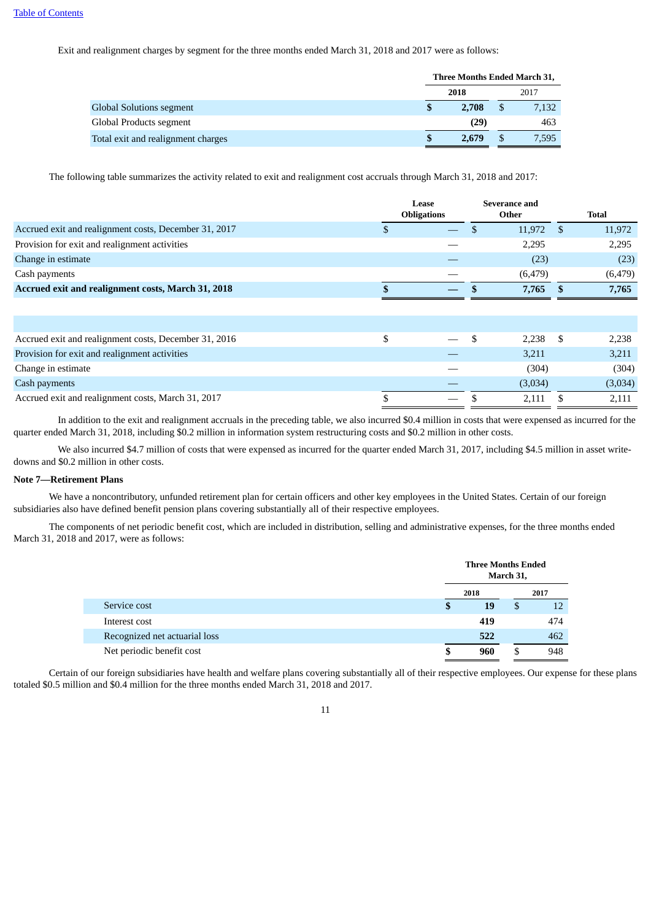Exit and realignment charges by segment for the three months ended March 31, 2018 and 2017 were as follows:

| | Three Months Ended March 31, | |
|---|---|---|
| | **2018** | 2017 |
| Global Solutions segment | **$ 2,708** | $ 7,132 |
| Global Products segment | **(29)** | 463 |
| Total exit and realignment charges | **$ 2,679** | $ 7,595 |

The following table summarizes the activity related to exit and realignment cost accruals through March 31, 2018 and 2017:

| | Lease Obligations | Severance and Other | Total |
|---|---|---|---|
| Accrued exit and realignment costs, December 31, 2017 | $ — | $ 11,972 | $ 11,972 |
| Provision for exit and realignment activities | — | 2,295 | 2,295 |
| Change in estimate | — | (23) | (23) |
| Cash payments | — | (6,479) | (6,479) |
| **Accrued exit and realignment costs, March 31, 2018** | **$ —** | **$ 7,765** | **$ 7,765** |
| | | | |
| Accrued exit and realignment costs, December 31, 2016 | $ — | $ 2,238 | $ 2,238 |
| Provision for exit and realignment activities | — | 3,211 | 3,211 |
| Change in estimate | — | (304) | (304) |
| Cash payments | — | (3,034) | (3,034) |
| Accrued exit and realignment costs, March 31, 2017 | $ — | $ 2,111 | $ 2,111 |

In addition to the exit and realignment accruals in the preceding table, we also incurred $0.4 million in costs that were expensed as incurred for the quarter ended March 31, 2018, including $0.2 million in information system restructuring costs and $0.2 million in other costs.

We also incurred $4.7 million of costs that were expensed as incurred for the quarter ended March 31, 2017, including $4.5 million in asset write-downs and $0.2 million in other costs.

**Note 7—Retirement Plans**

We have a noncontributory, unfunded retirement plan for certain officers and other key employees in the United States. Certain of our foreign subsidiaries also have defined benefit pension plans covering substantially all of their respective employees.

The components of net periodic benefit cost, which are included in distribution, selling and administrative expenses, for the three months ended March 31, 2018 and 2017, were as follows:

| | Three Months Ended March 31, | |
|---|---|---|
| | **2018** | **2017** |
| Service cost | **$ 19** | $ 12 |
| Interest cost | **419** | 474 |
| Recognized net actuarial loss | **522** | 462 |
| Net periodic benefit cost | **$ 960** | $ 948 |

Certain of our foreign subsidiaries have health and welfare plans covering substantially all of their respective employees. Our expense for these plans totaled $0.5 million and $0.4 million for the three months ended March 31, 2018 and 2017.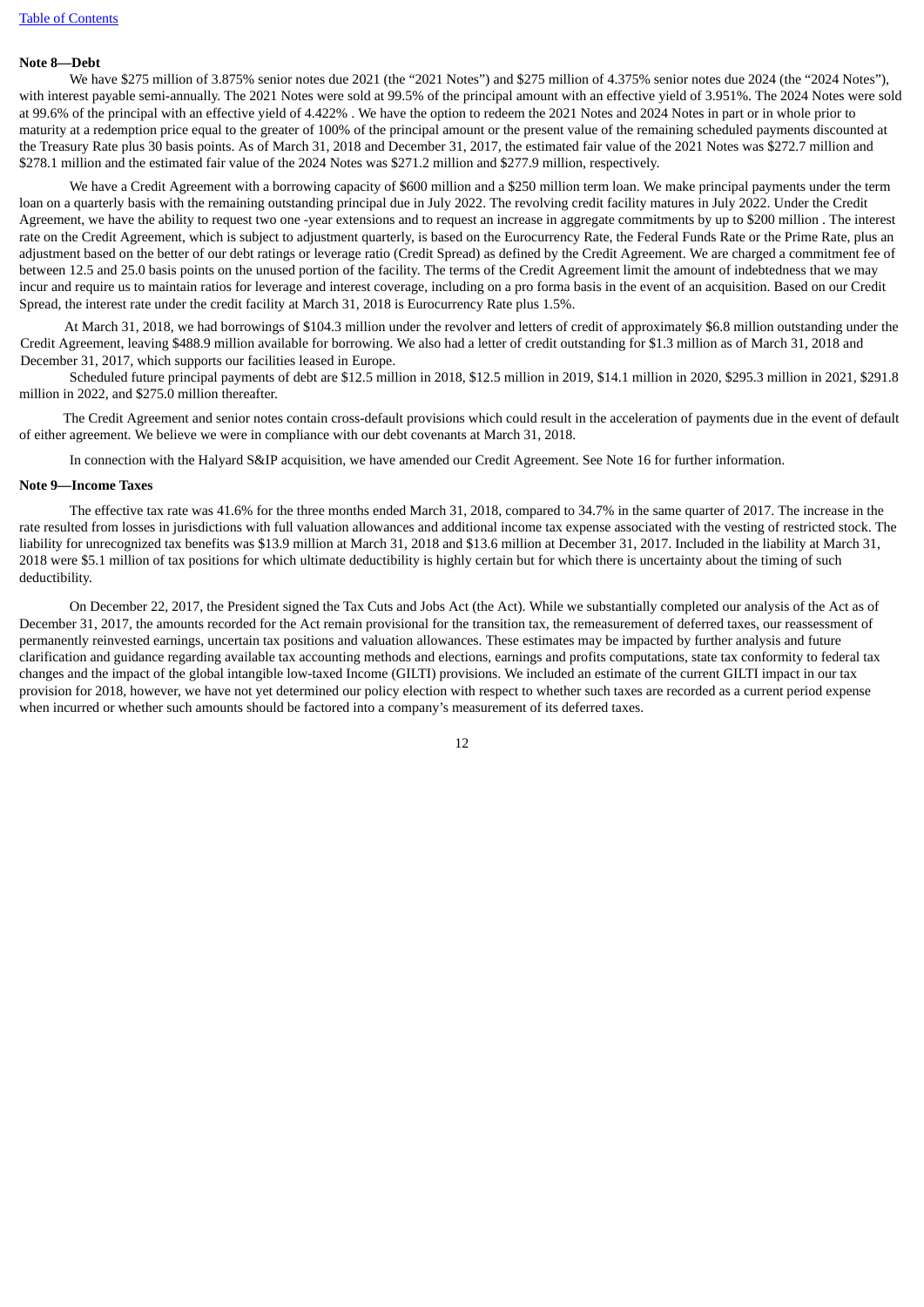**Note 8—Debt**

We have $275 million of 3.875% senior notes due 2021 (the "2021 Notes") and $275 million of 4.375% senior notes due 2024 (the "2024 Notes"), with interest payable semi-annually. The 2021 Notes were sold at 99.5% of the principal amount with an effective yield of 3.951%. The 2024 Notes were sold at 99.6% of the principal with an effective yield of 4.422% . We have the option to redeem the 2021 Notes and 2024 Notes in part or in whole prior to maturity at a redemption price equal to the greater of 100% of the principal amount or the present value of the remaining scheduled payments discounted at the Treasury Rate plus 30 basis points. As of March 31, 2018 and December 31, 2017, the estimated fair value of the 2021 Notes was $272.7 million and $278.1 million and the estimated fair value of the 2024 Notes was $271.2 million and $277.9 million, respectively.

We have a Credit Agreement with a borrowing capacity of $600 million and a $250 million term loan. We make principal payments under the term loan on a quarterly basis with the remaining outstanding principal due in July 2022. The revolving credit facility matures in July 2022. Under the Credit Agreement, we have the ability to request two one -year extensions and to request an increase in aggregate commitments by up to $200 million . The interest rate on the Credit Agreement, which is subject to adjustment quarterly, is based on the Eurocurrency Rate, the Federal Funds Rate or the Prime Rate, plus an adjustment based on the better of our debt ratings or leverage ratio (Credit Spread) as defined by the Credit Agreement. We are charged a commitment fee of between 12.5 and 25.0 basis points on the unused portion of the facility. The terms of the Credit Agreement limit the amount of indebtedness that we may incur and require us to maintain ratios for leverage and interest coverage, including on a pro forma basis in the event of an acquisition. Based on our Credit Spread, the interest rate under the credit facility at March 31, 2018 is Eurocurrency Rate plus 1.5%.

At March 31, 2018, we had borrowings of $104.3 million under the revolver and letters of credit of approximately $6.8 million outstanding under the Credit Agreement, leaving $488.9 million available for borrowing. We also had a letter of credit outstanding for $1.3 million as of March 31, 2018 and December 31, 2017, which supports our facilities leased in Europe.

Scheduled future principal payments of debt are $12.5 million in 2018, $12.5 million in 2019, $14.1 million in 2020, $295.3 million in 2021, $291.8 million in 2022, and $275.0 million thereafter.

The Credit Agreement and senior notes contain cross-default provisions which could result in the acceleration of payments due in the event of default of either agreement. We believe we were in compliance with our debt covenants at March 31, 2018.

In connection with the Halyard S&IP acquisition, we have amended our Credit Agreement. See Note 16 for further information.

**Note 9—Income Taxes**

The effective tax rate was 41.6% for the three months ended March 31, 2018, compared to 34.7% in the same quarter of 2017. The increase in the rate resulted from losses in jurisdictions with full valuation allowances and additional income tax expense associated with the vesting of restricted stock. The liability for unrecognized tax benefits was $13.9 million at March 31, 2018 and $13.6 million at December 31, 2017. Included in the liability at March 31, 2018 were $5.1 million of tax positions for which ultimate deductibility is highly certain but for which there is uncertainty about the timing of such deductibility.

On December 22, 2017, the President signed the Tax Cuts and Jobs Act (the Act). While we substantially completed our analysis of the Act as of December 31, 2017, the amounts recorded for the Act remain provisional for the transition tax, the remeasurement of deferred taxes, our reassessment of permanently reinvested earnings, uncertain tax positions and valuation allowances. These estimates may be impacted by further analysis and future clarification and guidance regarding available tax accounting methods and elections, earnings and profits computations, state tax conformity to federal tax changes and the impact of the global intangible low-taxed Income (GILTI) provisions. We included an estimate of the current GILTI impact in our tax provision for 2018, however, we have not yet determined our policy election with respect to whether such taxes are recorded as a current period expense when incurred or whether such amounts should be factored into a company's measurement of its deferred taxes.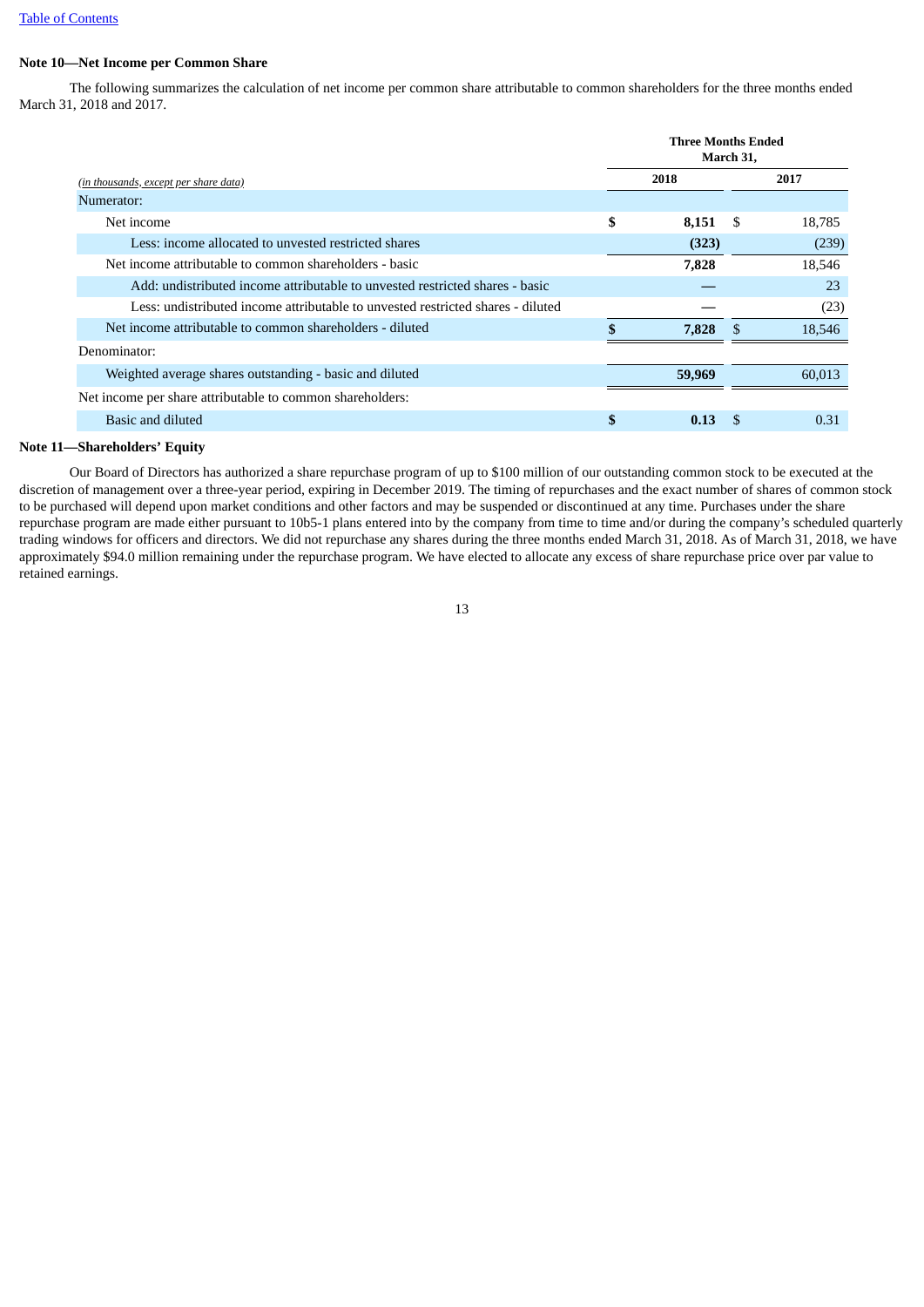### Note 10—Net Income per Common Share

The following summarizes the calculation of net income per common share attributable to common shareholders for the three months ended March 31, 2018 and 2017.

| *(in thousands, except per share data)* | Three Months Ended March 31, 2018 | Three Months Ended March 31, 2017 |
|---|---|---|
| Numerator: | | |
| Net income | **$ 8,151** | $ 18,785 |
| Less: income allocated to unvested restricted shares | **(323)** | (239) |
| Net income attributable to common shareholders - basic | **7,828** | 18,546 |
| Add: undistributed income attributable to unvested restricted shares - basic | **—** | 23 |
| Less: undistributed income attributable to unvested restricted shares - diluted | **—** | (23) |
| Net income attributable to common shareholders - diluted | **$ 7,828** | $ 18,546 |
| Denominator: | | |
| Weighted average shares outstanding - basic and diluted | **59,969** | 60,013 |
| Net income per share attributable to common shareholders: | | |
| Basic and diluted | **$ 0.13** | $ 0.31 |

### Note 11—Shareholders' Equity

Our Board of Directors has authorized a share repurchase program of up to $100 million of our outstanding common stock to be executed at the discretion of management over a three-year period, expiring in December 2019. The timing of repurchases and the exact number of shares of common stock to be purchased will depend upon market conditions and other factors and may be suspended or discontinued at any time. Purchases under the share repurchase program are made either pursuant to 10b5-1 plans entered into by the company from time to time and/or during the company's scheduled quarterly trading windows for officers and directors. We did not repurchase any shares during the three months ended March 31, 2018. As of March 31, 2018, we have approximately $94.0 million remaining under the repurchase program. We have elected to allocate any excess of share repurchase price over par value to retained earnings.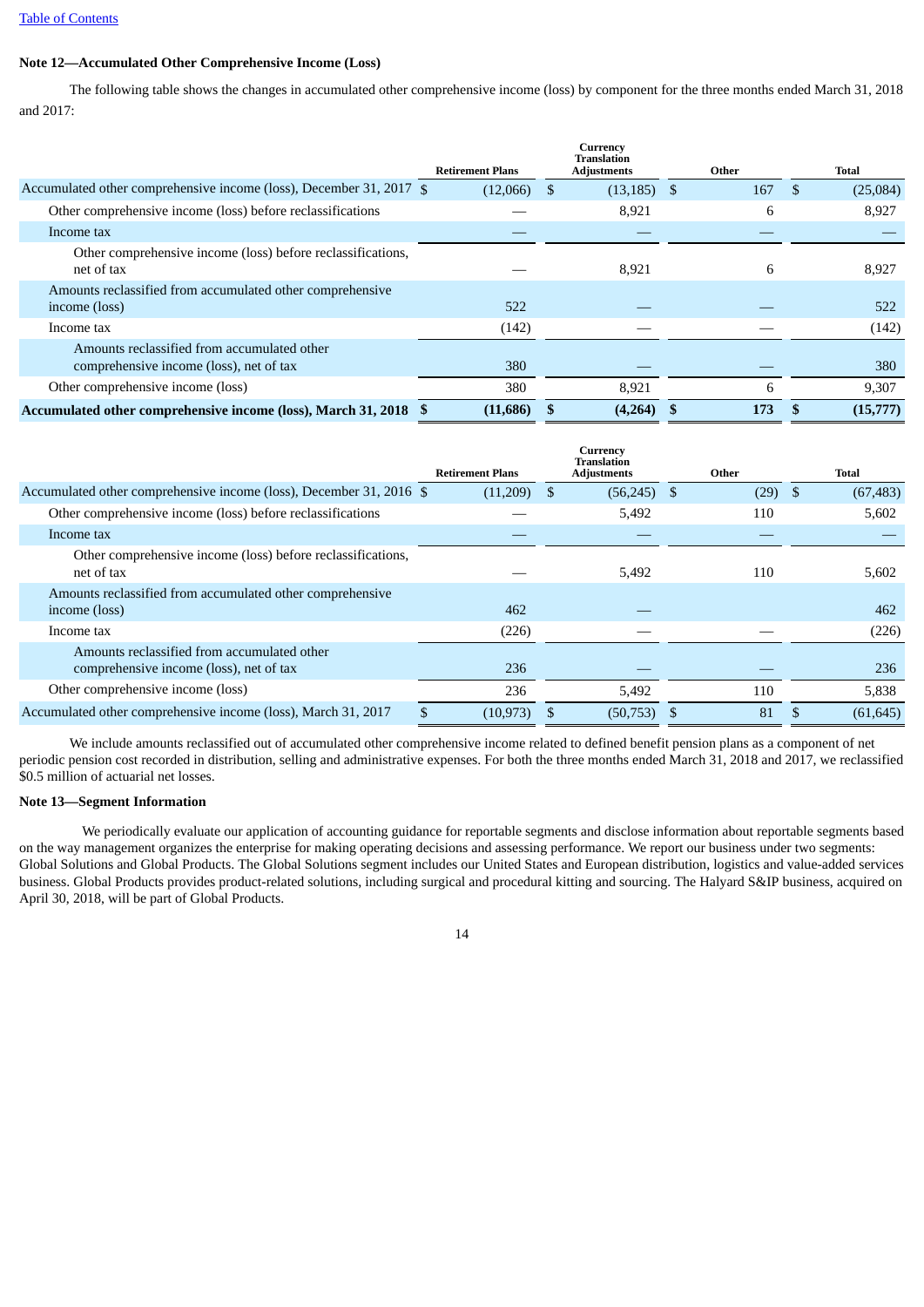## Note 12—Accumulated Other Comprehensive Income (Loss)

The following table shows the changes in accumulated other comprehensive income (loss) by component for the three months ended March 31, 2018 and 2017:

| | Retirement Plans | Currency Translation Adjustments | Other | Total |
|---|---|---|---|---|
| Accumulated other comprehensive income (loss), December 31, 2017 | $ (12,066) | $ (13,185) | $ 167 | $ (25,084) |
| Other comprehensive income (loss) before reclassifications | — | 8,921 | 6 | 8,927 |
| Income tax | — | — | — | — |
| Other comprehensive income (loss) before reclassifications, net of tax | — | 8,921 | 6 | 8,927 |
| Amounts reclassified from accumulated other comprehensive income (loss) | 522 | — | — | 522 |
| Income tax | (142) | — | — | (142) |
| Amounts reclassified from accumulated other comprehensive income (loss), net of tax | 380 | — | — | 380 |
| Other comprehensive income (loss) | 380 | 8,921 | 6 | 9,307 |
| **Accumulated other comprehensive income (loss), March 31, 2018** | **$ (11,686)** | **$ (4,264)** | **$ 173** | **$ (15,777)** |

| | Retirement Plans | Currency Translation Adjustments | Other | Total |
|---|---|---|---|---|
| Accumulated other comprehensive income (loss), December 31, 2016 | $ (11,209) | $ (56,245) | $ (29) | $ (67,483) |
| Other comprehensive income (loss) before reclassifications | — | 5,492 | 110 | 5,602 |
| Income tax | — | — | — | — |
| Other comprehensive income (loss) before reclassifications, net of tax | — | 5,492 | 110 | 5,602 |
| Amounts reclassified from accumulated other comprehensive income (loss) | 462 | — | | 462 |
| Income tax | (226) | — | — | (226) |
| Amounts reclassified from accumulated other comprehensive income (loss), net of tax | 236 | — | — | 236 |
| Other comprehensive income (loss) | 236 | 5,492 | 110 | 5,838 |
| Accumulated other comprehensive income (loss), March 31, 2017 | $ (10,973) | $ (50,753) | $ 81 | $ (61,645) |

We include amounts reclassified out of accumulated other comprehensive income related to defined benefit pension plans as a component of net periodic pension cost recorded in distribution, selling and administrative expenses. For both the three months ended March 31, 2018 and 2017, we reclassified $0.5 million of actuarial net losses.

## Note 13—Segment Information

We periodically evaluate our application of accounting guidance for reportable segments and disclose information about reportable segments based on the way management organizes the enterprise for making operating decisions and assessing performance. We report our business under two segments: Global Solutions and Global Products. The Global Solutions segment includes our United States and European distribution, logistics and value-added services business. Global Products provides product-related solutions, including surgical and procedural kitting and sourcing. The Halyard S&IP business, acquired on April 30, 2018, will be part of Global Products.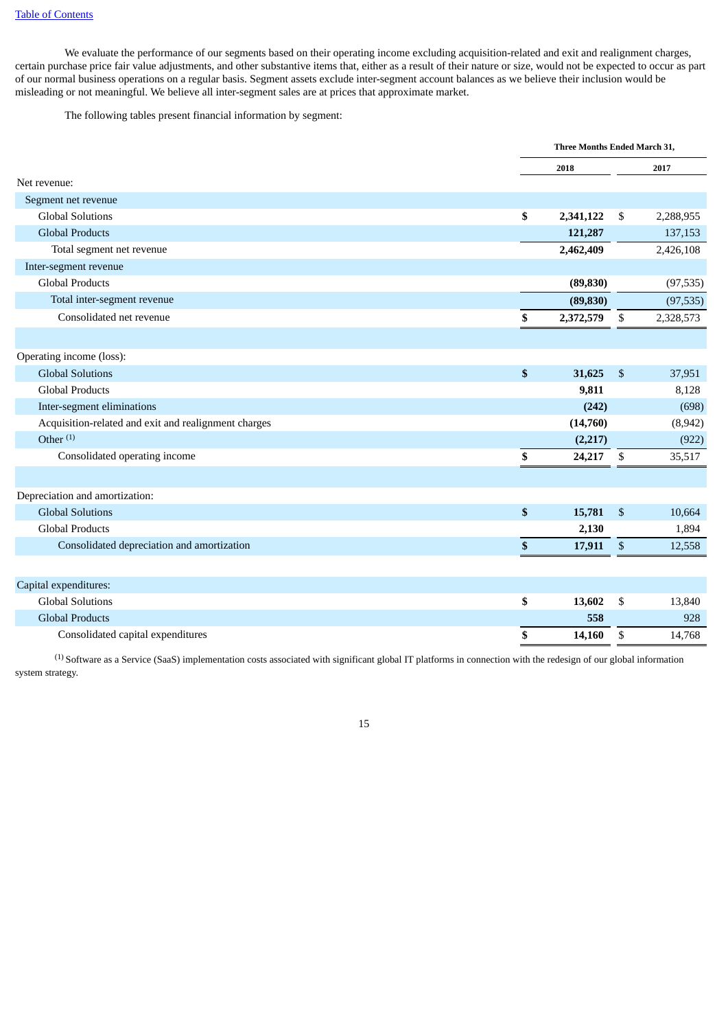We evaluate the performance of our segments based on their operating income excluding acquisition-related and exit and realignment charges, certain purchase price fair value adjustments, and other substantive items that, either as a result of their nature or size, would not be expected to occur as part of our normal business operations on a regular basis. Segment assets exclude inter-segment account balances as we believe their inclusion would be misleading or not meaningful. We believe all inter-segment sales are at prices that approximate market.

The following tables present financial information by segment:

| | Three Months Ended March 31, | |
|---|---|---|
| | **2018** | **2017** |
| Net revenue: | | |
| Segment net revenue | | |
| Global Solutions | **$ 2,341,122** | $ 2,288,955 |
| Global Products | **121,287** | 137,153 |
| Total segment net revenue | **2,462,409** | 2,426,108 |
| Inter-segment revenue | | |
| Global Products | **(89,830)** | (97,535) |
| Total inter-segment revenue | **(89,830)** | (97,535) |
| Consolidated net revenue | **$ 2,372,579** | $ 2,328,573 |
| | | |
| Operating income (loss): | | |
| Global Solutions | **$ 31,625** | $ 37,951 |
| Global Products | **9,811** | 8,128 |
| Inter-segment eliminations | **(242)** | (698) |
| Acquisition-related and exit and realignment charges | **(14,760)** | (8,942) |
| Other [(1)] | **(2,217)** | (922) |
| Consolidated operating income | **$ 24,217** | $ 35,517 |
| | | |
| Depreciation and amortization: | | |
| Global Solutions | **$ 15,781** | $ 10,664 |
| Global Products | **2,130** | 1,894 |
| Consolidated depreciation and amortization | **$ 17,911** | $ 12,558 |
| | | |
| Capital expenditures: | | |
| Global Solutions | **$ 13,602** | $ 13,840 |
| Global Products | **558** | 928 |
| Consolidated capital expenditures | **$ 14,160** | $ 14,768 |

[(1)] Software as a Service (SaaS) implementation costs associated with significant global IT platforms in connection with the redesign of our global information system strategy.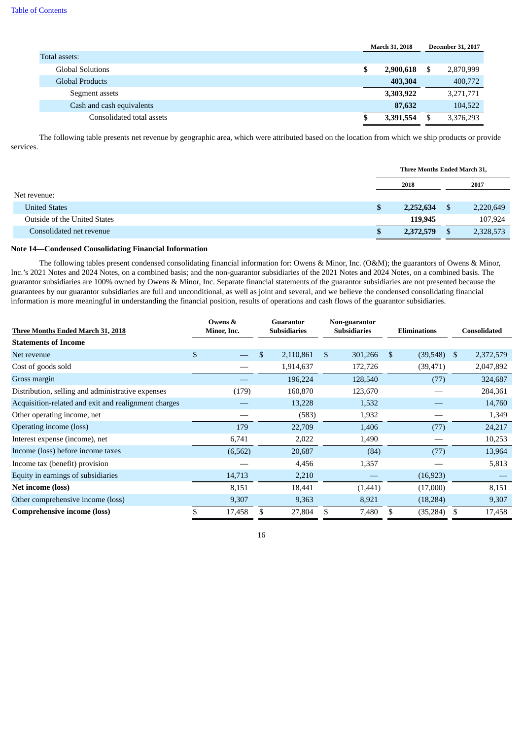|  | March 31, 2018 | December 31, 2017 |
|---|---|---|
| Total assets: |  |  |
| Global Solutions | $ 2,900,618 | $ 2,870,999 |
| Global Products | 403,304 | 400,772 |
| Segment assets | 3,303,922 | 3,271,771 |
| Cash and cash equivalents | 87,632 | 104,522 |
| Consolidated total assets | $ 3,391,554 | $ 3,376,293 |

The following table presents net revenue by geographic area, which were attributed based on the location from which we ship products or provide services.

|  | Three Months Ended March 31, |  |
|---|---|---|
|  | 2018 | 2017 |
| Net revenue: |  |  |
| United States | $ 2,252,634 | $ 2,220,649 |
| Outside of the United States | 119,945 | 107,924 |
| Consolidated net revenue | $ 2,372,579 | $ 2,328,573 |

**Note 14—Condensed Consolidating Financial Information**

The following tables present condensed consolidating financial information for: Owens & Minor, Inc. (O&M); the guarantors of Owens & Minor, Inc.'s 2021 Notes and 2024 Notes, on a combined basis; and the non-guarantor subsidiaries of the 2021 Notes and 2024 Notes, on a combined basis. The guarantor subsidiaries are 100% owned by Owens & Minor, Inc. Separate financial statements of the guarantor subsidiaries are not presented because the guarantees by our guarantor subsidiaries are full and unconditional, as well as joint and several, and we believe the condensed consolidating financial information is more meaningful in understanding the financial position, results of operations and cash flows of the guarantor subsidiaries.

| Three Months Ended March 31, 2018 | Owens & Minor, Inc. | Guarantor Subsidiaries | Non-guarantor Subsidiaries | Eliminations | Consolidated |
|---|---|---|---|---|---|
| **Statements of Income** |  |  |  |  |  |
| Net revenue | $ — | $ 2,110,861 | $ 301,266 | $ (39,548) | $ 2,372,579 |
| Cost of goods sold | — | 1,914,637 | 172,726 | (39,471) | 2,047,892 |
| Gross margin | — | 196,224 | 128,540 | (77) | 324,687 |
| Distribution, selling and administrative expenses | (179) | 160,870 | 123,670 | — | 284,361 |
| Acquisition-related and exit and realignment charges | — | 13,228 | 1,532 | — | 14,760 |
| Other operating income, net | — | (583) | 1,932 | — | 1,349 |
| Operating income (loss) | 179 | 22,709 | 1,406 | (77) | 24,217 |
| Interest expense (income), net | 6,741 | 2,022 | 1,490 | — | 10,253 |
| Income (loss) before income taxes | (6,562) | 20,687 | (84) | (77) | 13,964 |
| Income tax (benefit) provision | — | 4,456 | 1,357 | — | 5,813 |
| Equity in earnings of subsidiaries | 14,713 | 2,210 | — | (16,923) | — |
| **Net income (loss)** | 8,151 | 18,441 | (1,441) | (17,000) | 8,151 |
| Other comprehensive income (loss) | 9,307 | 9,363 | 8,921 | (18,284) | 9,307 |
| **Comprehensive income (loss)** | $ 17,458 | $ 27,804 | $ 7,480 | $ (35,284) | $ 17,458 |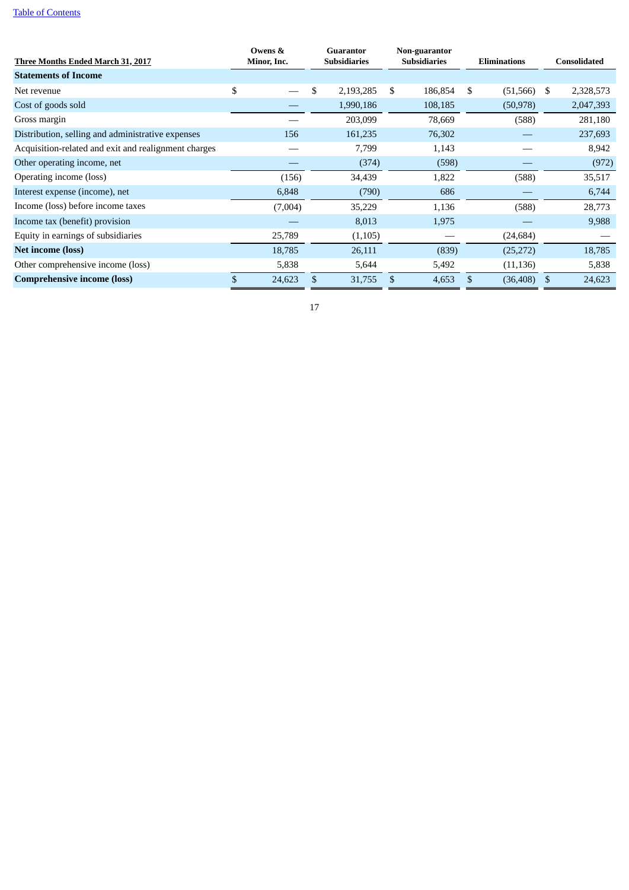| Three Months Ended March 31, 2017 | Owens & Minor, Inc. | Guarantor Subsidiaries | Non-guarantor Subsidiaries | Eliminations | Consolidated |
|---|---|---|---|---|---|
| **Statements of Income** | | | | | |
| Net revenue | $ — | $ 2,193,285 | $ 186,854 | $ (51,566) | $ 2,328,573 |
| Cost of goods sold | — | 1,990,186 | 108,185 | (50,978) | 2,047,393 |
| Gross margin | — | 203,099 | 78,669 | (588) | 281,180 |
| Distribution, selling and administrative expenses | 156 | 161,235 | 76,302 | — | 237,693 |
| Acquisition-related and exit and realignment charges | — | 7,799 | 1,143 | — | 8,942 |
| Other operating income, net | — | (374) | (598) | — | (972) |
| Operating income (loss) | (156) | 34,439 | 1,822 | (588) | 35,517 |
| Interest expense (income), net | 6,848 | (790) | 686 | — | 6,744 |
| Income (loss) before income taxes | (7,004) | 35,229 | 1,136 | (588) | 28,773 |
| Income tax (benefit) provision | — | 8,013 | 1,975 | — | 9,988 |
| Equity in earnings of subsidiaries | 25,789 | (1,105) | — | (24,684) | — |
| **Net income (loss)** | 18,785 | 26,111 | (839) | (25,272) | 18,785 |
| Other comprehensive income (loss) | 5,838 | 5,644 | 5,492 | (11,136) | 5,838 |
| **Comprehensive income (loss)** | $ 24,623 | $ 31,755 | $ 4,653 | $ (36,408) | $ 24,623 |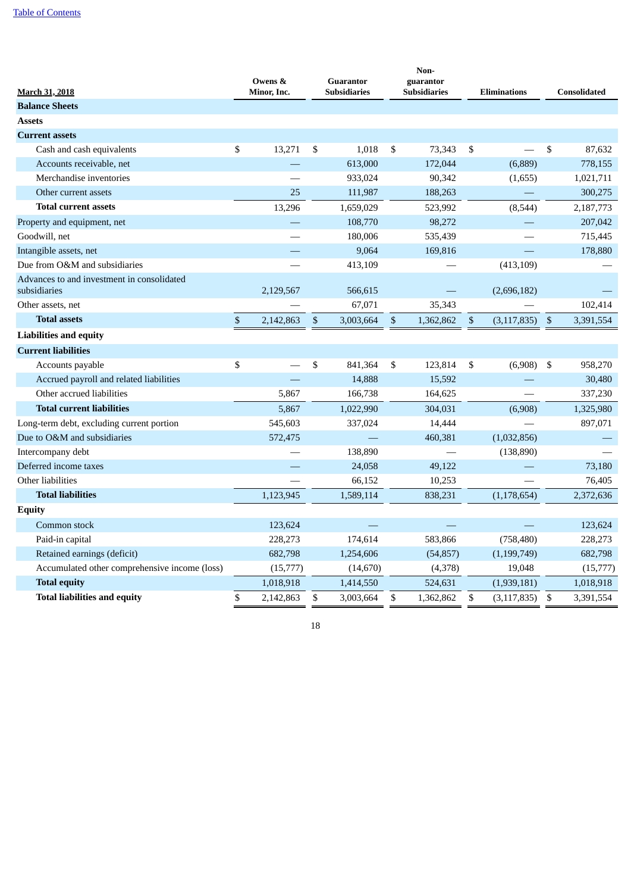[Table of Contents](#)

| March 31, 2018 | Owens & Minor, Inc. | Guarantor Subsidiaries | Non-guarantor Subsidiaries | Eliminations | Consolidated |
|---|---|---|---|---|---|
| **Balance Sheets** | | | | | |
| **Assets** | | | | | |
| **Current assets** | | | | | |
| Cash and cash equivalents | $ 13,271 | $ 1,018 | $ 73,343 | $ — | $ 87,632 |
| Accounts receivable, net | — | 613,000 | 172,044 | (6,889) | 778,155 |
| Merchandise inventories | — | 933,024 | 90,342 | (1,655) | 1,021,711 |
| Other current assets | 25 | 111,987 | 188,263 | — | 300,275 |
| **Total current assets** | 13,296 | 1,659,029 | 523,992 | (8,544) | 2,187,773 |
| Property and equipment, net | — | 108,770 | 98,272 | — | 207,042 |
| Goodwill, net | — | 180,006 | 535,439 | — | 715,445 |
| Intangible assets, net | — | 9,064 | 169,816 | — | 178,880 |
| Due from O&M and subsidiaries | — | 413,109 | — | (413,109) | — |
| Advances to and investment in consolidated subsidiaries | 2,129,567 | 566,615 | — | (2,696,182) | — |
| Other assets, net | — | 67,071 | 35,343 | — | 102,414 |
| **Total assets** | $ 2,142,863 | $ 3,003,664 | $ 1,362,862 | $ (3,117,835) | $ 3,391,554 |
| **Liabilities and equity** | | | | | |
| **Current liabilities** | | | | | |
| Accounts payable | $ — | $ 841,364 | $ 123,814 | $ (6,908) | $ 958,270 |
| Accrued payroll and related liabilities | — | 14,888 | 15,592 | — | 30,480 |
| Other accrued liabilities | 5,867 | 166,738 | 164,625 | — | 337,230 |
| **Total current liabilities** | 5,867 | 1,022,990 | 304,031 | (6,908) | 1,325,980 |
| Long-term debt, excluding current portion | 545,603 | 337,024 | 14,444 | — | 897,071 |
| Due to O&M and subsidiaries | 572,475 | — | 460,381 | (1,032,856) | — |
| Intercompany debt | — | 138,890 | — | (138,890) | — |
| Deferred income taxes | — | 24,058 | 49,122 | — | 73,180 |
| Other liabilities | — | 66,152 | 10,253 | — | 76,405 |
| **Total liabilities** | 1,123,945 | 1,589,114 | 838,231 | (1,178,654) | 2,372,636 |
| **Equity** | | | | | |
| Common stock | 123,624 | — | — | — | 123,624 |
| Paid-in capital | 228,273 | 174,614 | 583,866 | (758,480) | 228,273 |
| Retained earnings (deficit) | 682,798 | 1,254,606 | (54,857) | (1,199,749) | 682,798 |
| Accumulated other comprehensive income (loss) | (15,777) | (14,670) | (4,378) | 19,048 | (15,777) |
| **Total equity** | 1,018,918 | 1,414,550 | 524,631 | (1,939,181) | 1,018,918 |
| **Total liabilities and equity** | $ 2,142,863 | $ 3,003,664 | $ 1,362,862 | $ (3,117,835) | $ 3,391,554 |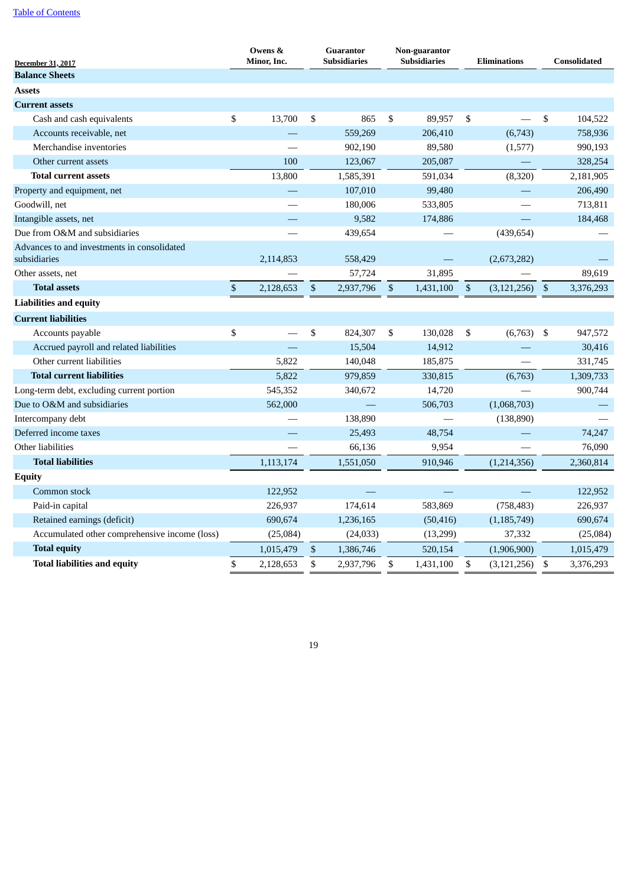[Table of Contents](#)

| December 31, 2017 | Owens & Minor, Inc. | Guarantor Subsidiaries | Non-guarantor Subsidiaries | Eliminations | Consolidated |
|---|---|---|---|---|---|
| **Balance Sheets** | | | | | |
| **Assets** | | | | | |
| **Current assets** | | | | | |
| Cash and cash equivalents | $ 13,700 | $ 865 | $ 89,957 | $ — | $ 104,522 |
| Accounts receivable, net | — | 559,269 | 206,410 | (6,743) | 758,936 |
| Merchandise inventories | — | 902,190 | 89,580 | (1,577) | 990,193 |
| Other current assets | 100 | 123,067 | 205,087 | — | 328,254 |
| **Total current assets** | 13,800 | 1,585,391 | 591,034 | (8,320) | 2,181,905 |
| Property and equipment, net | — | 107,010 | 99,480 | — | 206,490 |
| Goodwill, net | — | 180,006 | 533,805 | — | 713,811 |
| Intangible assets, net | — | 9,582 | 174,886 | — | 184,468 |
| Due from O&M and subsidiaries | — | 439,654 | — | (439,654) | — |
| Advances to and investments in consolidated subsidiaries | 2,114,853 | 558,429 | — | (2,673,282) | — |
| Other assets, net | — | 57,724 | 31,895 | — | 89,619 |
| **Total assets** | $ 2,128,653 | $ 2,937,796 | $ 1,431,100 | $ (3,121,256) | $ 3,376,293 |
| **Liabilities and equity** | | | | | |
| **Current liabilities** | | | | | |
| Accounts payable | $ — | $ 824,307 | $ 130,028 | $ (6,763) | $ 947,572 |
| Accrued payroll and related liabilities | — | 15,504 | 14,912 | — | 30,416 |
| Other current liabilities | 5,822 | 140,048 | 185,875 | — | 331,745 |
| **Total current liabilities** | 5,822 | 979,859 | 330,815 | (6,763) | 1,309,733 |
| Long-term debt, excluding current portion | 545,352 | 340,672 | 14,720 | — | 900,744 |
| Due to O&M and subsidiaries | 562,000 | — | 506,703 | (1,068,703) | — |
| Intercompany debt | — | 138,890 | — | (138,890) | — |
| Deferred income taxes | — | 25,493 | 48,754 | — | 74,247 |
| Other liabilities | — | 66,136 | 9,954 | — | 76,090 |
| **Total liabilities** | 1,113,174 | 1,551,050 | 910,946 | (1,214,356) | 2,360,814 |
| **Equity** | | | | | |
| Common stock | 122,952 | — | — | — | 122,952 |
| Paid-in capital | 226,937 | 174,614 | 583,869 | (758,483) | 226,937 |
| Retained earnings (deficit) | 690,674 | 1,236,165 | (50,416) | (1,185,749) | 690,674 |
| Accumulated other comprehensive income (loss) | (25,084) | (24,033) | (13,299) | 37,332 | (25,084) |
| **Total equity** | 1,015,479 | $ 1,386,746 | 520,154 | (1,906,900) | 1,015,479 |
| **Total liabilities and equity** | $ 2,128,653 | $ 2,937,796 | $ 1,431,100 | $ (3,121,256) | $ 3,376,293 |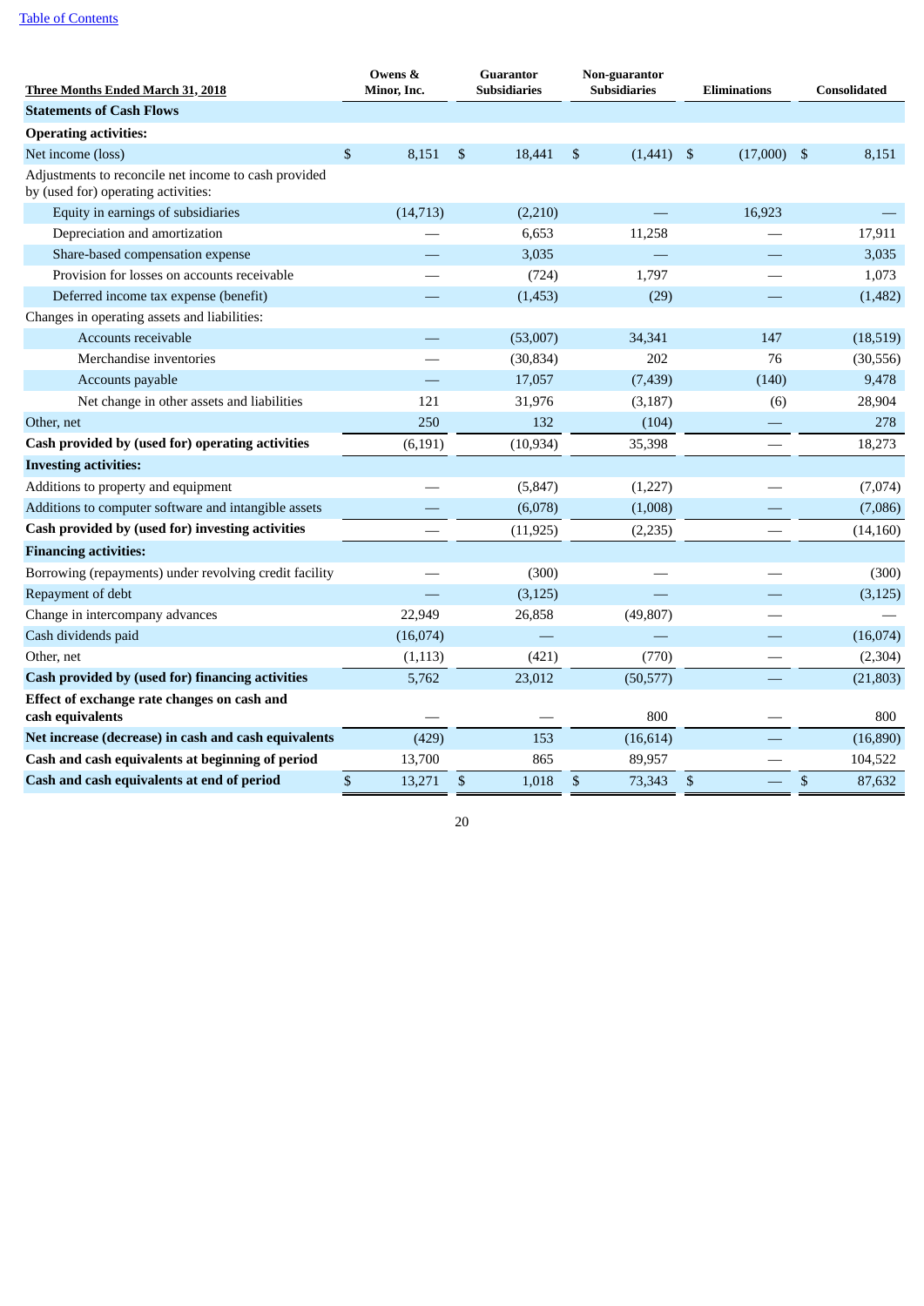| Three Months Ended March 31, 2018 | Owens & Minor, Inc. | Guarantor Subsidiaries | Non-guarantor Subsidiaries | Eliminations | Consolidated |
|---|---|---|---|---|---|
| **Statements of Cash Flows** | | | | | |
| **Operating activities:** | | | | | |
| Net income (loss) | $ 8,151 | $ 18,441 | $ (1,441) | $ (17,000) | $ 8,151 |
| Adjustments to reconcile net income to cash provided by (used for) operating activities: | | | | | |
| Equity in earnings of subsidiaries | (14,713) | (2,210) | — | 16,923 | — |
| Depreciation and amortization | — | 6,653 | 11,258 | — | 17,911 |
| Share-based compensation expense | — | 3,035 | — | — | 3,035 |
| Provision for losses on accounts receivable | — | (724) | 1,797 | — | 1,073 |
| Deferred income tax expense (benefit) | — | (1,453) | (29) | — | (1,482) |
| Changes in operating assets and liabilities: | | | | | |
| Accounts receivable | — | (53,007) | 34,341 | 147 | (18,519) |
| Merchandise inventories | — | (30,834) | 202 | 76 | (30,556) |
| Accounts payable | — | 17,057 | (7,439) | (140) | 9,478 |
| Net change in other assets and liabilities | 121 | 31,976 | (3,187) | (6) | 28,904 |
| Other, net | 250 | 132 | (104) | — | 278 |
| **Cash provided by (used for) operating activities** | (6,191) | (10,934) | 35,398 | — | 18,273 |
| **Investing activities:** | | | | | |
| Additions to property and equipment | — | (5,847) | (1,227) | — | (7,074) |
| Additions to computer software and intangible assets | — | (6,078) | (1,008) | — | (7,086) |
| **Cash provided by (used for) investing activities** | — | (11,925) | (2,235) | — | (14,160) |
| **Financing activities:** | | | | | |
| Borrowing (repayments) under revolving credit facility | — | (300) | — | — | (300) |
| Repayment of debt | — | (3,125) | — | — | (3,125) |
| Change in intercompany advances | 22,949 | 26,858 | (49,807) | — | — |
| Cash dividends paid | (16,074) | — | — | — | (16,074) |
| Other, net | (1,113) | (421) | (770) | — | (2,304) |
| **Cash provided by (used for) financing activities** | 5,762 | 23,012 | (50,577) | — | (21,803) |
| **Effect of exchange rate changes on cash and cash equivalents** | — | — | 800 | — | 800 |
| **Net increase (decrease) in cash and cash equivalents** | (429) | 153 | (16,614) | — | (16,890) |
| **Cash and cash equivalents at beginning of period** | 13,700 | 865 | 89,957 | — | 104,522 |
| **Cash and cash equivalents at end of period** | $ 13,271 | $ 1,018 | $ 73,343 | $ — | $ 87,632 |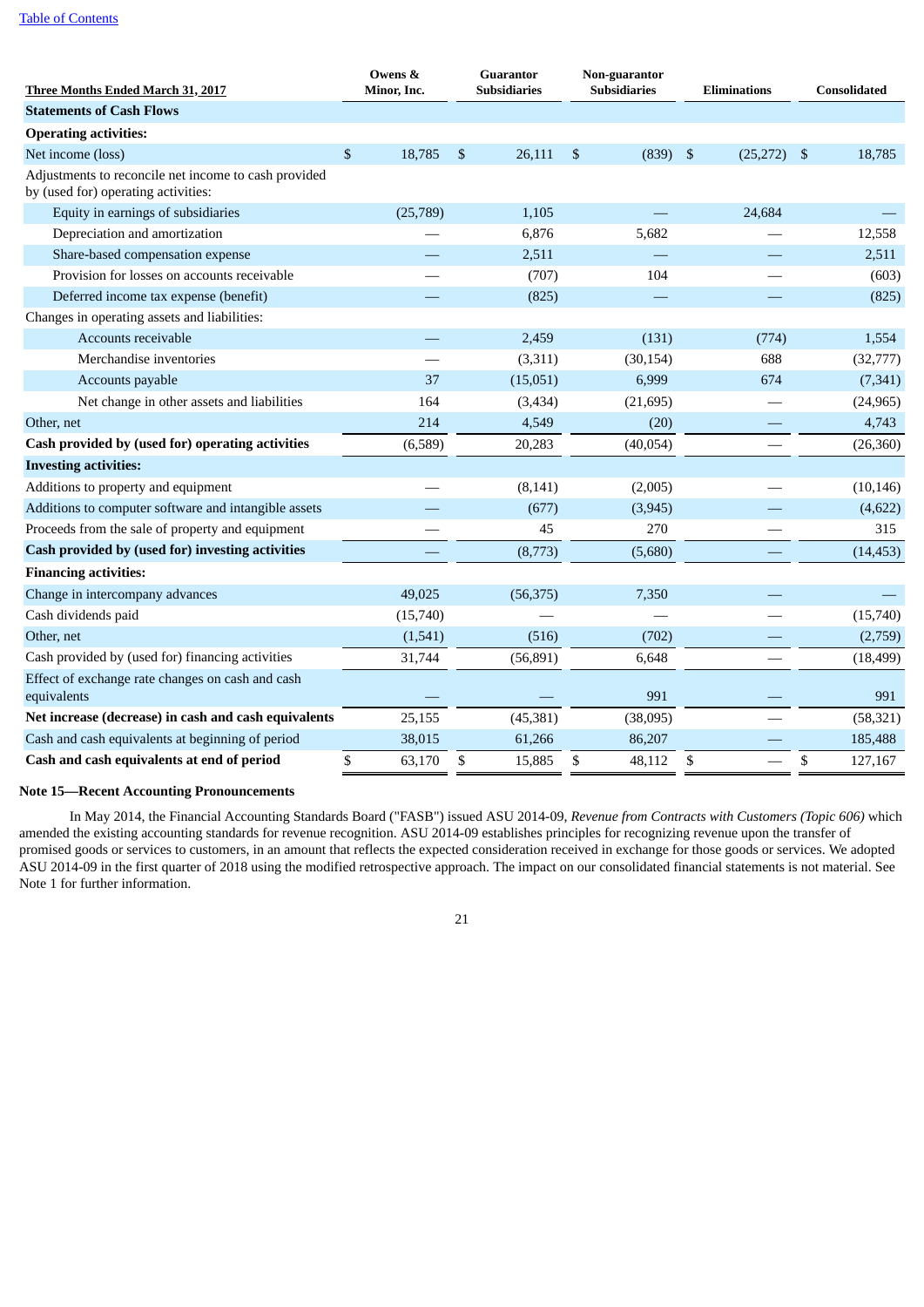| Three Months Ended March 31, 2017 | Owens & Minor, Inc. | Guarantor Subsidiaries | Non-guarantor Subsidiaries | Eliminations | Consolidated |
|---|---|---|---|---|---|
| **Statements of Cash Flows** | | | | | |
| **Operating activities:** | | | | | |
| Net income (loss) | $ 18,785 | $ 26,111 | $ (839) | $ (25,272) | $ 18,785 |
| Adjustments to reconcile net income to cash provided by (used for) operating activities: | | | | | |
| Equity in earnings of subsidiaries | (25,789) | 1,105 | — | 24,684 | — |
| Depreciation and amortization | — | 6,876 | 5,682 | — | 12,558 |
| Share-based compensation expense | — | 2,511 | — | — | 2,511 |
| Provision for losses on accounts receivable | — | (707) | 104 | — | (603) |
| Deferred income tax expense (benefit) | — | (825) | — | — | (825) |
| Changes in operating assets and liabilities: | | | | | |
| Accounts receivable | — | 2,459 | (131) | (774) | 1,554 |
| Merchandise inventories | — | (3,311) | (30,154) | 688 | (32,777) |
| Accounts payable | 37 | (15,051) | 6,999 | 674 | (7,341) |
| Net change in other assets and liabilities | 164 | (3,434) | (21,695) | — | (24,965) |
| Other, net | 214 | 4,549 | (20) | — | 4,743 |
| **Cash provided by (used for) operating activities** | (6,589) | 20,283 | (40,054) | — | (26,360) |
| **Investing activities:** | | | | | |
| Additions to property and equipment | — | (8,141) | (2,005) | — | (10,146) |
| Additions to computer software and intangible assets | — | (677) | (3,945) | — | (4,622) |
| Proceeds from the sale of property and equipment | — | 45 | 270 | — | 315 |
| **Cash provided by (used for) investing activities** | — | (8,773) | (5,680) | — | (14,453) |
| **Financing activities:** | | | | | |
| Change in intercompany advances | 49,025 | (56,375) | 7,350 | — | — |
| Cash dividends paid | (15,740) | — | — | — | (15,740) |
| Other, net | (1,541) | (516) | (702) | — | (2,759) |
| Cash provided by (used for) financing activities | 31,744 | (56,891) | 6,648 | — | (18,499) |
| Effect of exchange rate changes on cash and cash equivalents | — | — | 991 | — | 991 |
| **Net increase (decrease) in cash and cash equivalents** | 25,155 | (45,381) | (38,095) | — | (58,321) |
| Cash and cash equivalents at beginning of period | 38,015 | 61,266 | 86,207 | — | 185,488 |
| **Cash and cash equivalents at end of period** | $ 63,170 | $ 15,885 | $ 48,112 | $ — | $ 127,167 |

**Note 15—Recent Accounting Pronouncements**

In May 2014, the Financial Accounting Standards Board ("FASB") issued ASU 2014-09, *Revenue from Contracts with Customers (Topic 606)* which amended the existing accounting standards for revenue recognition. ASU 2014-09 establishes principles for recognizing revenue upon the transfer of promised goods or services to customers, in an amount that reflects the expected consideration received in exchange for those goods or services. We adopted ASU 2014-09 in the first quarter of 2018 using the modified retrospective approach. The impact on our consolidated financial statements is not material. See Note 1 for further information.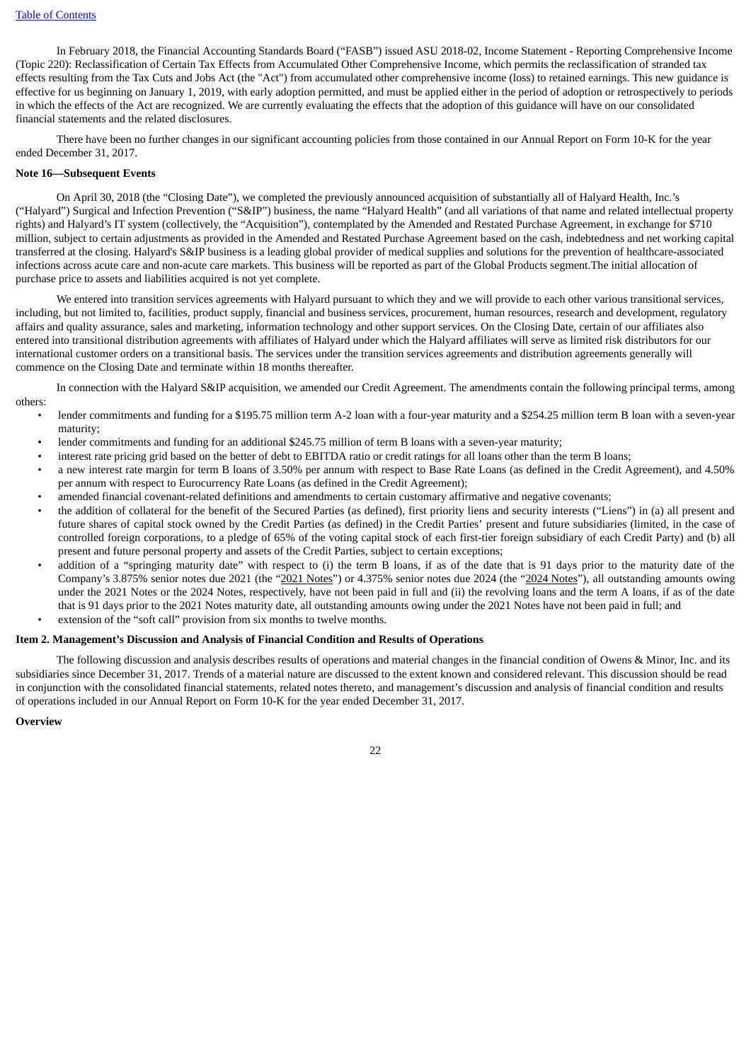In February 2018, the Financial Accounting Standards Board ("FASB") issued ASU 2018-02, Income Statement - Reporting Comprehensive Income (Topic 220): Reclassification of Certain Tax Effects from Accumulated Other Comprehensive Income, which permits the reclassification of stranded tax effects resulting from the Tax Cuts and Jobs Act (the "Act") from accumulated other comprehensive income (loss) to retained earnings. This new guidance is effective for us beginning on January 1, 2019, with early adoption permitted, and must be applied either in the period of adoption or retrospectively to periods in which the effects of the Act are recognized. We are currently evaluating the effects that the adoption of this guidance will have on our consolidated financial statements and the related disclosures.

There have been no further changes in our significant accounting policies from those contained in our Annual Report on Form 10-K for the year ended December 31, 2017.

**Note 16—Subsequent Events**

On April 30, 2018 (the "Closing Date"), we completed the previously announced acquisition of substantially all of Halyard Health, Inc.'s ("Halyard") Surgical and Infection Prevention ("S&IP") business, the name "Halyard Health" (and all variations of that name and related intellectual property rights) and Halyard's IT system (collectively, the "Acquisition"), contemplated by the Amended and Restated Purchase Agreement, in exchange for $710 million, subject to certain adjustments as provided in the Amended and Restated Purchase Agreement based on the cash, indebtedness and net working capital transferred at the closing. Halyard's S&IP business is a leading global provider of medical supplies and solutions for the prevention of healthcare-associated infections across acute care and non-acute care markets. This business will be reported as part of the Global Products segment.The initial allocation of purchase price to assets and liabilities acquired is not yet complete.

We entered into transition services agreements with Halyard pursuant to which they and we will provide to each other various transitional services, including, but not limited to, facilities, product supply, financial and business services, procurement, human resources, research and development, regulatory affairs and quality assurance, sales and marketing, information technology and other support services. On the Closing Date, certain of our affiliates also entered into transitional distribution agreements with affiliates of Halyard under which the Halyard affiliates will serve as limited risk distributors for our international customer orders on a transitional basis. The services under the transition services agreements and distribution agreements generally will commence on the Closing Date and terminate within 18 months thereafter.

In connection with the Halyard S&IP acquisition, we amended our Credit Agreement. The amendments contain the following principal terms, among others:

- lender commitments and funding for a $195.75 million term A-2 loan with a four-year maturity and a $254.25 million term B loan with a seven-year maturity;
- lender commitments and funding for an additional $245.75 million of term B loans with a seven-year maturity;
- interest rate pricing grid based on the better of debt to EBITDA ratio or credit ratings for all loans other than the term B loans;
- a new interest rate margin for term B loans of 3.50% per annum with respect to Base Rate Loans (as defined in the Credit Agreement), and 4.50% per annum with respect to Eurocurrency Rate Loans (as defined in the Credit Agreement);
- amended financial covenant-related definitions and amendments to certain customary affirmative and negative covenants;
- the addition of collateral for the benefit of the Secured Parties (as defined), first priority liens and security interests ("Liens") in (a) all present and future shares of capital stock owned by the Credit Parties (as defined) in the Credit Parties' present and future subsidiaries (limited, in the case of controlled foreign corporations, to a pledge of 65% of the voting capital stock of each first-tier foreign subsidiary of each Credit Party) and (b) all present and future personal property and assets of the Credit Parties, subject to certain exceptions;
- addition of a "springing maturity date" with respect to (i) the term B loans, if as of the date that is 91 days prior to the maturity date of the Company's 3.875% senior notes due 2021 (the "2021 Notes") or 4.375% senior notes due 2024 (the "2024 Notes"), all outstanding amounts owing under the 2021 Notes or the 2024 Notes, respectively, have not been paid in full and (ii) the revolving loans and the term A loans, if as of the date that is 91 days prior to the 2021 Notes maturity date, all outstanding amounts owing under the 2021 Notes have not been paid in full; and
- extension of the "soft call" provision from six months to twelve months.

## Item 2. Management's Discussion and Analysis of Financial Condition and Results of Operations

The following discussion and analysis describes results of operations and material changes in the financial condition of Owens & Minor, Inc. and its subsidiaries since December 31, 2017. Trends of a material nature are discussed to the extent known and considered relevant. This discussion should be read in conjunction with the consolidated financial statements, related notes thereto, and management's discussion and analysis of financial condition and results of operations included in our Annual Report on Form 10-K for the year ended December 31, 2017.

### Overview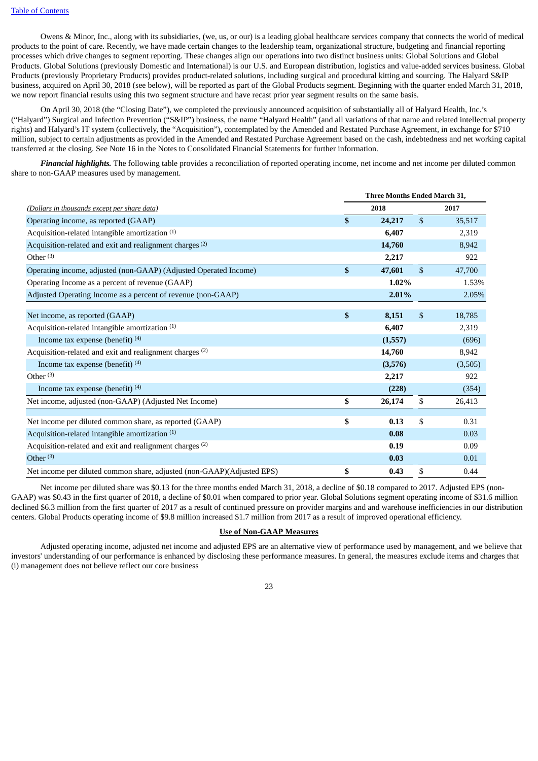Owens & Minor, Inc., along with its subsidiaries, (we, us, or our) is a leading global healthcare services company that connects the world of medical products to the point of care. Recently, we have made certain changes to the leadership team, organizational structure, budgeting and financial reporting processes which drive changes to segment reporting. These changes align our operations into two distinct business units: Global Solutions and Global Products. Global Solutions (previously Domestic and International) is our U.S. and European distribution, logistics and value-added services business. Global Products (previously Proprietary Products) provides product-related solutions, including surgical and procedural kitting and sourcing. The Halyard S&IP business, acquired on April 30, 2018 (see below), will be reported as part of the Global Products segment. Beginning with the quarter ended March 31, 2018, we now report financial results using this two segment structure and have recast prior year segment results on the same basis.

On April 30, 2018 (the "Closing Date"), we completed the previously announced acquisition of substantially all of Halyard Health, Inc.'s ("Halyard") Surgical and Infection Prevention ("S&IP") business, the name "Halyard Health" (and all variations of that name and related intellectual property rights) and Halyard's IT system (collectively, the "Acquisition"), contemplated by the Amended and Restated Purchase Agreement, in exchange for $710 million, subject to certain adjustments as provided in the Amended and Restated Purchase Agreement based on the cash, indebtedness and net working capital transferred at the closing. See Note 16 in the Notes to Consolidated Financial Statements for further information.

***Financial highlights.*** The following table provides a reconciliation of reported operating income, net income and net income per diluted common share to non-GAAP measures used by management.

| *(Dollars in thousands except per share data)* | Three Months Ended March 31, 2018 | 2017 |
|---|---|---|
| Operating income, as reported (GAAP) | **$ 24,217** | $ 35,517 |
| Acquisition-related intangible amortization [1] | **6,407** | 2,319 |
| Acquisition-related and exit and realignment charges [2] | **14,760** | 8,942 |
| Other [3] | **2,217** | 922 |
| Operating income, adjusted (non-GAAP) (Adjusted Operated Income) | **$ 47,601** | $ 47,700 |
| Operating Income as a percent of revenue (GAAP) | **1.02%** | 1.53% |
| Adjusted Operating Income as a percent of revenue (non-GAAP) | **2.01%** | 2.05% |
| | | |
| Net income, as reported (GAAP) | **$ 8,151** | $ 18,785 |
| Acquisition-related intangible amortization [1] | **6,407** | 2,319 |
| Income tax expense (benefit) [4] | **(1,557)** | (696) |
| Acquisition-related and exit and realignment charges [2] | **14,760** | 8,942 |
| Income tax expense (benefit) [4] | **(3,576)** | (3,505) |
| Other [3] | **2,217** | 922 |
| Income tax expense (benefit) [4] | **(228)** | (354) |
| Net income, adjusted (non-GAAP) (Adjusted Net Income) | **$ 26,174** | $ 26,413 |
| | | |
| Net income per diluted common share, as reported (GAAP) | **$ 0.13** | $ 0.31 |
| Acquisition-related intangible amortization [1] | **0.08** | 0.03 |
| Acquisition-related and exit and realignment charges [2] | **0.19** | 0.09 |
| Other [3] | **0.03** | 0.01 |
| Net income per diluted common share, adjusted (non-GAAP)(Adjusted EPS) | **$ 0.43** | $ 0.44 |

Net income per diluted share was $0.13 for the three months ended March 31, 2018, a decline of $0.18 compared to 2017. Adjusted EPS (non-GAAP) was $0.43 in the first quarter of 2018, a decline of $0.01 when compared to prior year. Global Solutions segment operating income of $31.6 million declined $6.3 million from the first quarter of 2017 as a result of continued pressure on provider margins and and warehouse inefficiencies in our distribution centers. Global Products operating income of $9.8 million increased $1.7 million from 2017 as a result of improved operational efficiency.

## Use of Non-GAAP Measures

Adjusted operating income, adjusted net income and adjusted EPS are an alternative view of performance used by management, and we believe that investors' understanding of our performance is enhanced by disclosing these performance measures. In general, the measures exclude items and charges that (i) management does not believe reflect our core business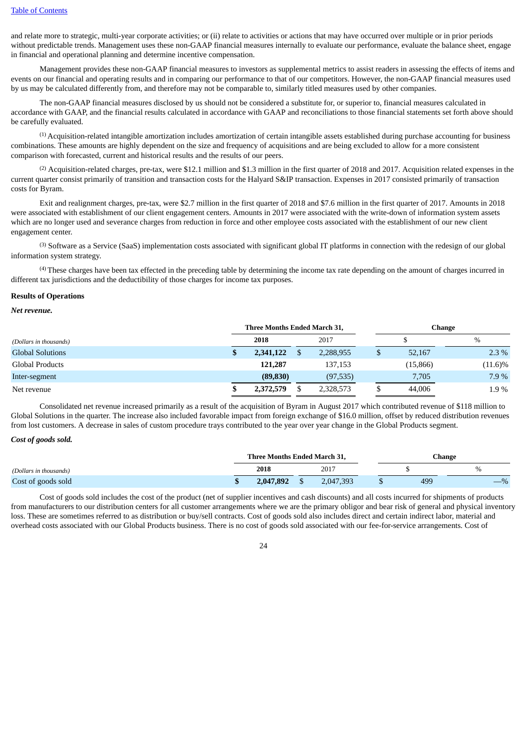and relate more to strategic, multi-year corporate activities; or (ii) relate to activities or actions that may have occurred over multiple or in prior periods without predictable trends. Management uses these non-GAAP financial measures internally to evaluate our performance, evaluate the balance sheet, engage in financial and operational planning and determine incentive compensation.

Management provides these non-GAAP financial measures to investors as supplemental metrics to assist readers in assessing the effects of items and events on our financial and operating results and in comparing our performance to that of our competitors. However, the non-GAAP financial measures used by us may be calculated differently from, and therefore may not be comparable to, similarly titled measures used by other companies.

The non-GAAP financial measures disclosed by us should not be considered a substitute for, or superior to, financial measures calculated in accordance with GAAP, and the financial results calculated in accordance with GAAP and reconciliations to those financial statements set forth above should be carefully evaluated.

(1) Acquisition-related intangible amortization includes amortization of certain intangible assets established during purchase accounting for business combinations. These amounts are highly dependent on the size and frequency of acquisitions and are being excluded to allow for a more consistent comparison with forecasted, current and historical results and the results of our peers.

(2) Acquisition-related charges, pre-tax, were $12.1 million and $1.3 million in the first quarter of 2018 and 2017. Acquisition related expenses in the current quarter consist primarily of transition and transaction costs for the Halyard S&IP transaction. Expenses in 2017 consisted primarily of transaction costs for Byram.

Exit and realignment charges, pre-tax, were $2.7 million in the first quarter of 2018 and $7.6 million in the first quarter of 2017. Amounts in 2018 were associated with establishment of our client engagement centers. Amounts in 2017 were associated with the write-down of information system assets which are no longer used and severance charges from reduction in force and other employee costs associated with the establishment of our new client engagement center.

(3) Software as a Service (SaaS) implementation costs associated with significant global IT platforms in connection with the redesign of our global information system strategy.

(4) These charges have been tax effected in the preceding table by determining the income tax rate depending on the amount of charges incurred in different tax jurisdictions and the deductibility of those charges for income tax purposes.

**Results of Operations**

***Net revenue.***

| | Three Months Ended March 31, | | Change | |
|---|---|---|---|---|
| *(Dollars in thousands)* | **2018** | 2017 | $ | % |
| Global Solutions | **$ 2,341,122** | $ 2,288,955 | $ 52,167 | 2.3 % |
| Global Products | **121,287** | 137,153 | (15,866) | (11.6)% |
| Inter-segment | **(89,830)** | (97,535) | 7,705 | 7.9 % |
| Net revenue | **$ 2,372,579** | $ 2,328,573 | $ 44,006 | 1.9 % |

Consolidated net revenue increased primarily as a result of the acquisition of Byram in August 2017 which contributed revenue of $118 million to Global Solutions in the quarter. The increase also included favorable impact from foreign exchange of $16.0 million, offset by reduced distribution revenues from lost customers. A decrease in sales of custom procedure trays contributed to the year over year change in the Global Products segment.

***Cost of goods sold.***

| | Three Months Ended March 31, | | Change | |
|---|---|---|---|---|
| *(Dollars in thousands)* | **2018** | 2017 | $ | % |
| Cost of goods sold | **$ 2,047,892** | $ 2,047,393 | $ 499 | —% |

Cost of goods sold includes the cost of the product (net of supplier incentives and cash discounts) and all costs incurred for shipments of products from manufacturers to our distribution centers for all customer arrangements where we are the primary obligor and bear risk of general and physical inventory loss. These are sometimes referred to as distribution or buy/sell contracts. Cost of goods sold also includes direct and certain indirect labor, material and overhead costs associated with our Global Products business. There is no cost of goods sold associated with our fee-for-service arrangements. Cost of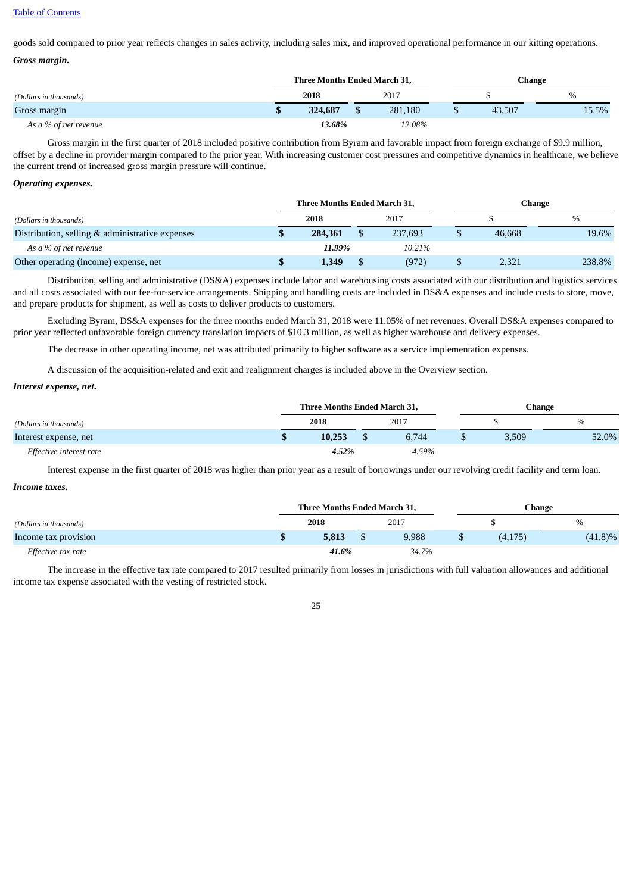goods sold compared to prior year reflects changes in sales activity, including sales mix, and improved operational performance in our kitting operations.

***Gross margin.***

| | Three Months Ended March 31, | | Change | |
|---|---|---|---|---|
| *(Dollars in thousands)* | **2018** | 2017 | $ | % |
| Gross margin | **$ 324,687** | $ 281,180 | $ 43,507 | 15.5% |
| *As a % of net revenue* | ***13.68%*** | *12.08%* | | |

Gross margin in the first quarter of 2018 included positive contribution from Byram and favorable impact from foreign exchange of $9.9 million, offset by a decline in provider margin compared to the prior year. With increasing customer cost pressures and competitive dynamics in healthcare, we believe the current trend of increased gross margin pressure will continue.

***Operating expenses.***

| | Three Months Ended March 31, | | Change | |
|---|---|---|---|---|
| *(Dollars in thousands)* | **2018** | 2017 | $ | % |
| Distribution, selling & administrative expenses | **$ 284,361** | $ 237,693 | $ 46,668 | 19.6% |
| *As a % of net revenue* | ***11.99%*** | *10.21%* | | |
| Other operating (income) expense, net | **$ 1,349** | $ (972) | $ 2,321 | 238.8% |

Distribution, selling and administrative (DS&A) expenses include labor and warehousing costs associated with our distribution and logistics services and all costs associated with our fee-for-service arrangements. Shipping and handling costs are included in DS&A expenses and include costs to store, move, and prepare products for shipment, as well as costs to deliver products to customers.

Excluding Byram, DS&A expenses for the three months ended March 31, 2018 were 11.05% of net revenues. Overall DS&A expenses compared to prior year reflected unfavorable foreign currency translation impacts of $10.3 million, as well as higher warehouse and delivery expenses.

The decrease in other operating income, net was attributed primarily to higher software as a service implementation expenses.

A discussion of the acquisition-related and exit and realignment charges is included above in the Overview section.

***Interest expense, net.***

| | Three Months Ended March 31, | | Change | |
|---|---|---|---|---|
| *(Dollars in thousands)* | **2018** | 2017 | $ | % |
| Interest expense, net | **$ 10,253** | $ 6,744 | $ 3,509 | 52.0% |
| *Effective interest rate* | ***4.52%*** | *4.59%* | | |

Interest expense in the first quarter of 2018 was higher than prior year as a result of borrowings under our revolving credit facility and term loan.

***Income taxes.***

| | Three Months Ended March 31, | | Change | |
|---|---|---|---|---|
| *(Dollars in thousands)* | **2018** | 2017 | $ | % |
| Income tax provision | **$ 5,813** | $ 9,988 | $ (4,175) | (41.8)% |
| *Effective tax rate* | ***41.6%*** | *34.7%* | | |

The increase in the effective tax rate compared to 2017 resulted primarily from losses in jurisdictions with full valuation allowances and additional income tax expense associated with the vesting of restricted stock.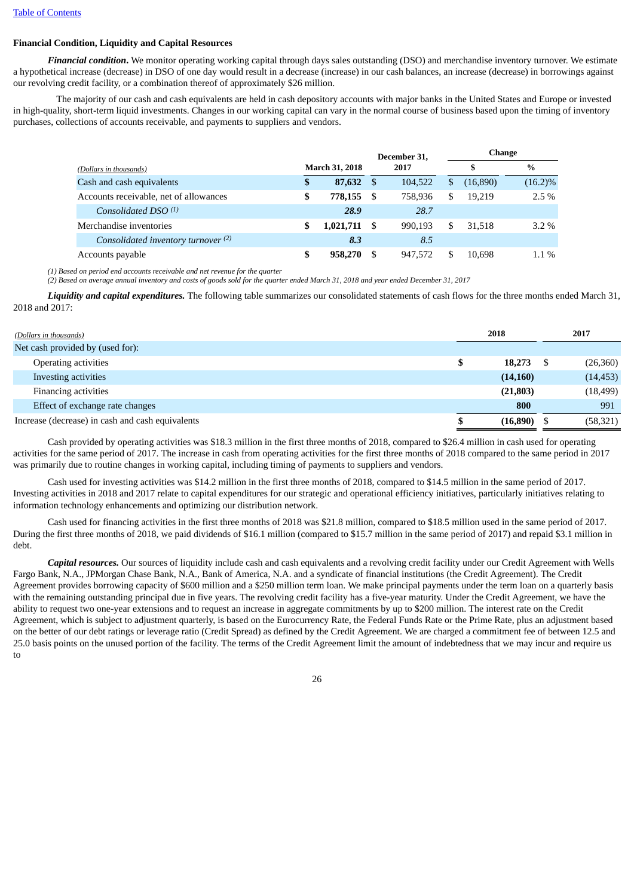[Table of Contents]

**Financial Condition, Liquidity and Capital Resources**

***Financial condition.*** We monitor operating working capital through days sales outstanding (DSO) and merchandise inventory turnover. We estimate a hypothetical increase (decrease) in DSO of one day would result in a decrease (increase) in our cash balances, an increase (decrease) in borrowings against our revolving credit facility, or a combination thereof of approximately $26 million.

The majority of our cash and cash equivalents are held in cash depository accounts with major banks in the United States and Europe or invested in high-quality, short-term liquid investments. Changes in our working capital can vary in the normal course of business based upon the timing of inventory purchases, collections of accounts receivable, and payments to suppliers and vendors.

| *(Dollars in thousands)* | March 31, 2018 | December 31, 2017 | Change $ | Change % |
|---|---|---|---|---|
| Cash and cash equivalents | **$ 87,632** | $ 104,522 | $ (16,890) | (16.2)% |
| Accounts receivable, net of allowances | **$ 778,155** | $ 758,936 | $ 19,219 | 2.5 % |
| *Consolidated DSO (1)* | ***28.9*** | *28.7* | | |
| Merchandise inventories | **$ 1,021,711** | $ 990,193 | $ 31,518 | 3.2 % |
| *Consolidated inventory turnover (2)* | ***8.3*** | *8.5* | | |
| Accounts payable | **$ 958,270** | $ 947,572 | $ 10,698 | 1.1 % |

*(1) Based on period end accounts receivable and net revenue for the quarter*
*(2) Based on average annual inventory and costs of goods sold for the quarter ended March 31, 2018 and year ended December 31, 2017*

***Liquidity and capital expenditures.*** The following table summarizes our consolidated statements of cash flows for the three months ended March 31, 2018 and 2017:

| *(Dollars in thousands)* | 2018 | 2017 |
|---|---|---|
| Net cash provided by (used for): | | |
| Operating activities | **$ 18,273** | $ (26,360) |
| Investing activities | **(14,160)** | (14,453) |
| Financing activities | **(21,803)** | (18,499) |
| Effect of exchange rate changes | **800** | 991 |
| Increase (decrease) in cash and cash equivalents | **$ (16,890)** | $ (58,321) |

Cash provided by operating activities was $18.3 million in the first three months of 2018, compared to $26.4 million in cash used for operating activities for the same period of 2017. The increase in cash from operating activities for the first three months of 2018 compared to the same period in 2017 was primarily due to routine changes in working capital, including timing of payments to suppliers and vendors.

Cash used for investing activities was $14.2 million in the first three months of 2018, compared to $14.5 million in the same period of 2017. Investing activities in 2018 and 2017 relate to capital expenditures for our strategic and operational efficiency initiatives, particularly initiatives relating to information technology enhancements and optimizing our distribution network.

Cash used for financing activities in the first three months of 2018 was $21.8 million, compared to $18.5 million used in the same period of 2017. During the first three months of 2018, we paid dividends of $16.1 million (compared to $15.7 million in the same period of 2017) and repaid $3.1 million in debt.

***Capital resources.*** Our sources of liquidity include cash and cash equivalents and a revolving credit facility under our Credit Agreement with Wells Fargo Bank, N.A., JPMorgan Chase Bank, N.A., Bank of America, N.A. and a syndicate of financial institutions (the Credit Agreement). The Credit Agreement provides borrowing capacity of $600 million and a $250 million term loan. We make principal payments under the term loan on a quarterly basis with the remaining outstanding principal due in five years. The revolving credit facility has a five-year maturity. Under the Credit Agreement, we have the ability to request two one-year extensions and to request an increase in aggregate commitments by up to $200 million. The interest rate on the Credit Agreement, which is subject to adjustment quarterly, is based on the Eurocurrency Rate, the Federal Funds Rate or the Prime Rate, plus an adjustment based on the better of our debt ratings or leverage ratio (Credit Spread) as defined by the Credit Agreement. We are charged a commitment fee of between 12.5 and 25.0 basis points on the unused portion of the facility. The terms of the Credit Agreement limit the amount of indebtedness that we may incur and require us to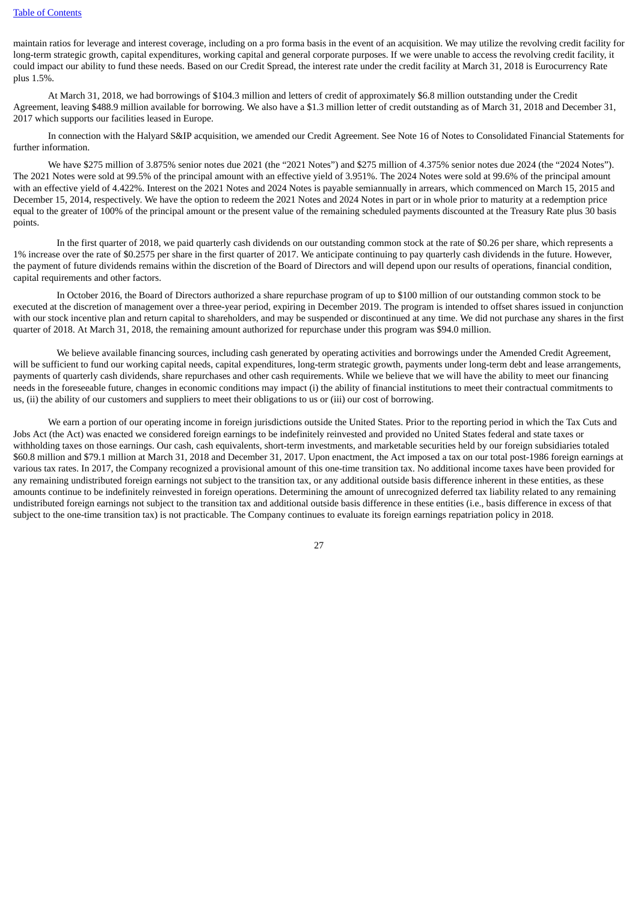maintain ratios for leverage and interest coverage, including on a pro forma basis in the event of an acquisition. We may utilize the revolving credit facility for long-term strategic growth, capital expenditures, working capital and general corporate purposes. If we were unable to access the revolving credit facility, it could impact our ability to fund these needs. Based on our Credit Spread, the interest rate under the credit facility at March 31, 2018 is Eurocurrency Rate plus 1.5%.

At March 31, 2018, we had borrowings of $104.3 million and letters of credit of approximately $6.8 million outstanding under the Credit Agreement, leaving $488.9 million available for borrowing. We also have a $1.3 million letter of credit outstanding as of March 31, 2018 and December 31, 2017 which supports our facilities leased in Europe.

In connection with the Halyard S&IP acquisition, we amended our Credit Agreement. See Note 16 of Notes to Consolidated Financial Statements for further information.

We have $275 million of 3.875% senior notes due 2021 (the "2021 Notes") and $275 million of 4.375% senior notes due 2024 (the "2024 Notes"). The 2021 Notes were sold at 99.5% of the principal amount with an effective yield of 3.951%. The 2024 Notes were sold at 99.6% of the principal amount with an effective yield of 4.422%. Interest on the 2021 Notes and 2024 Notes is payable semiannually in arrears, which commenced on March 15, 2015 and December 15, 2014, respectively. We have the option to redeem the 2021 Notes and 2024 Notes in part or in whole prior to maturity at a redemption price equal to the greater of 100% of the principal amount or the present value of the remaining scheduled payments discounted at the Treasury Rate plus 30 basis points.

In the first quarter of 2018, we paid quarterly cash dividends on our outstanding common stock at the rate of $0.26 per share, which represents a 1% increase over the rate of $0.2575 per share in the first quarter of 2017. We anticipate continuing to pay quarterly cash dividends in the future. However, the payment of future dividends remains within the discretion of the Board of Directors and will depend upon our results of operations, financial condition, capital requirements and other factors.

In October 2016, the Board of Directors authorized a share repurchase program of up to $100 million of our outstanding common stock to be executed at the discretion of management over a three-year period, expiring in December 2019. The program is intended to offset shares issued in conjunction with our stock incentive plan and return capital to shareholders, and may be suspended or discontinued at any time. We did not purchase any shares in the first quarter of 2018. At March 31, 2018, the remaining amount authorized for repurchase under this program was $94.0 million.

We believe available financing sources, including cash generated by operating activities and borrowings under the Amended Credit Agreement, will be sufficient to fund our working capital needs, capital expenditures, long-term strategic growth, payments under long-term debt and lease arrangements, payments of quarterly cash dividends, share repurchases and other cash requirements. While we believe that we will have the ability to meet our financing needs in the foreseeable future, changes in economic conditions may impact (i) the ability of financial institutions to meet their contractual commitments to us, (ii) the ability of our customers and suppliers to meet their obligations to us or (iii) our cost of borrowing.

We earn a portion of our operating income in foreign jurisdictions outside the United States. Prior to the reporting period in which the Tax Cuts and Jobs Act (the Act) was enacted we considered foreign earnings to be indefinitely reinvested and provided no United States federal and state taxes or withholding taxes on those earnings. Our cash, cash equivalents, short-term investments, and marketable securities held by our foreign subsidiaries totaled $60.8 million and $79.1 million at March 31, 2018 and December 31, 2017. Upon enactment, the Act imposed a tax on our total post-1986 foreign earnings at various tax rates. In 2017, the Company recognized a provisional amount of this one-time transition tax. No additional income taxes have been provided for any remaining undistributed foreign earnings not subject to the transition tax, or any additional outside basis difference inherent in these entities, as these amounts continue to be indefinitely reinvested in foreign operations. Determining the amount of unrecognized deferred tax liability related to any remaining undistributed foreign earnings not subject to the transition tax and additional outside basis difference in these entities (i.e., basis difference in excess of that subject to the one-time transition tax) is not practicable. The Company continues to evaluate its foreign earnings repatriation policy in 2018.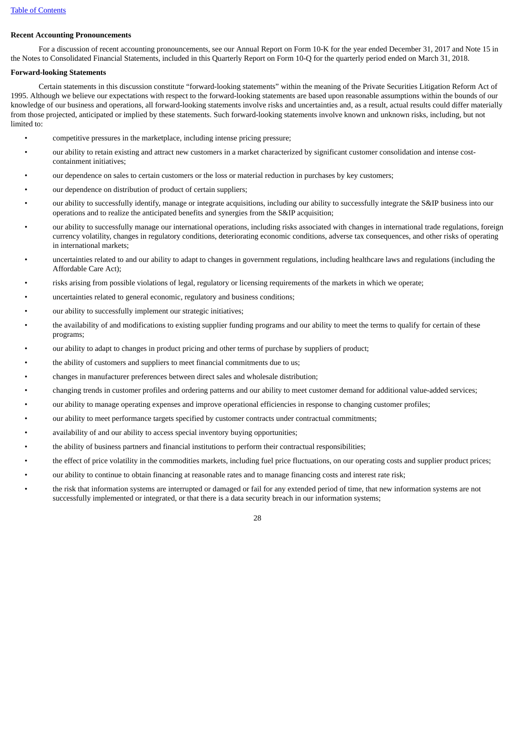**Recent Accounting Pronouncements**

For a discussion of recent accounting pronouncements, see our Annual Report on Form 10-K for the year ended December 31, 2017 and Note 15 in the Notes to Consolidated Financial Statements, included in this Quarterly Report on Form 10-Q for the quarterly period ended on March 31, 2018.

**Forward-looking Statements**

Certain statements in this discussion constitute "forward-looking statements" within the meaning of the Private Securities Litigation Reform Act of 1995. Although we believe our expectations with respect to the forward-looking statements are based upon reasonable assumptions within the bounds of our knowledge of our business and operations, all forward-looking statements involve risks and uncertainties and, as a result, actual results could differ materially from those projected, anticipated or implied by these statements. Such forward-looking statements involve known and unknown risks, including, but not limited to:

- competitive pressures in the marketplace, including intense pricing pressure;
- our ability to retain existing and attract new customers in a market characterized by significant customer consolidation and intense cost-containment initiatives;
- our dependence on sales to certain customers or the loss or material reduction in purchases by key customers;
- our dependence on distribution of product of certain suppliers;
- our ability to successfully identify, manage or integrate acquisitions, including our ability to successfully integrate the S&IP business into our operations and to realize the anticipated benefits and synergies from the S&IP acquisition;
- our ability to successfully manage our international operations, including risks associated with changes in international trade regulations, foreign currency volatility, changes in regulatory conditions, deteriorating economic conditions, adverse tax consequences, and other risks of operating in international markets;
- uncertainties related to and our ability to adapt to changes in government regulations, including healthcare laws and regulations (including the Affordable Care Act);
- risks arising from possible violations of legal, regulatory or licensing requirements of the markets in which we operate;
- uncertainties related to general economic, regulatory and business conditions;
- our ability to successfully implement our strategic initiatives;
- the availability of and modifications to existing supplier funding programs and our ability to meet the terms to qualify for certain of these programs;
- our ability to adapt to changes in product pricing and other terms of purchase by suppliers of product;
- the ability of customers and suppliers to meet financial commitments due to us;
- changes in manufacturer preferences between direct sales and wholesale distribution;
- changing trends in customer profiles and ordering patterns and our ability to meet customer demand for additional value-added services;
- our ability to manage operating expenses and improve operational efficiencies in response to changing customer profiles;
- our ability to meet performance targets specified by customer contracts under contractual commitments;
- availability of and our ability to access special inventory buying opportunities;
- the ability of business partners and financial institutions to perform their contractual responsibilities;
- the effect of price volatility in the commodities markets, including fuel price fluctuations, on our operating costs and supplier product prices;
- our ability to continue to obtain financing at reasonable rates and to manage financing costs and interest rate risk;
- the risk that information systems are interrupted or damaged or fail for any extended period of time, that new information systems are not successfully implemented or integrated, or that there is a data security breach in our information systems;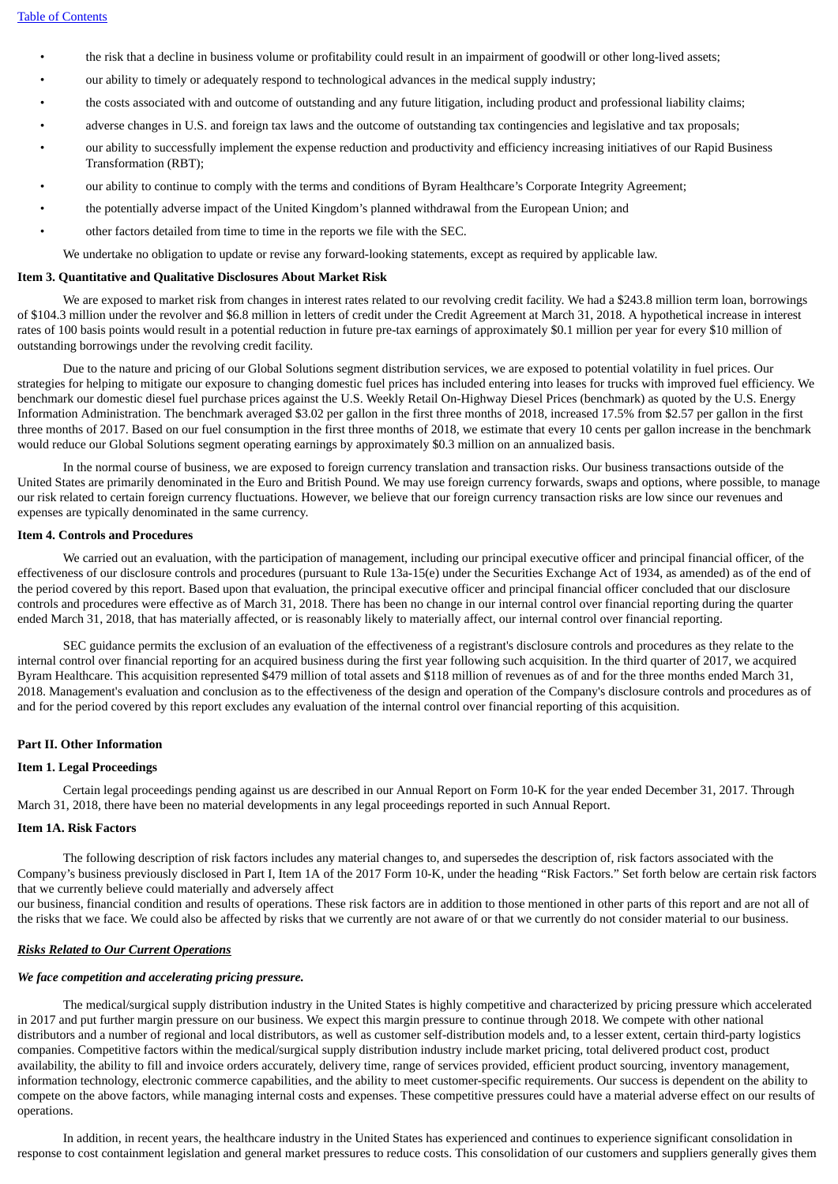- the risk that a decline in business volume or profitability could result in an impairment of goodwill or other long-lived assets;
- our ability to timely or adequately respond to technological advances in the medical supply industry;
- the costs associated with and outcome of outstanding and any future litigation, including product and professional liability claims;
- adverse changes in U.S. and foreign tax laws and the outcome of outstanding tax contingencies and legislative and tax proposals;
- our ability to successfully implement the expense reduction and productivity and efficiency increasing initiatives of our Rapid Business Transformation (RBT);
- our ability to continue to comply with the terms and conditions of Byram Healthcare's Corporate Integrity Agreement;
- the potentially adverse impact of the United Kingdom's planned withdrawal from the European Union; and
- other factors detailed from time to time in the reports we file with the SEC.

We undertake no obligation to update or revise any forward-looking statements, except as required by applicable law.

**Item 3. Quantitative and Qualitative Disclosures About Market Risk**

We are exposed to market risk from changes in interest rates related to our revolving credit facility. We had a $243.8 million term loan, borrowings of $104.3 million under the revolver and $6.8 million in letters of credit under the Credit Agreement at March 31, 2018. A hypothetical increase in interest rates of 100 basis points would result in a potential reduction in future pre-tax earnings of approximately $0.1 million per year for every $10 million of outstanding borrowings under the revolving credit facility.

Due to the nature and pricing of our Global Solutions segment distribution services, we are exposed to potential volatility in fuel prices. Our strategies for helping to mitigate our exposure to changing domestic fuel prices has included entering into leases for trucks with improved fuel efficiency. We benchmark our domestic diesel fuel purchase prices against the U.S. Weekly Retail On-Highway Diesel Prices (benchmark) as quoted by the U.S. Energy Information Administration. The benchmark averaged $3.02 per gallon in the first three months of 2018, increased 17.5% from $2.57 per gallon in the first three months of 2017. Based on our fuel consumption in the first three months of 2018, we estimate that every 10 cents per gallon increase in the benchmark would reduce our Global Solutions segment operating earnings by approximately $0.3 million on an annualized basis.

In the normal course of business, we are exposed to foreign currency translation and transaction risks. Our business transactions outside of the United States are primarily denominated in the Euro and British Pound. We may use foreign currency forwards, swaps and options, where possible, to manage our risk related to certain foreign currency fluctuations. However, we believe that our foreign currency transaction risks are low since our revenues and expenses are typically denominated in the same currency.

**Item 4. Controls and Procedures**

We carried out an evaluation, with the participation of management, including our principal executive officer and principal financial officer, of the effectiveness of our disclosure controls and procedures (pursuant to Rule 13a-15(e) under the Securities Exchange Act of 1934, as amended) as of the end of the period covered by this report. Based upon that evaluation, the principal executive officer and principal financial officer concluded that our disclosure controls and procedures were effective as of March 31, 2018. There has been no change in our internal control over financial reporting during the quarter ended March 31, 2018, that has materially affected, or is reasonably likely to materially affect, our internal control over financial reporting.

SEC guidance permits the exclusion of an evaluation of the effectiveness of a registrant's disclosure controls and procedures as they relate to the internal control over financial reporting for an acquired business during the first year following such acquisition. In the third quarter of 2017, we acquired Byram Healthcare. This acquisition represented $479 million of total assets and $118 million of revenues as of and for the three months ended March 31, 2018. Management's evaluation and conclusion as to the effectiveness of the design and operation of the Company's disclosure controls and procedures as of and for the period covered by this report excludes any evaluation of the internal control over financial reporting of this acquisition.

**Part II. Other Information**

**Item 1. Legal Proceedings**

Certain legal proceedings pending against us are described in our Annual Report on Form 10-K for the year ended December 31, 2017. Through March 31, 2018, there have been no material developments in any legal proceedings reported in such Annual Report.

**Item 1A. Risk Factors**

The following description of risk factors includes any material changes to, and supersedes the description of, risk factors associated with the Company's business previously disclosed in Part I, Item 1A of the 2017 Form 10-K, under the heading "Risk Factors." Set forth below are certain risk factors that we currently believe could materially and adversely affect our business, financial condition and results of operations. These risk factors are in addition to those mentioned in other parts of this report and are not all of the risks that we face. We could also be affected by risks that we currently are not aware of or that we currently do not consider material to our business.

***Risks Related to Our Current Operations***

***We face competition and accelerating pricing pressure.***

The medical/surgical supply distribution industry in the United States is highly competitive and characterized by pricing pressure which accelerated in 2017 and put further margin pressure on our business. We expect this margin pressure to continue through 2018. We compete with other national distributors and a number of regional and local distributors, as well as customer self-distribution models and, to a lesser extent, certain third-party logistics companies. Competitive factors within the medical/surgical supply distribution industry include market pricing, total delivered product cost, product availability, the ability to fill and invoice orders accurately, delivery time, range of services provided, efficient product sourcing, inventory management, information technology, electronic commerce capabilities, and the ability to meet customer-specific requirements. Our success is dependent on the ability to compete on the above factors, while managing internal costs and expenses. These competitive pressures could have a material adverse effect on our results of operations.

In addition, in recent years, the healthcare industry in the United States has experienced and continues to experience significant consolidation in response to cost containment legislation and general market pressures to reduce costs. This consolidation of our customers and suppliers generally gives them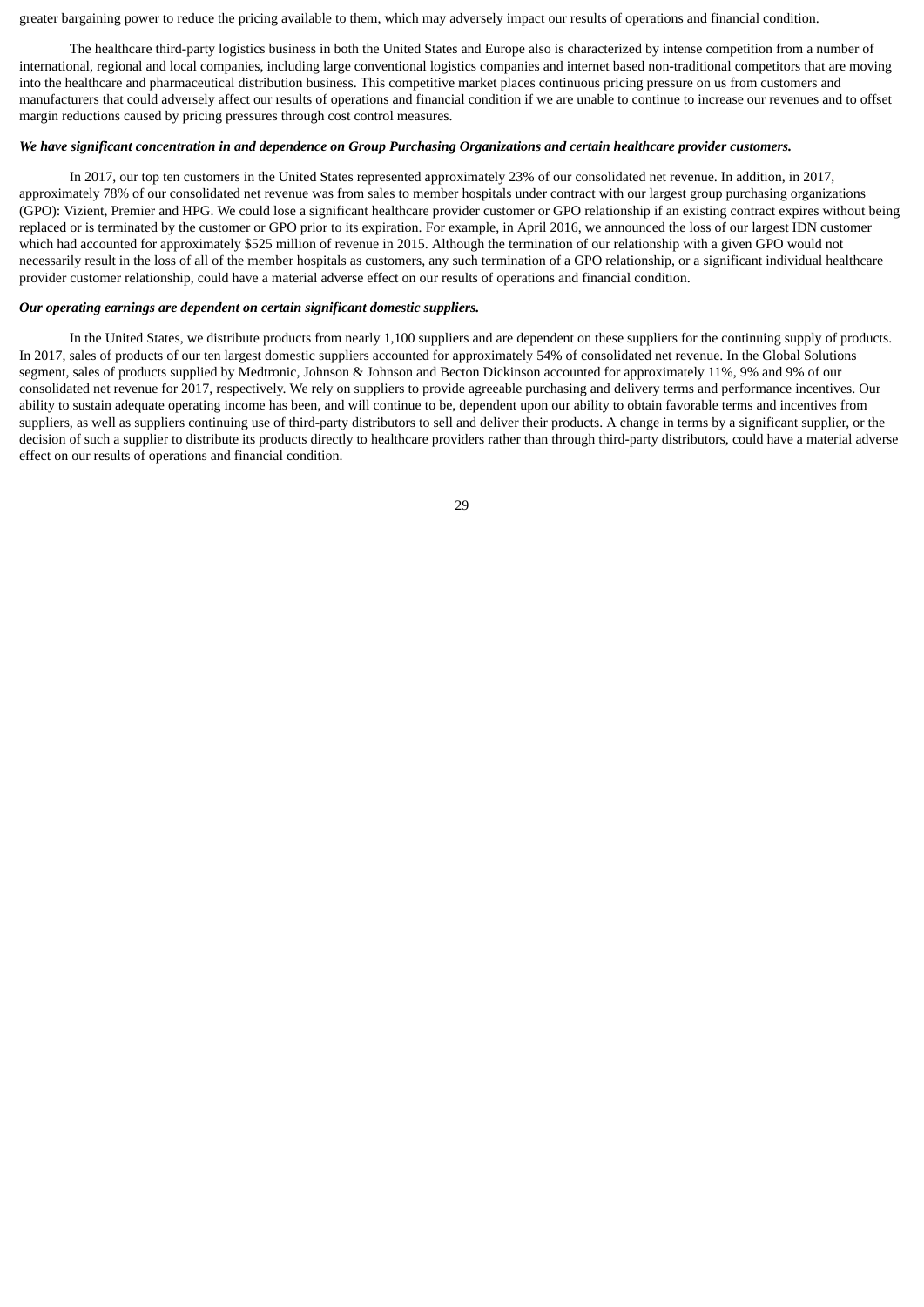greater bargaining power to reduce the pricing available to them, which may adversely impact our results of operations and financial condition.

The healthcare third-party logistics business in both the United States and Europe also is characterized by intense competition from a number of international, regional and local companies, including large conventional logistics companies and internet based non-traditional competitors that are moving into the healthcare and pharmaceutical distribution business. This competitive market places continuous pricing pressure on us from customers and manufacturers that could adversely affect our results of operations and financial condition if we are unable to continue to increase our revenues and to offset margin reductions caused by pricing pressures through cost control measures.

***We have significant concentration in and dependence on Group Purchasing Organizations and certain healthcare provider customers.***

In 2017, our top ten customers in the United States represented approximately 23% of our consolidated net revenue. In addition, in 2017, approximately 78% of our consolidated net revenue was from sales to member hospitals under contract with our largest group purchasing organizations (GPO): Vizient, Premier and HPG. We could lose a significant healthcare provider customer or GPO relationship if an existing contract expires without being replaced or is terminated by the customer or GPO prior to its expiration. For example, in April 2016, we announced the loss of our largest IDN customer which had accounted for approximately $525 million of revenue in 2015. Although the termination of our relationship with a given GPO would not necessarily result in the loss of all of the member hospitals as customers, any such termination of a GPO relationship, or a significant individual healthcare provider customer relationship, could have a material adverse effect on our results of operations and financial condition.

***Our operating earnings are dependent on certain significant domestic suppliers.***

In the United States, we distribute products from nearly 1,100 suppliers and are dependent on these suppliers for the continuing supply of products. In 2017, sales of products of our ten largest domestic suppliers accounted for approximately 54% of consolidated net revenue. In the Global Solutions segment, sales of products supplied by Medtronic, Johnson & Johnson and Becton Dickinson accounted for approximately 11%, 9% and 9% of our consolidated net revenue for 2017, respectively. We rely on suppliers to provide agreeable purchasing and delivery terms and performance incentives. Our ability to sustain adequate operating income has been, and will continue to be, dependent upon our ability to obtain favorable terms and incentives from suppliers, as well as suppliers continuing use of third-party distributors to sell and deliver their products. A change in terms by a significant supplier, or the decision of such a supplier to distribute its products directly to healthcare providers rather than through third-party distributors, could have a material adverse effect on our results of operations and financial condition.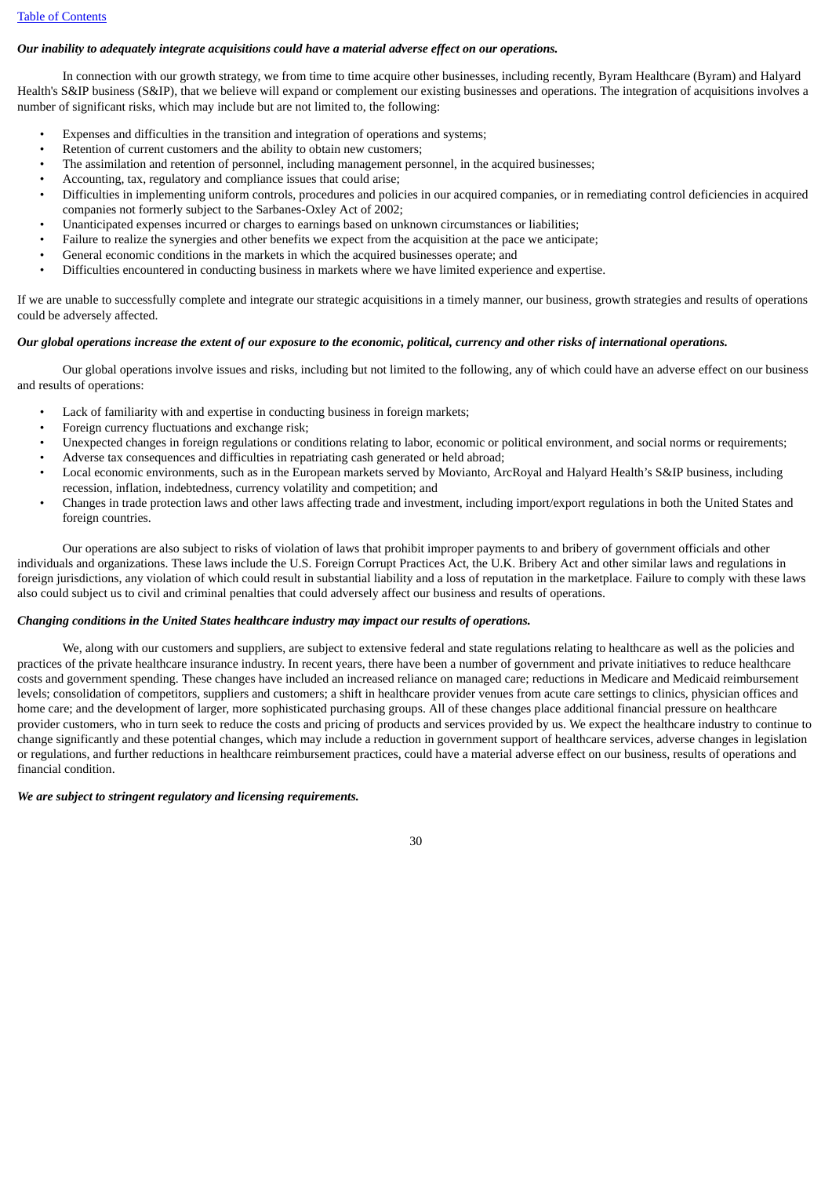***Our inability to adequately integrate acquisitions could have a material adverse effect on our operations.***

In connection with our growth strategy, we from time to time acquire other businesses, including recently, Byram Healthcare (Byram) and Halyard Health's S&IP business (S&IP), that we believe will expand or complement our existing businesses and operations. The integration of acquisitions involves a number of significant risks, which may include but are not limited to, the following:

- Expenses and difficulties in the transition and integration of operations and systems;
- Retention of current customers and the ability to obtain new customers;
- The assimilation and retention of personnel, including management personnel, in the acquired businesses;
- Accounting, tax, regulatory and compliance issues that could arise;
- Difficulties in implementing uniform controls, procedures and policies in our acquired companies, or in remediating control deficiencies in acquired companies not formerly subject to the Sarbanes-Oxley Act of 2002;
- Unanticipated expenses incurred or charges to earnings based on unknown circumstances or liabilities;
- Failure to realize the synergies and other benefits we expect from the acquisition at the pace we anticipate;
- General economic conditions in the markets in which the acquired businesses operate; and
- Difficulties encountered in conducting business in markets where we have limited experience and expertise.

If we are unable to successfully complete and integrate our strategic acquisitions in a timely manner, our business, growth strategies and results of operations could be adversely affected.

***Our global operations increase the extent of our exposure to the economic, political, currency and other risks of international operations.***

Our global operations involve issues and risks, including but not limited to the following, any of which could have an adverse effect on our business and results of operations:

- Lack of familiarity with and expertise in conducting business in foreign markets;
- Foreign currency fluctuations and exchange risk;
- Unexpected changes in foreign regulations or conditions relating to labor, economic or political environment, and social norms or requirements;
- Adverse tax consequences and difficulties in repatriating cash generated or held abroad;
- Local economic environments, such as in the European markets served by Movianto, ArcRoyal and Halyard Health's S&IP business, including recession, inflation, indebtedness, currency volatility and competition; and
- Changes in trade protection laws and other laws affecting trade and investment, including import/export regulations in both the United States and foreign countries.

Our operations are also subject to risks of violation of laws that prohibit improper payments to and bribery of government officials and other individuals and organizations. These laws include the U.S. Foreign Corrupt Practices Act, the U.K. Bribery Act and other similar laws and regulations in foreign jurisdictions, any violation of which could result in substantial liability and a loss of reputation in the marketplace. Failure to comply with these laws also could subject us to civil and criminal penalties that could adversely affect our business and results of operations.

***Changing conditions in the United States healthcare industry may impact our results of operations.***

We, along with our customers and suppliers, are subject to extensive federal and state regulations relating to healthcare as well as the policies and practices of the private healthcare insurance industry. In recent years, there have been a number of government and private initiatives to reduce healthcare costs and government spending. These changes have included an increased reliance on managed care; reductions in Medicare and Medicaid reimbursement levels; consolidation of competitors, suppliers and customers; a shift in healthcare provider venues from acute care settings to clinics, physician offices and home care; and the development of larger, more sophisticated purchasing groups. All of these changes place additional financial pressure on healthcare provider customers, who in turn seek to reduce the costs and pricing of products and services provided by us. We expect the healthcare industry to continue to change significantly and these potential changes, which may include a reduction in government support of healthcare services, adverse changes in legislation or regulations, and further reductions in healthcare reimbursement practices, could have a material adverse effect on our business, results of operations and financial condition.

***We are subject to stringent regulatory and licensing requirements.***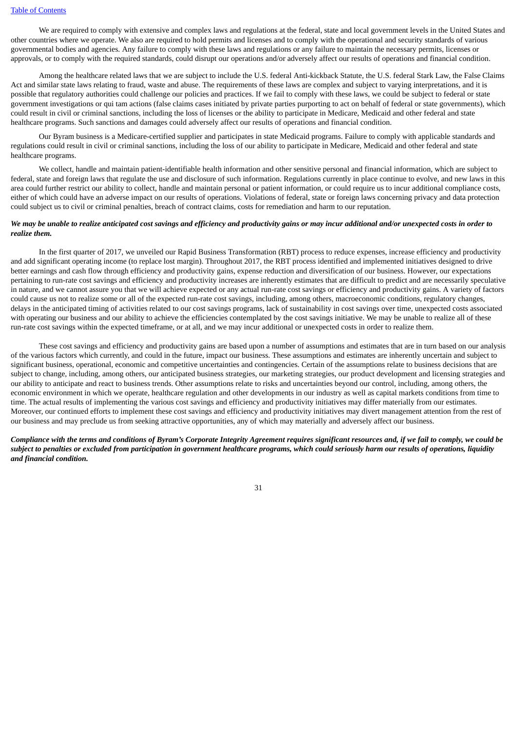We are required to comply with extensive and complex laws and regulations at the federal, state and local government levels in the United States and other countries where we operate. We also are required to hold permits and licenses and to comply with the operational and security standards of various governmental bodies and agencies. Any failure to comply with these laws and regulations or any failure to maintain the necessary permits, licenses or approvals, or to comply with the required standards, could disrupt our operations and/or adversely affect our results of operations and financial condition.

Among the healthcare related laws that we are subject to include the U.S. federal Anti-kickback Statute, the U.S. federal Stark Law, the False Claims Act and similar state laws relating to fraud, waste and abuse. The requirements of these laws are complex and subject to varying interpretations, and it is possible that regulatory authorities could challenge our policies and practices. If we fail to comply with these laws, we could be subject to federal or state government investigations or qui tam actions (false claims cases initiated by private parties purporting to act on behalf of federal or state governments), which could result in civil or criminal sanctions, including the loss of licenses or the ability to participate in Medicare, Medicaid and other federal and state healthcare programs. Such sanctions and damages could adversely affect our results of operations and financial condition.

Our Byram business is a Medicare-certified supplier and participates in state Medicaid programs. Failure to comply with applicable standards and regulations could result in civil or criminal sanctions, including the loss of our ability to participate in Medicare, Medicaid and other federal and state healthcare programs.

We collect, handle and maintain patient-identifiable health information and other sensitive personal and financial information, which are subject to federal, state and foreign laws that regulate the use and disclosure of such information. Regulations currently in place continue to evolve, and new laws in this area could further restrict our ability to collect, handle and maintain personal or patient information, or could require us to incur additional compliance costs, either of which could have an adverse impact on our results of operations. Violations of federal, state or foreign laws concerning privacy and data protection could subject us to civil or criminal penalties, breach of contract claims, costs for remediation and harm to our reputation.

***We may be unable to realize anticipated cost savings and efficiency and productivity gains or may incur additional and/or unexpected costs in order to realize them.***

In the first quarter of 2017, we unveiled our Rapid Business Transformation (RBT) process to reduce expenses, increase efficiency and productivity and add significant operating income (to replace lost margin). Throughout 2017, the RBT process identified and implemented initiatives designed to drive better earnings and cash flow through efficiency and productivity gains, expense reduction and diversification of our business. However, our expectations pertaining to run-rate cost savings and efficiency and productivity increases are inherently estimates that are difficult to predict and are necessarily speculative in nature, and we cannot assure you that we will achieve expected or any actual run-rate cost savings or efficiency and productivity gains. A variety of factors could cause us not to realize some or all of the expected run-rate cost savings, including, among others, macroeconomic conditions, regulatory changes, delays in the anticipated timing of activities related to our cost savings programs, lack of sustainability in cost savings over time, unexpected costs associated with operating our business and our ability to achieve the efficiencies contemplated by the cost savings initiative. We may be unable to realize all of these run-rate cost savings within the expected timeframe, or at all, and we may incur additional or unexpected costs in order to realize them.

These cost savings and efficiency and productivity gains are based upon a number of assumptions and estimates that are in turn based on our analysis of the various factors which currently, and could in the future, impact our business. These assumptions and estimates are inherently uncertain and subject to significant business, operational, economic and competitive uncertainties and contingencies. Certain of the assumptions relate to business decisions that are subject to change, including, among others, our anticipated business strategies, our marketing strategies, our product development and licensing strategies and our ability to anticipate and react to business trends. Other assumptions relate to risks and uncertainties beyond our control, including, among others, the economic environment in which we operate, healthcare regulation and other developments in our industry as well as capital markets conditions from time to time. The actual results of implementing the various cost savings and efficiency and productivity initiatives may differ materially from our estimates. Moreover, our continued efforts to implement these cost savings and efficiency and productivity initiatives may divert management attention from the rest of our business and may preclude us from seeking attractive opportunities, any of which may materially and adversely affect our business.

***Compliance with the terms and conditions of Byram's Corporate Integrity Agreement requires significant resources and, if we fail to comply, we could be subject to penalties or excluded from participation in government healthcare programs, which could seriously harm our results of operations, liquidity and financial condition.***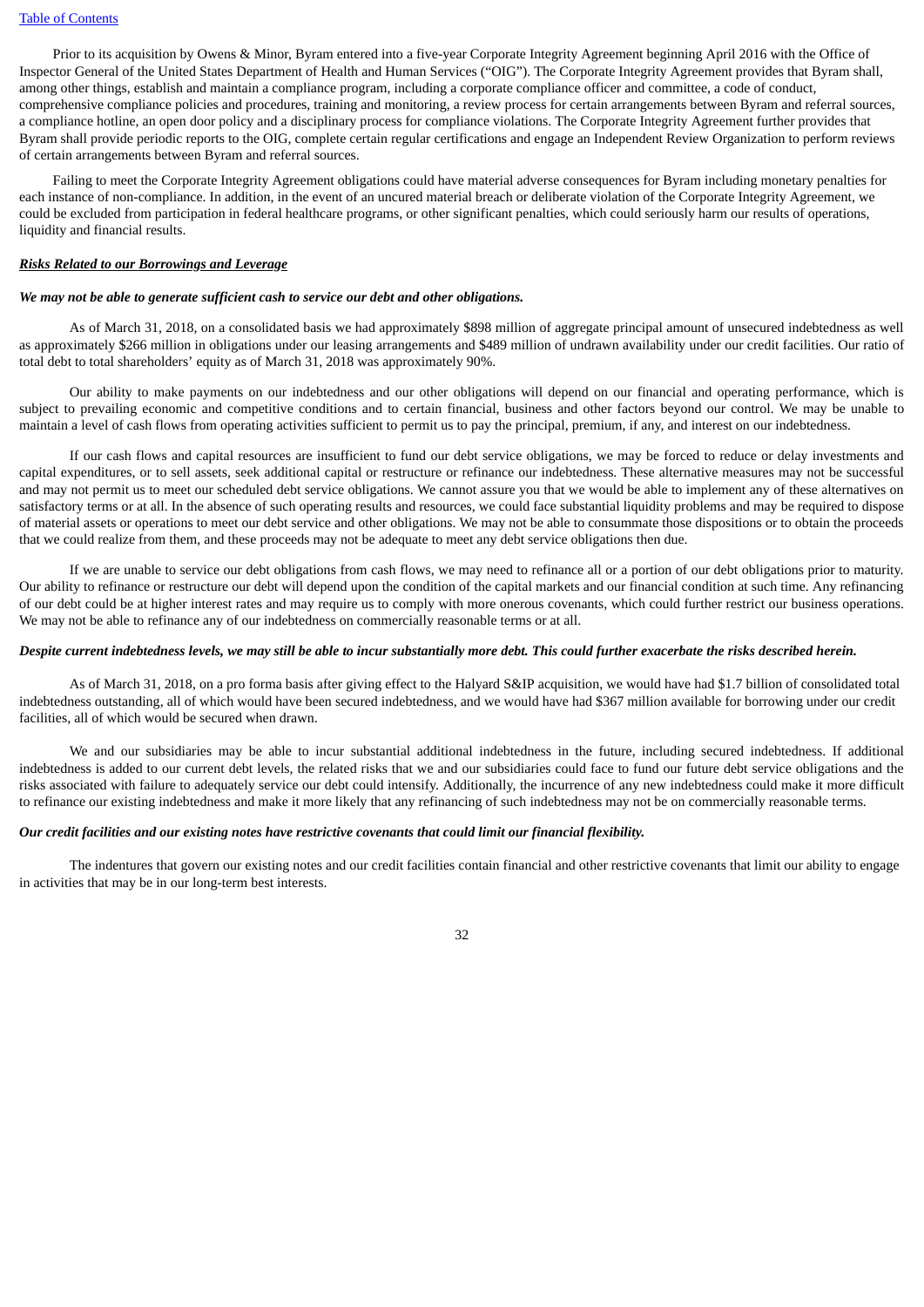Prior to its acquisition by Owens & Minor, Byram entered into a five-year Corporate Integrity Agreement beginning April 2016 with the Office of Inspector General of the United States Department of Health and Human Services ("OIG"). The Corporate Integrity Agreement provides that Byram shall, among other things, establish and maintain a compliance program, including a corporate compliance officer and committee, a code of conduct, comprehensive compliance policies and procedures, training and monitoring, a review process for certain arrangements between Byram and referral sources, a compliance hotline, an open door policy and a disciplinary process for compliance violations. The Corporate Integrity Agreement further provides that Byram shall provide periodic reports to the OIG, complete certain regular certifications and engage an Independent Review Organization to perform reviews of certain arrangements between Byram and referral sources.

Failing to meet the Corporate Integrity Agreement obligations could have material adverse consequences for Byram including monetary penalties for each instance of non-compliance. In addition, in the event of an uncured material breach or deliberate violation of the Corporate Integrity Agreement, we could be excluded from participation in federal healthcare programs, or other significant penalties, which could seriously harm our results of operations, liquidity and financial results.

***Risks Related to our Borrowings and Leverage***

***We may not be able to generate sufficient cash to service our debt and other obligations.***

As of March 31, 2018, on a consolidated basis we had approximately $898 million of aggregate principal amount of unsecured indebtedness as well as approximately $266 million in obligations under our leasing arrangements and $489 million of undrawn availability under our credit facilities. Our ratio of total debt to total shareholders' equity as of March 31, 2018 was approximately 90%.

Our ability to make payments on our indebtedness and our other obligations will depend on our financial and operating performance, which is subject to prevailing economic and competitive conditions and to certain financial, business and other factors beyond our control. We may be unable to maintain a level of cash flows from operating activities sufficient to permit us to pay the principal, premium, if any, and interest on our indebtedness.

If our cash flows and capital resources are insufficient to fund our debt service obligations, we may be forced to reduce or delay investments and capital expenditures, or to sell assets, seek additional capital or restructure or refinance our indebtedness. These alternative measures may not be successful and may not permit us to meet our scheduled debt service obligations. We cannot assure you that we would be able to implement any of these alternatives on satisfactory terms or at all. In the absence of such operating results and resources, we could face substantial liquidity problems and may be required to dispose of material assets or operations to meet our debt service and other obligations. We may not be able to consummate those dispositions or to obtain the proceeds that we could realize from them, and these proceeds may not be adequate to meet any debt service obligations then due.

If we are unable to service our debt obligations from cash flows, we may need to refinance all or a portion of our debt obligations prior to maturity. Our ability to refinance or restructure our debt will depend upon the condition of the capital markets and our financial condition at such time. Any refinancing of our debt could be at higher interest rates and may require us to comply with more onerous covenants, which could further restrict our business operations. We may not be able to refinance any of our indebtedness on commercially reasonable terms or at all.

***Despite current indebtedness levels, we may still be able to incur substantially more debt. This could further exacerbate the risks described herein.***

As of March 31, 2018, on a pro forma basis after giving effect to the Halyard S&IP acquisition, we would have had $1.7 billion of consolidated total indebtedness outstanding, all of which would have been secured indebtedness, and we would have had $367 million available for borrowing under our credit facilities, all of which would be secured when drawn.

We and our subsidiaries may be able to incur substantial additional indebtedness in the future, including secured indebtedness. If additional indebtedness is added to our current debt levels, the related risks that we and our subsidiaries could face to fund our future debt service obligations and the risks associated with failure to adequately service our debt could intensify. Additionally, the incurrence of any new indebtedness could make it more difficult to refinance our existing indebtedness and make it more likely that any refinancing of such indebtedness may not be on commercially reasonable terms.

***Our credit facilities and our existing notes have restrictive covenants that could limit our financial flexibility.***

The indentures that govern our existing notes and our credit facilities contain financial and other restrictive covenants that limit our ability to engage in activities that may be in our long-term best interests.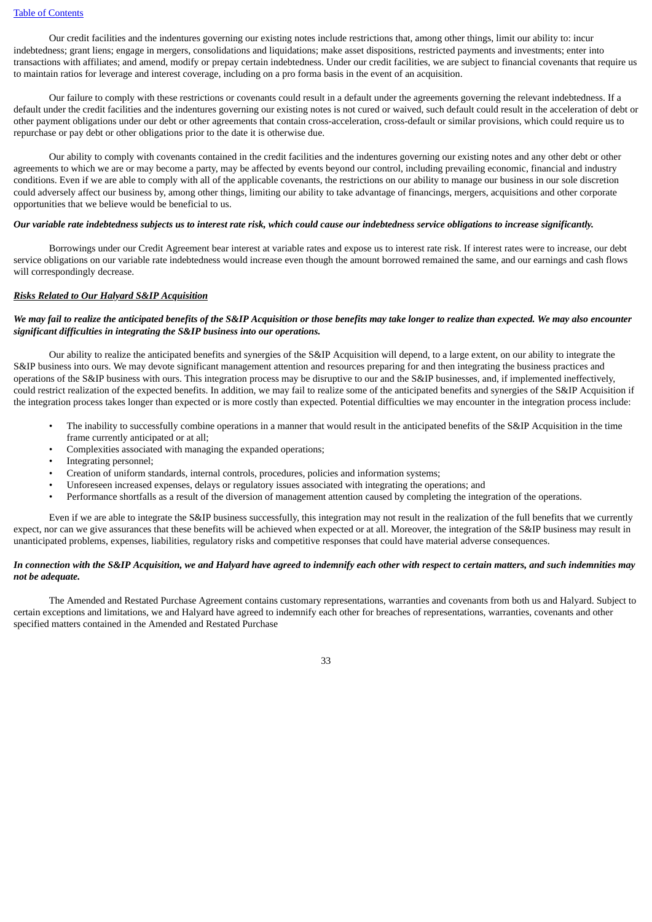Our credit facilities and the indentures governing our existing notes include restrictions that, among other things, limit our ability to: incur indebtedness; grant liens; engage in mergers, consolidations and liquidations; make asset dispositions, restricted payments and investments; enter into transactions with affiliates; and amend, modify or prepay certain indebtedness. Under our credit facilities, we are subject to financial covenants that require us to maintain ratios for leverage and interest coverage, including on a pro forma basis in the event of an acquisition.

Our failure to comply with these restrictions or covenants could result in a default under the agreements governing the relevant indebtedness. If a default under the credit facilities and the indentures governing our existing notes is not cured or waived, such default could result in the acceleration of debt or other payment obligations under our debt or other agreements that contain cross-acceleration, cross-default or similar provisions, which could require us to repurchase or pay debt or other obligations prior to the date it is otherwise due.

Our ability to comply with covenants contained in the credit facilities and the indentures governing our existing notes and any other debt or other agreements to which we are or may become a party, may be affected by events beyond our control, including prevailing economic, financial and industry conditions. Even if we are able to comply with all of the applicable covenants, the restrictions on our ability to manage our business in our sole discretion could adversely affect our business by, among other things, limiting our ability to take advantage of financings, mergers, acquisitions and other corporate opportunities that we believe would be beneficial to us.

***Our variable rate indebtedness subjects us to interest rate risk, which could cause our indebtedness service obligations to increase significantly.***

Borrowings under our Credit Agreement bear interest at variable rates and expose us to interest rate risk. If interest rates were to increase, our debt service obligations on our variable rate indebtedness would increase even though the amount borrowed remained the same, and our earnings and cash flows will correspondingly decrease.

***Risks Related to Our Halyard S&IP Acquisition***

***We may fail to realize the anticipated benefits of the S&IP Acquisition or those benefits may take longer to realize than expected. We may also encounter significant difficulties in integrating the S&IP business into our operations.***

Our ability to realize the anticipated benefits and synergies of the S&IP Acquisition will depend, to a large extent, on our ability to integrate the S&IP business into ours. We may devote significant management attention and resources preparing for and then integrating the business practices and operations of the S&IP business with ours. This integration process may be disruptive to our and the S&IP businesses, and, if implemented ineffectively, could restrict realization of the expected benefits. In addition, we may fail to realize some of the anticipated benefits and synergies of the S&IP Acquisition if the integration process takes longer than expected or is more costly than expected. Potential difficulties we may encounter in the integration process include:

- The inability to successfully combine operations in a manner that would result in the anticipated benefits of the S&IP Acquisition in the time frame currently anticipated or at all;
- Complexities associated with managing the expanded operations;
- Integrating personnel;
- Creation of uniform standards, internal controls, procedures, policies and information systems;
- Unforeseen increased expenses, delays or regulatory issues associated with integrating the operations; and
- Performance shortfalls as a result of the diversion of management attention caused by completing the integration of the operations.

Even if we are able to integrate the S&IP business successfully, this integration may not result in the realization of the full benefits that we currently expect, nor can we give assurances that these benefits will be achieved when expected or at all. Moreover, the integration of the S&IP business may result in unanticipated problems, expenses, liabilities, regulatory risks and competitive responses that could have material adverse consequences.

***In connection with the S&IP Acquisition, we and Halyard have agreed to indemnify each other with respect to certain matters, and such indemnities may not be adequate.***

The Amended and Restated Purchase Agreement contains customary representations, warranties and covenants from both us and Halyard. Subject to certain exceptions and limitations, we and Halyard have agreed to indemnify each other for breaches of representations, warranties, covenants and other specified matters contained in the Amended and Restated Purchase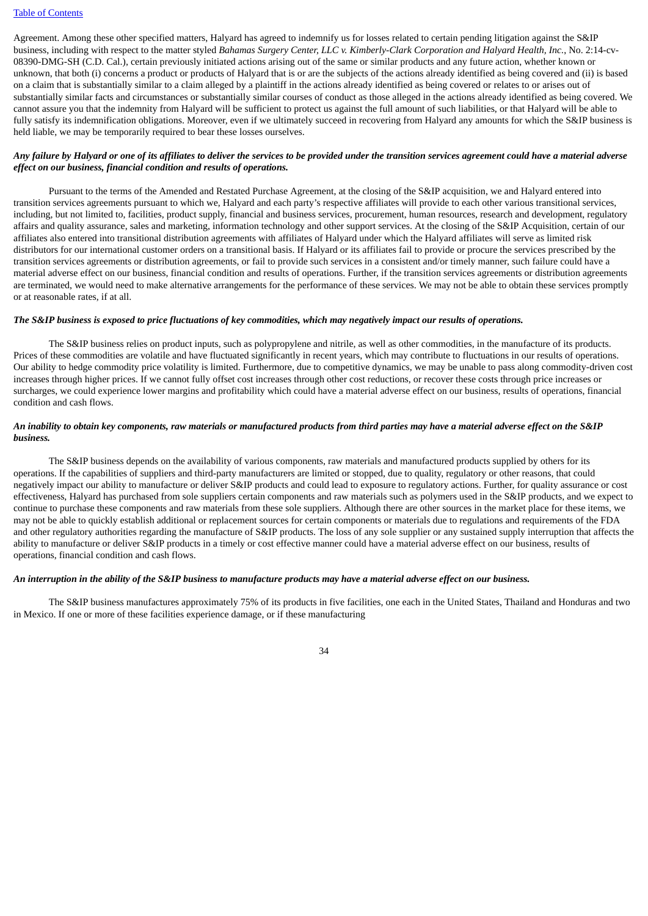Agreement. Among these other specified matters, Halyard has agreed to indemnify us for losses related to certain pending litigation against the S&IP business, including with respect to the matter styled *Bahamas Surgery Center, LLC v. Kimberly-Clark Corporation and Halyard Health, Inc.*, No. 2:14-cv-08390-DMG-SH (C.D. Cal.), certain previously initiated actions arising out of the same or similar products and any future action, whether known or unknown, that both (i) concerns a product or products of Halyard that is or are the subjects of the actions already identified as being covered and (ii) is based on a claim that is substantially similar to a claim alleged by a plaintiff in the actions already identified as being covered or relates to or arises out of substantially similar facts and circumstances or substantially similar courses of conduct as those alleged in the actions already identified as being covered. We cannot assure you that the indemnity from Halyard will be sufficient to protect us against the full amount of such liabilities, or that Halyard will be able to fully satisfy its indemnification obligations. Moreover, even if we ultimately succeed in recovering from Halyard any amounts for which the S&IP business is held liable, we may be temporarily required to bear these losses ourselves.

***Any failure by Halyard or one of its affiliates to deliver the services to be provided under the transition services agreement could have a material adverse effect on our business, financial condition and results of operations.***

Pursuant to the terms of the Amended and Restated Purchase Agreement, at the closing of the S&IP acquisition, we and Halyard entered into transition services agreements pursuant to which we, Halyard and each party's respective affiliates will provide to each other various transitional services, including, but not limited to, facilities, product supply, financial and business services, procurement, human resources, research and development, regulatory affairs and quality assurance, sales and marketing, information technology and other support services. At the closing of the S&IP Acquisition, certain of our affiliates also entered into transitional distribution agreements with affiliates of Halyard under which the Halyard affiliates will serve as limited risk distributors for our international customer orders on a transitional basis. If Halyard or its affiliates fail to provide or procure the services prescribed by the transition services agreements or distribution agreements, or fail to provide such services in a consistent and/or timely manner, such failure could have a material adverse effect on our business, financial condition and results of operations. Further, if the transition services agreements or distribution agreements are terminated, we would need to make alternative arrangements for the performance of these services. We may not be able to obtain these services promptly or at reasonable rates, if at all.

***The S&IP business is exposed to price fluctuations of key commodities, which may negatively impact our results of operations.***

The S&IP business relies on product inputs, such as polypropylene and nitrile, as well as other commodities, in the manufacture of its products. Prices of these commodities are volatile and have fluctuated significantly in recent years, which may contribute to fluctuations in our results of operations. Our ability to hedge commodity price volatility is limited. Furthermore, due to competitive dynamics, we may be unable to pass along commodity-driven cost increases through higher prices. If we cannot fully offset cost increases through other cost reductions, or recover these costs through price increases or surcharges, we could experience lower margins and profitability which could have a material adverse effect on our business, results of operations, financial condition and cash flows.

***An inability to obtain key components, raw materials or manufactured products from third parties may have a material adverse effect on the S&IP business.***

The S&IP business depends on the availability of various components, raw materials and manufactured products supplied by others for its operations. If the capabilities of suppliers and third-party manufacturers are limited or stopped, due to quality, regulatory or other reasons, that could negatively impact our ability to manufacture or deliver S&IP products and could lead to exposure to regulatory actions. Further, for quality assurance or cost effectiveness, Halyard has purchased from sole suppliers certain components and raw materials such as polymers used in the S&IP products, and we expect to continue to purchase these components and raw materials from these sole suppliers. Although there are other sources in the market place for these items, we may not be able to quickly establish additional or replacement sources for certain components or materials due to regulations and requirements of the FDA and other regulatory authorities regarding the manufacture of S&IP products. The loss of any sole supplier or any sustained supply interruption that affects the ability to manufacture or deliver S&IP products in a timely or cost effective manner could have a material adverse effect on our business, results of operations, financial condition and cash flows.

***An interruption in the ability of the S&IP business to manufacture products may have a material adverse effect on our business.***

The S&IP business manufactures approximately 75% of its products in five facilities, one each in the United States, Thailand and Honduras and two in Mexico. If one or more of these facilities experience damage, or if these manufacturing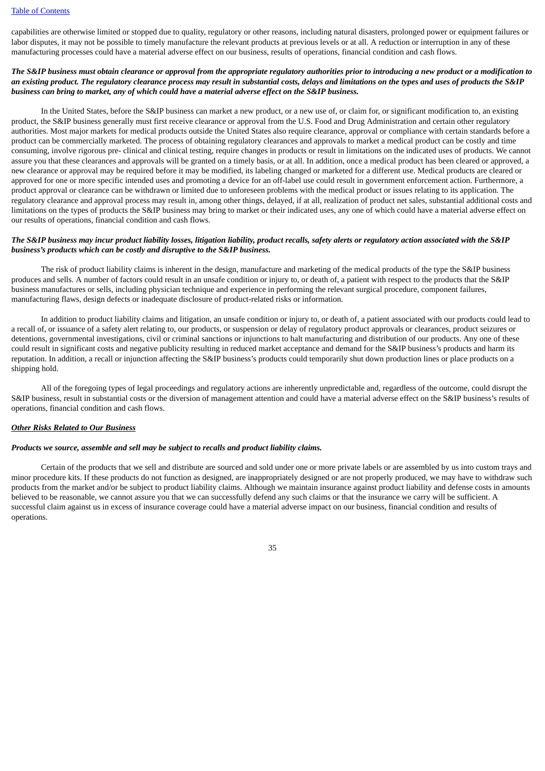capabilities are otherwise limited or stopped due to quality, regulatory or other reasons, including natural disasters, prolonged power or equipment failures or labor disputes, it may not be possible to timely manufacture the relevant products at previous levels or at all. A reduction or interruption in any of these manufacturing processes could have a material adverse effect on our business, results of operations, financial condition and cash flows.

***The S&IP business must obtain clearance or approval from the appropriate regulatory authorities prior to introducing a new product or a modification to an existing product. The regulatory clearance process may result in substantial costs, delays and limitations on the types and uses of products the S&IP business can bring to market, any of which could have a material adverse effect on the S&IP business.***

In the United States, before the S&IP business can market a new product, or a new use of, or claim for, or significant modification to, an existing product, the S&IP business generally must first receive clearance or approval from the U.S. Food and Drug Administration and certain other regulatory authorities. Most major markets for medical products outside the United States also require clearance, approval or compliance with certain standards before a product can be commercially marketed. The process of obtaining regulatory clearances and approvals to market a medical product can be costly and time consuming, involve rigorous pre- clinical and clinical testing, require changes in products or result in limitations on the indicated uses of products. We cannot assure you that these clearances and approvals will be granted on a timely basis, or at all. In addition, once a medical product has been cleared or approved, a new clearance or approval may be required before it may be modified, its labeling changed or marketed for a different use. Medical products are cleared or approved for one or more specific intended uses and promoting a device for an off-label use could result in government enforcement action. Furthermore, a product approval or clearance can be withdrawn or limited due to unforeseen problems with the medical product or issues relating to its application. The regulatory clearance and approval process may result in, among other things, delayed, if at all, realization of product net sales, substantial additional costs and limitations on the types of products the S&IP business may bring to market or their indicated uses, any one of which could have a material adverse effect on our results of operations, financial condition and cash flows.

***The S&IP business may incur product liability losses, litigation liability, product recalls, safety alerts or regulatory action associated with the S&IP business's products which can be costly and disruptive to the S&IP business.***

The risk of product liability claims is inherent in the design, manufacture and marketing of the medical products of the type the S&IP business produces and sells. A number of factors could result in an unsafe condition or injury to, or death of, a patient with respect to the products that the S&IP business manufactures or sells, including physician technique and experience in performing the relevant surgical procedure, component failures, manufacturing flaws, design defects or inadequate disclosure of product-related risks or information.

In addition to product liability claims and litigation, an unsafe condition or injury to, or death of, a patient associated with our products could lead to a recall of, or issuance of a safety alert relating to, our products, or suspension or delay of regulatory product approvals or clearances, product seizures or detentions, governmental investigations, civil or criminal sanctions or injunctions to halt manufacturing and distribution of our products. Any one of these could result in significant costs and negative publicity resulting in reduced market acceptance and demand for the S&IP business's products and harm its reputation. In addition, a recall or injunction affecting the S&IP business's products could temporarily shut down production lines or place products on a shipping hold.

All of the foregoing types of legal proceedings and regulatory actions are inherently unpredictable and, regardless of the outcome, could disrupt the S&IP business, result in substantial costs or the diversion of management attention and could have a material adverse effect on the S&IP business's results of operations, financial condition and cash flows.

***Other Risks Related to Our Business***

***Products we source, assemble and sell may be subject to recalls and product liability claims.***

Certain of the products that we sell and distribute are sourced and sold under one or more private labels or are assembled by us into custom trays and minor procedure kits. If these products do not function as designed, are inappropriately designed or are not properly produced, we may have to withdraw such products from the market and/or be subject to product liability claims. Although we maintain insurance against product liability and defense costs in amounts believed to be reasonable, we cannot assure you that we can successfully defend any such claims or that the insurance we carry will be sufficient. A successful claim against us in excess of insurance coverage could have a material adverse impact on our business, financial condition and results of operations.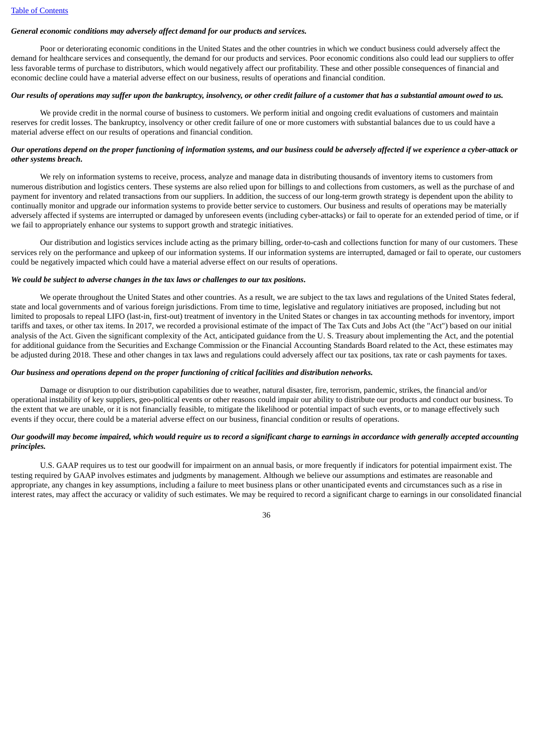***General economic conditions may adversely affect demand for our products and services.***

Poor or deteriorating economic conditions in the United States and the other countries in which we conduct business could adversely affect the demand for healthcare services and consequently, the demand for our products and services. Poor economic conditions also could lead our suppliers to offer less favorable terms of purchase to distributors, which would negatively affect our profitability. These and other possible consequences of financial and economic decline could have a material adverse effect on our business, results of operations and financial condition.

***Our results of operations may suffer upon the bankruptcy, insolvency, or other credit failure of a customer that has a substantial amount owed to us.***

We provide credit in the normal course of business to customers. We perform initial and ongoing credit evaluations of customers and maintain reserves for credit losses. The bankruptcy, insolvency or other credit failure of one or more customers with substantial balances due to us could have a material adverse effect on our results of operations and financial condition.

***Our operations depend on the proper functioning of information systems, and our business could be adversely affected if we experience a cyber-attack or other systems breach.***

We rely on information systems to receive, process, analyze and manage data in distributing thousands of inventory items to customers from numerous distribution and logistics centers. These systems are also relied upon for billings to and collections from customers, as well as the purchase of and payment for inventory and related transactions from our suppliers. In addition, the success of our long-term growth strategy is dependent upon the ability to continually monitor and upgrade our information systems to provide better service to customers. Our business and results of operations may be materially adversely affected if systems are interrupted or damaged by unforeseen events (including cyber-attacks) or fail to operate for an extended period of time, or if we fail to appropriately enhance our systems to support growth and strategic initiatives.

Our distribution and logistics services include acting as the primary billing, order-to-cash and collections function for many of our customers. These services rely on the performance and upkeep of our information systems. If our information systems are interrupted, damaged or fail to operate, our customers could be negatively impacted which could have a material adverse effect on our results of operations.

***We could be subject to adverse changes in the tax laws or challenges to our tax positions.***

We operate throughout the United States and other countries. As a result, we are subject to the tax laws and regulations of the United States federal, state and local governments and of various foreign jurisdictions. From time to time, legislative and regulatory initiatives are proposed, including but not limited to proposals to repeal LIFO (last-in, first-out) treatment of inventory in the United States or changes in tax accounting methods for inventory, import tariffs and taxes, or other tax items. In 2017, we recorded a provisional estimate of the impact of The Tax Cuts and Jobs Act (the "Act") based on our initial analysis of the Act. Given the significant complexity of the Act, anticipated guidance from the U. S. Treasury about implementing the Act, and the potential for additional guidance from the Securities and Exchange Commission or the Financial Accounting Standards Board related to the Act, these estimates may be adjusted during 2018. These and other changes in tax laws and regulations could adversely affect our tax positions, tax rate or cash payments for taxes.

***Our business and operations depend on the proper functioning of critical facilities and distribution networks.***

Damage or disruption to our distribution capabilities due to weather, natural disaster, fire, terrorism, pandemic, strikes, the financial and/or operational instability of key suppliers, geo-political events or other reasons could impair our ability to distribute our products and conduct our business. To the extent that we are unable, or it is not financially feasible, to mitigate the likelihood or potential impact of such events, or to manage effectively such events if they occur, there could be a material adverse effect on our business, financial condition or results of operations.

***Our goodwill may become impaired, which would require us to record a significant charge to earnings in accordance with generally accepted accounting principles.***

U.S. GAAP requires us to test our goodwill for impairment on an annual basis, or more frequently if indicators for potential impairment exist. The testing required by GAAP involves estimates and judgments by management. Although we believe our assumptions and estimates are reasonable and appropriate, any changes in key assumptions, including a failure to meet business plans or other unanticipated events and circumstances such as a rise in interest rates, may affect the accuracy or validity of such estimates. We may be required to record a significant charge to earnings in our consolidated financial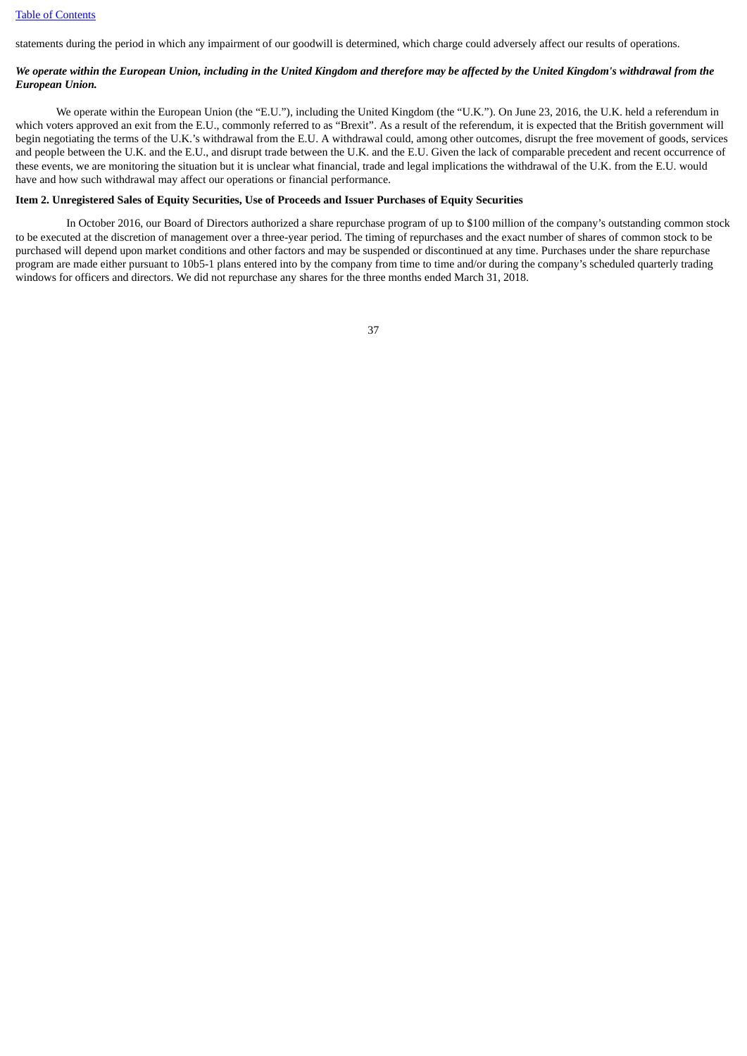statements during the period in which any impairment of our goodwill is determined, which charge could adversely affect our results of operations.

***We operate within the European Union, including in the United Kingdom and therefore may be affected by the United Kingdom's withdrawal from the European Union.***

We operate within the European Union (the "E.U."), including the United Kingdom (the "U.K."). On June 23, 2016, the U.K. held a referendum in which voters approved an exit from the E.U., commonly referred to as "Brexit". As a result of the referendum, it is expected that the British government will begin negotiating the terms of the U.K.'s withdrawal from the E.U. A withdrawal could, among other outcomes, disrupt the free movement of goods, services and people between the U.K. and the E.U., and disrupt trade between the U.K. and the E.U. Given the lack of comparable precedent and recent occurrence of these events, we are monitoring the situation but it is unclear what financial, trade and legal implications the withdrawal of the U.K. from the E.U. would have and how such withdrawal may affect our operations or financial performance.

**Item 2. Unregistered Sales of Equity Securities, Use of Proceeds and Issuer Purchases of Equity Securities**

In October 2016, our Board of Directors authorized a share repurchase program of up to $100 million of the company's outstanding common stock to be executed at the discretion of management over a three-year period. The timing of repurchases and the exact number of shares of common stock to be purchased will depend upon market conditions and other factors and may be suspended or discontinued at any time. Purchases under the share repurchase program are made either pursuant to 10b5-1 plans entered into by the company from time to time and/or during the company's scheduled quarterly trading windows for officers and directors. We did not repurchase any shares for the three months ended March 31, 2018.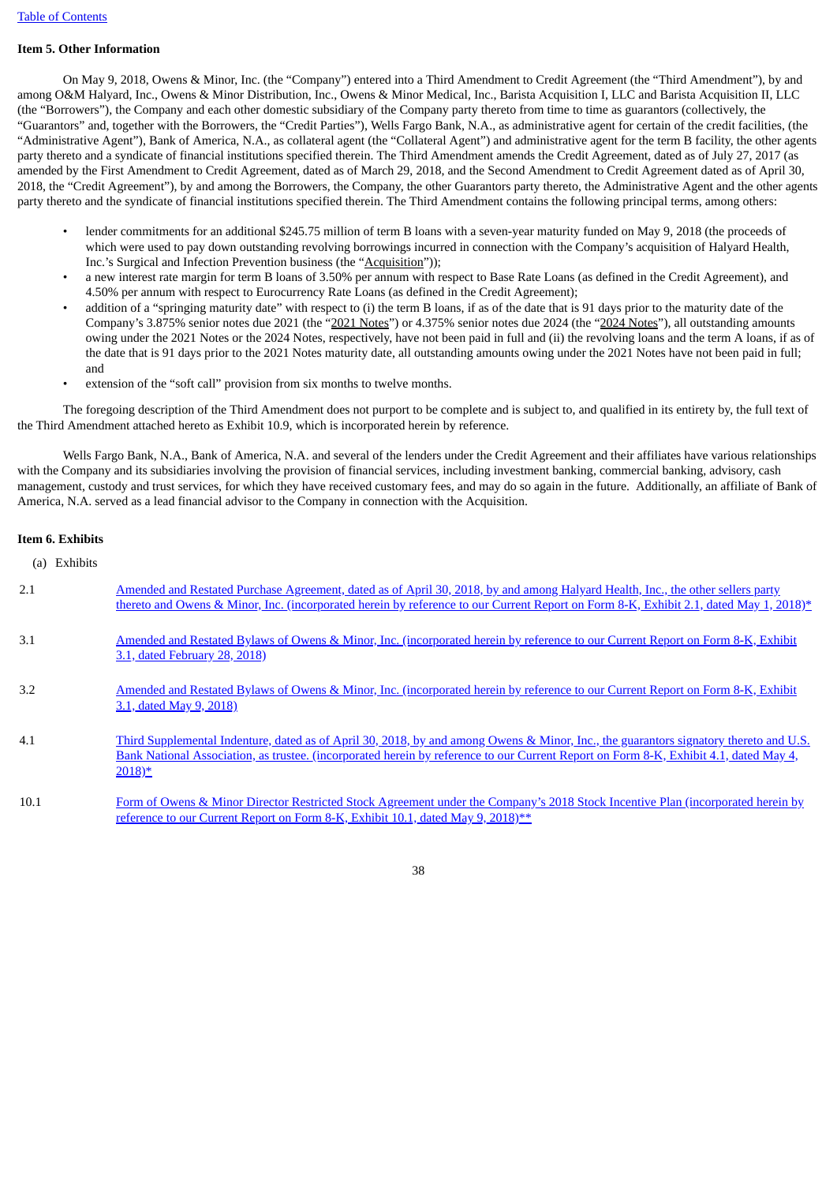[Table of Contents](#)

**Item 5. Other Information**

On May 9, 2018, Owens & Minor, Inc. (the "Company") entered into a Third Amendment to Credit Agreement (the "Third Amendment"), by and among O&M Halyard, Inc., Owens & Minor Distribution, Inc., Owens & Minor Medical, Inc., Barista Acquisition I, LLC and Barista Acquisition II, LLC (the "Borrowers"), the Company and each other domestic subsidiary of the Company party thereto from time to time as guarantors (collectively, the "Guarantors" and, together with the Borrowers, the "Credit Parties"), Wells Fargo Bank, N.A., as administrative agent for certain of the credit facilities, (the "Administrative Agent"), Bank of America, N.A., as collateral agent (the "Collateral Agent") and administrative agent for the term B facility, the other agents party thereto and a syndicate of financial institutions specified therein. The Third Amendment amends the Credit Agreement, dated as of July 27, 2017 (as amended by the First Amendment to Credit Agreement, dated as of March 29, 2018, and the Second Amendment to Credit Agreement dated as of April 30, 2018, the "Credit Agreement"), by and among the Borrowers, the Company, the other Guarantors party thereto, the Administrative Agent and the other agents party thereto and the syndicate of financial institutions specified therein. The Third Amendment contains the following principal terms, among others:

- lender commitments for an additional $245.75 million of term B loans with a seven-year maturity funded on May 9, 2018 (the proceeds of which were used to pay down outstanding revolving borrowings incurred in connection with the Company's acquisition of Halyard Health, Inc.'s Surgical and Infection Prevention business (the "Acquisition"));
- a new interest rate margin for term B loans of 3.50% per annum with respect to Base Rate Loans (as defined in the Credit Agreement), and 4.50% per annum with respect to Eurocurrency Rate Loans (as defined in the Credit Agreement);
- addition of a "springing maturity date" with respect to (i) the term B loans, if as of the date that is 91 days prior to the maturity date of the Company's 3.875% senior notes due 2021 (the "2021 Notes") or 4.375% senior notes due 2024 (the "2024 Notes"), all outstanding amounts owing under the 2021 Notes or the 2024 Notes, respectively, have not been paid in full and (ii) the revolving loans and the term A loans, if as of the date that is 91 days prior to the 2021 Notes maturity date, all outstanding amounts owing under the 2021 Notes have not been paid in full; and
- extension of the "soft call" provision from six months to twelve months.

The foregoing description of the Third Amendment does not purport to be complete and is subject to, and qualified in its entirety by, the full text of the Third Amendment attached hereto as Exhibit 10.9, which is incorporated herein by reference.

Wells Fargo Bank, N.A., Bank of America, N.A. and several of the lenders under the Credit Agreement and their affiliates have various relationships with the Company and its subsidiaries involving the provision of financial services, including investment banking, commercial banking, advisory, cash management, custody and trust services, for which they have received customary fees, and may do so again in the future. Additionally, an affiliate of Bank of America, N.A. served as a lead financial advisor to the Company in connection with the Acquisition.

**Item 6. Exhibits**

(a) Exhibits

| | |
|---|---|
| 2.1 | Amended and Restated Purchase Agreement, dated as of April 30, 2018, by and among Halyard Health, Inc., the other sellers party thereto and Owens & Minor, Inc. (incorporated herein by reference to our Current Report on Form 8-K, Exhibit 2.1, dated May 1, 2018)* |
| 3.1 | Amended and Restated Bylaws of Owens & Minor, Inc. (incorporated herein by reference to our Current Report on Form 8-K, Exhibit 3.1, dated February 28, 2018) |
| 3.2 | Amended and Restated Bylaws of Owens & Minor, Inc. (incorporated herein by reference to our Current Report on Form 8-K, Exhibit 3.1, dated May 9, 2018) |
| 4.1 | Third Supplemental Indenture, dated as of April 30, 2018, by and among Owens & Minor, Inc., the guarantors signatory thereto and U.S. Bank National Association, as trustee. (incorporated herein by reference to our Current Report on Form 8-K, Exhibit 4.1, dated May 4, 2018)* |
| 10.1 | Form of Owens & Minor Director Restricted Stock Agreement under the Company's 2018 Stock Incentive Plan (incorporated herein by reference to our Current Report on Form 8-K, Exhibit 10.1, dated May 9, 2018)** |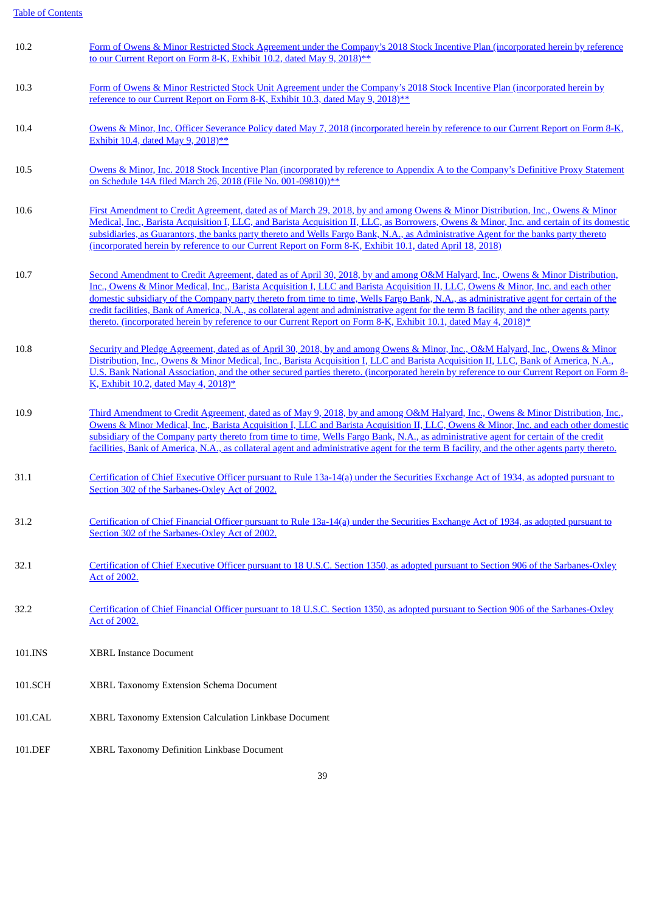| | |
|---|---|
| 10.2 | Form of Owens & Minor Restricted Stock Agreement under the Company's 2018 Stock Incentive Plan (incorporated herein by reference to our Current Report on Form 8-K, Exhibit 10.2, dated May 9, 2018)** |
| 10.3 | Form of Owens & Minor Restricted Stock Unit Agreement under the Company's 2018 Stock Incentive Plan (incorporated herein by reference to our Current Report on Form 8-K, Exhibit 10.3, dated May 9, 2018)** |
| 10.4 | Owens & Minor, Inc. Officer Severance Policy dated May 7, 2018 (incorporated herein by reference to our Current Report on Form 8-K, Exhibit 10.4, dated May 9, 2018)** |
| 10.5 | Owens & Minor, Inc. 2018 Stock Incentive Plan (incorporated by reference to Appendix A to the Company's Definitive Proxy Statement on Schedule 14A filed March 26, 2018 (File No. 001-09810))** |
| 10.6 | First Amendment to Credit Agreement, dated as of March 29, 2018, by and among Owens & Minor Distribution, Inc., Owens & Minor Medical, Inc., Barista Acquisition I, LLC, and Barista Acquisition II, LLC, as Borrowers, Owens & Minor, Inc. and certain of its domestic subsidiaries, as Guarantors, the banks party thereto and Wells Fargo Bank, N.A., as Administrative Agent for the banks party thereto (incorporated herein by reference to our Current Report on Form 8-K, Exhibit 10.1, dated April 18, 2018) |
| 10.7 | Second Amendment to Credit Agreement, dated as of April 30, 2018, by and among O&M Halyard, Inc., Owens & Minor Distribution, Inc., Owens & Minor Medical, Inc., Barista Acquisition I, LLC and Barista Acquisition II, LLC, Owens & Minor, Inc. and each other domestic subsidiary of the Company party thereto from time to time, Wells Fargo Bank, N.A., as administrative agent for certain of the credit facilities, Bank of America, N.A., as collateral agent and administrative agent for the term B facility, and the other agents party thereto. (incorporated herein by reference to our Current Report on Form 8-K, Exhibit 10.1, dated May 4, 2018)* |
| 10.8 | Security and Pledge Agreement, dated as of April 30, 2018, by and among Owens & Minor, Inc., O&M Halyard, Inc., Owens & Minor Distribution, Inc., Owens & Minor Medical, Inc., Barista Acquisition I, LLC and Barista Acquisition II, LLC, Bank of America, N.A., U.S. Bank National Association, and the other secured parties thereto. (incorporated herein by reference to our Current Report on Form 8-K, Exhibit 10.2, dated May 4, 2018)* |
| 10.9 | Third Amendment to Credit Agreement, dated as of May 9, 2018, by and among O&M Halyard, Inc., Owens & Minor Distribution, Inc., Owens & Minor Medical, Inc., Barista Acquisition I, LLC and Barista Acquisition II, LLC, Owens & Minor, Inc. and each other domestic subsidiary of the Company party thereto from time to time, Wells Fargo Bank, N.A., as administrative agent for certain of the credit facilities, Bank of America, N.A., as collateral agent and administrative agent for the term B facility, and the other agents party thereto. |
| 31.1 | Certification of Chief Executive Officer pursuant to Rule 13a-14(a) under the Securities Exchange Act of 1934, as adopted pursuant to Section 302 of the Sarbanes-Oxley Act of 2002. |
| 31.2 | Certification of Chief Financial Officer pursuant to Rule 13a-14(a) under the Securities Exchange Act of 1934, as adopted pursuant to Section 302 of the Sarbanes-Oxley Act of 2002. |
| 32.1 | Certification of Chief Executive Officer pursuant to 18 U.S.C. Section 1350, as adopted pursuant to Section 906 of the Sarbanes-Oxley Act of 2002. |
| 32.2 | Certification of Chief Financial Officer pursuant to 18 U.S.C. Section 1350, as adopted pursuant to Section 906 of the Sarbanes-Oxley Act of 2002. |
| 101.INS | XBRL Instance Document |
| 101.SCH | XBRL Taxonomy Extension Schema Document |
| 101.CAL | XBRL Taxonomy Extension Calculation Linkbase Document |
| 101.DEF | XBRL Taxonomy Definition Linkbase Document |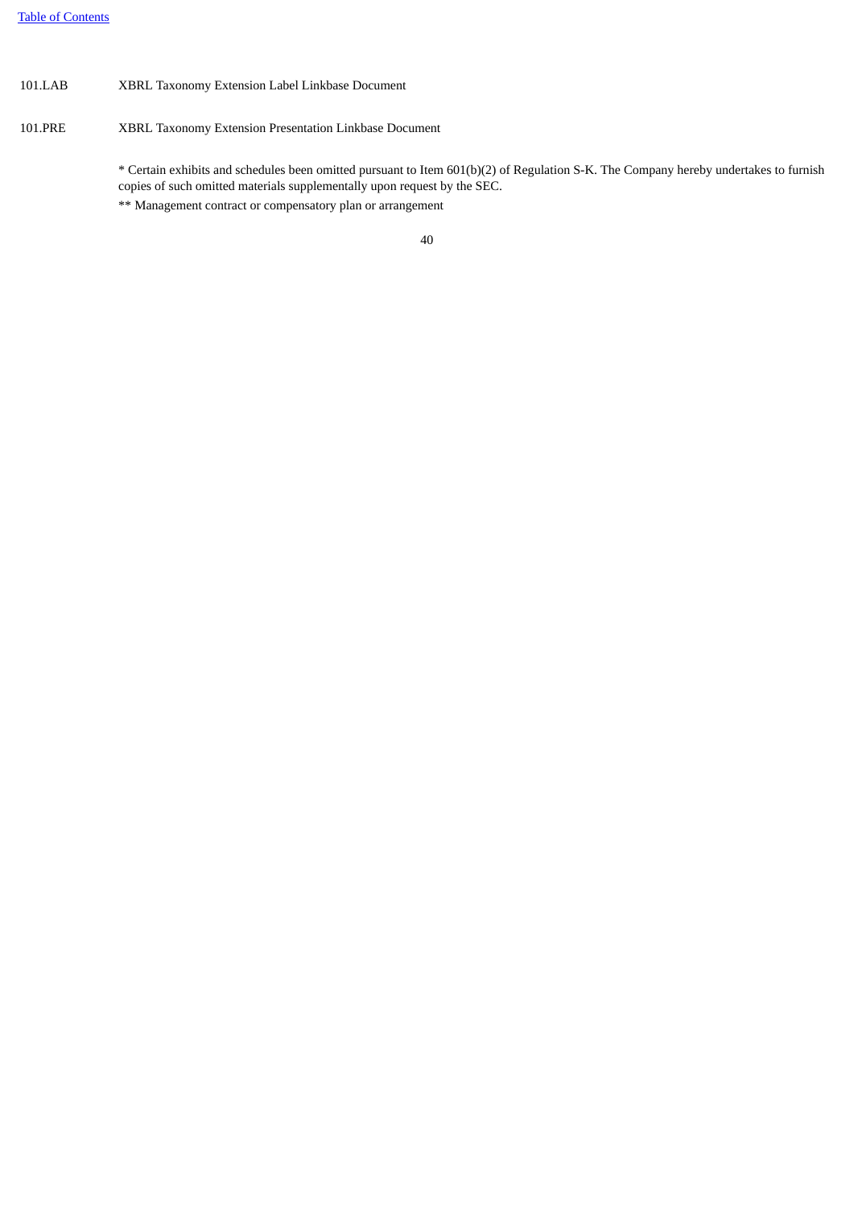| | |
|---|---|
| 101.LAB | XBRL Taxonomy Extension Label Linkbase Document |
| 101.PRE | XBRL Taxonomy Extension Presentation Linkbase Document |

* Certain exhibits and schedules been omitted pursuant to Item 601(b)(2) of Regulation S-K. The Company hereby undertakes to furnish copies of such omitted materials supplementally upon request by the SEC.

** Management contract or compensatory plan or arrangement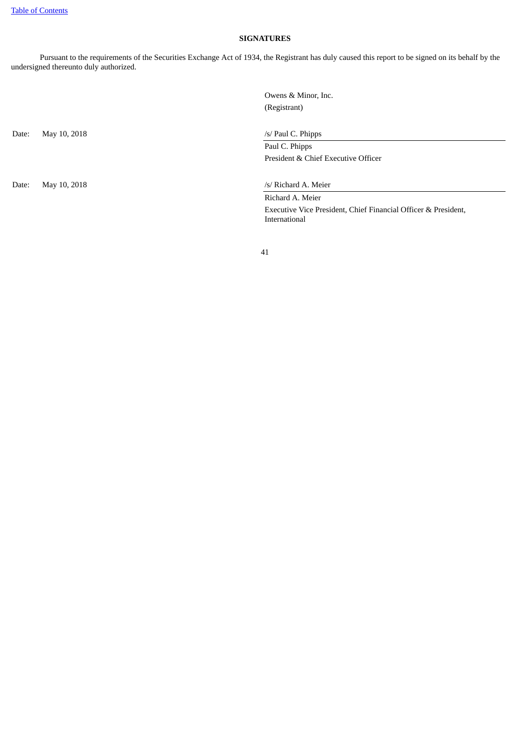[Table of Contents]

## SIGNATURES

Pursuant to the requirements of the Securities Exchange Act of 1934, the Registrant has duly caused this report to be signed on its behalf by the undersigned thereunto duly authorized.

Owens & Minor, Inc.
(Registrant)

| | | |
|---|---|---|
| Date: | May 10, 2018 | /s/ Paul C. Phipps |
| | | Paul C. Phipps |
| | | President & Chief Executive Officer |
| Date: | May 10, 2018 | /s/ Richard A. Meier |
| | | Richard A. Meier |
| | | Executive Vice President, Chief Financial Officer & President, International |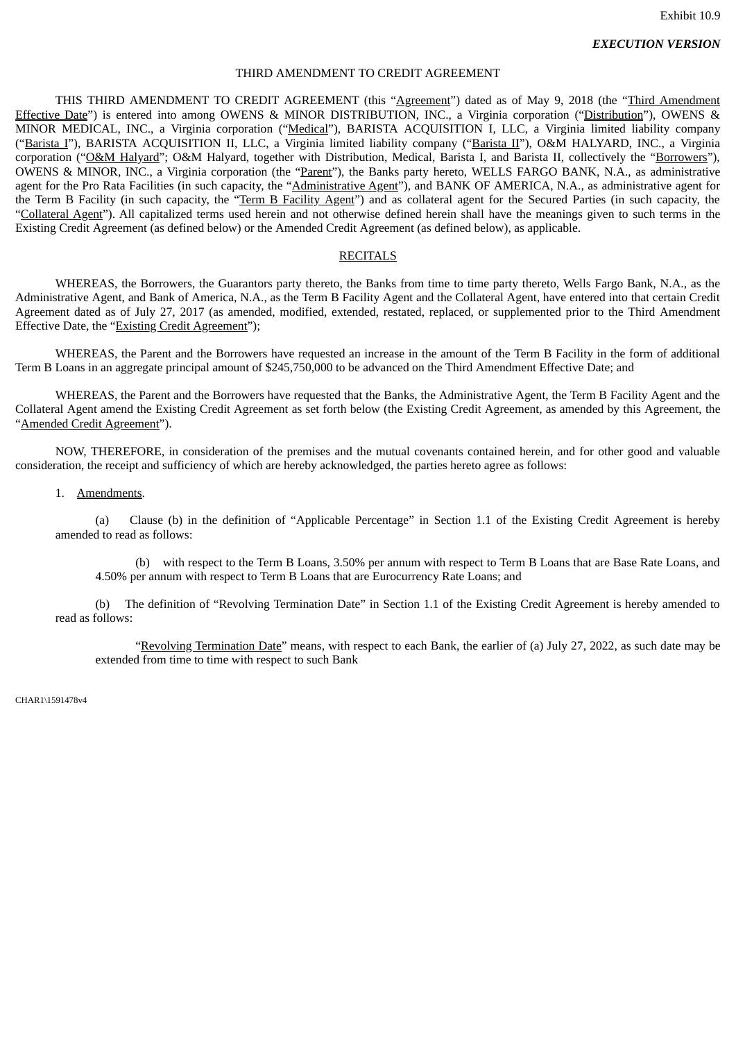Exhibit 10.9

***EXECUTION VERSION***

THIRD AMENDMENT TO CREDIT AGREEMENT

THIS THIRD AMENDMENT TO CREDIT AGREEMENT (this "Agreement") dated as of May 9, 2018 (the "Third Amendment Effective Date") is entered into among OWENS & MINOR DISTRIBUTION, INC., a Virginia corporation ("Distribution"), OWENS & MINOR MEDICAL, INC., a Virginia corporation ("Medical"), BARISTA ACQUISITION I, LLC, a Virginia limited liability company ("Barista I"), BARISTA ACQUISITION II, LLC, a Virginia limited liability company ("Barista II"), O&M HALYARD, INC., a Virginia corporation ("O&M Halyard"; O&M Halyard, together with Distribution, Medical, Barista I, and Barista II, collectively the "Borrowers"), OWENS & MINOR, INC., a Virginia corporation (the "Parent"), the Banks party hereto, WELLS FARGO BANK, N.A., as administrative agent for the Pro Rata Facilities (in such capacity, the "Administrative Agent"), and BANK OF AMERICA, N.A., as administrative agent for the Term B Facility (in such capacity, the "Term B Facility Agent") and as collateral agent for the Secured Parties (in such capacity, the "Collateral Agent"). All capitalized terms used herein and not otherwise defined herein shall have the meanings given to such terms in the Existing Credit Agreement (as defined below) or the Amended Credit Agreement (as defined below), as applicable.

RECITALS

WHEREAS, the Borrowers, the Guarantors party thereto, the Banks from time to time party thereto, Wells Fargo Bank, N.A., as the Administrative Agent, and Bank of America, N.A., as the Term B Facility Agent and the Collateral Agent, have entered into that certain Credit Agreement dated as of July 27, 2017 (as amended, modified, extended, restated, replaced, or supplemented prior to the Third Amendment Effective Date, the "Existing Credit Agreement");

WHEREAS, the Parent and the Borrowers have requested an increase in the amount of the Term B Facility in the form of additional Term B Loans in an aggregate principal amount of $245,750,000 to be advanced on the Third Amendment Effective Date; and

WHEREAS, the Parent and the Borrowers have requested that the Banks, the Administrative Agent, the Term B Facility Agent and the Collateral Agent amend the Existing Credit Agreement as set forth below (the Existing Credit Agreement, as amended by this Agreement, the "Amended Credit Agreement").

NOW, THEREFORE, in consideration of the premises and the mutual covenants contained herein, and for other good and valuable consideration, the receipt and sufficiency of which are hereby acknowledged, the parties hereto agree as follows:

1. Amendments.

(a) Clause (b) in the definition of "Applicable Percentage" in Section 1.1 of the Existing Credit Agreement is hereby amended to read as follows:

(b) with respect to the Term B Loans, 3.50% per annum with respect to Term B Loans that are Base Rate Loans, and 4.50% per annum with respect to Term B Loans that are Eurocurrency Rate Loans; and

(b) The definition of "Revolving Termination Date" in Section 1.1 of the Existing Credit Agreement is hereby amended to read as follows:

"Revolving Termination Date" means, with respect to each Bank, the earlier of (a) July 27, 2022, as such date may be extended from time to time with respect to such Bank

CHAR1\1591478v4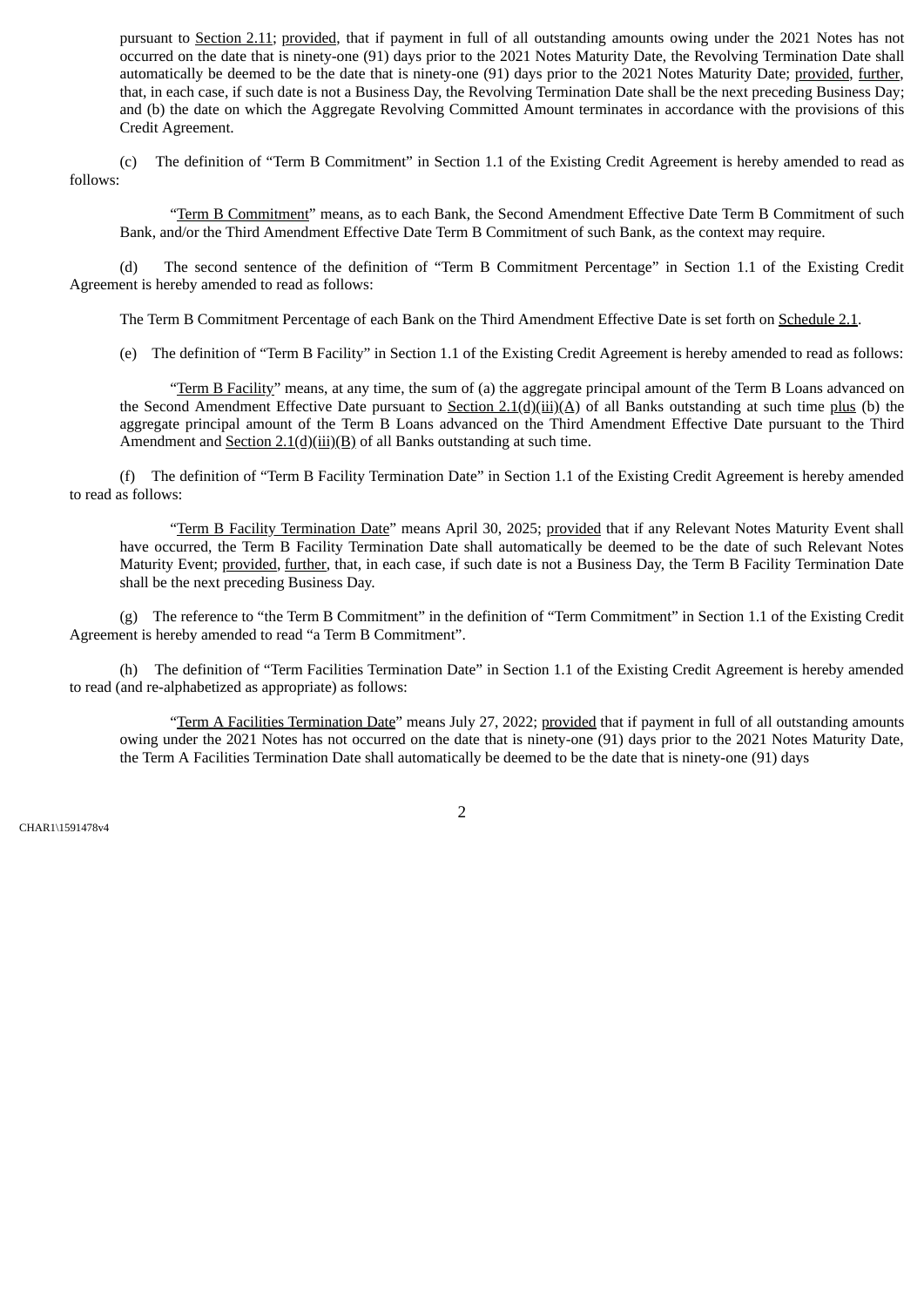pursuant to Section 2.11; provided, that if payment in full of all outstanding amounts owing under the 2021 Notes has not occurred on the date that is ninety-one (91) days prior to the 2021 Notes Maturity Date, the Revolving Termination Date shall automatically be deemed to be the date that is ninety-one (91) days prior to the 2021 Notes Maturity Date; provided, further, that, in each case, if such date is not a Business Day, the Revolving Termination Date shall be the next preceding Business Day; and (b) the date on which the Aggregate Revolving Committed Amount terminates in accordance with the provisions of this Credit Agreement.

(c) The definition of "Term B Commitment" in Section 1.1 of the Existing Credit Agreement is hereby amended to read as follows:

"Term B Commitment" means, as to each Bank, the Second Amendment Effective Date Term B Commitment of such Bank, and/or the Third Amendment Effective Date Term B Commitment of such Bank, as the context may require.

(d) The second sentence of the definition of "Term B Commitment Percentage" in Section 1.1 of the Existing Credit Agreement is hereby amended to read as follows:

The Term B Commitment Percentage of each Bank on the Third Amendment Effective Date is set forth on Schedule 2.1.

(e) The definition of "Term B Facility" in Section 1.1 of the Existing Credit Agreement is hereby amended to read as follows:

"Term B Facility" means, at any time, the sum of (a) the aggregate principal amount of the Term B Loans advanced on the Second Amendment Effective Date pursuant to Section 2.1(d)(iii)(A) of all Banks outstanding at such time plus (b) the aggregate principal amount of the Term B Loans advanced on the Third Amendment Effective Date pursuant to the Third Amendment and Section 2.1(d)(iii)(B) of all Banks outstanding at such time.

(f) The definition of "Term B Facility Termination Date" in Section 1.1 of the Existing Credit Agreement is hereby amended to read as follows:

"Term B Facility Termination Date" means April 30, 2025; provided that if any Relevant Notes Maturity Event shall have occurred, the Term B Facility Termination Date shall automatically be deemed to be the date of such Relevant Notes Maturity Event; provided, further, that, in each case, if such date is not a Business Day, the Term B Facility Termination Date shall be the next preceding Business Day.

(g) The reference to "the Term B Commitment" in the definition of "Term Commitment" in Section 1.1 of the Existing Credit Agreement is hereby amended to read "a Term B Commitment".

(h) The definition of "Term Facilities Termination Date" in Section 1.1 of the Existing Credit Agreement is hereby amended to read (and re-alphabetized as appropriate) as follows:

"Term A Facilities Termination Date" means July 27, 2022; provided that if payment in full of all outstanding amounts owing under the 2021 Notes has not occurred on the date that is ninety-one (91) days prior to the 2021 Notes Maturity Date, the Term A Facilities Termination Date shall automatically be deemed to be the date that is ninety-one (91) days

CHAR1\1591478v4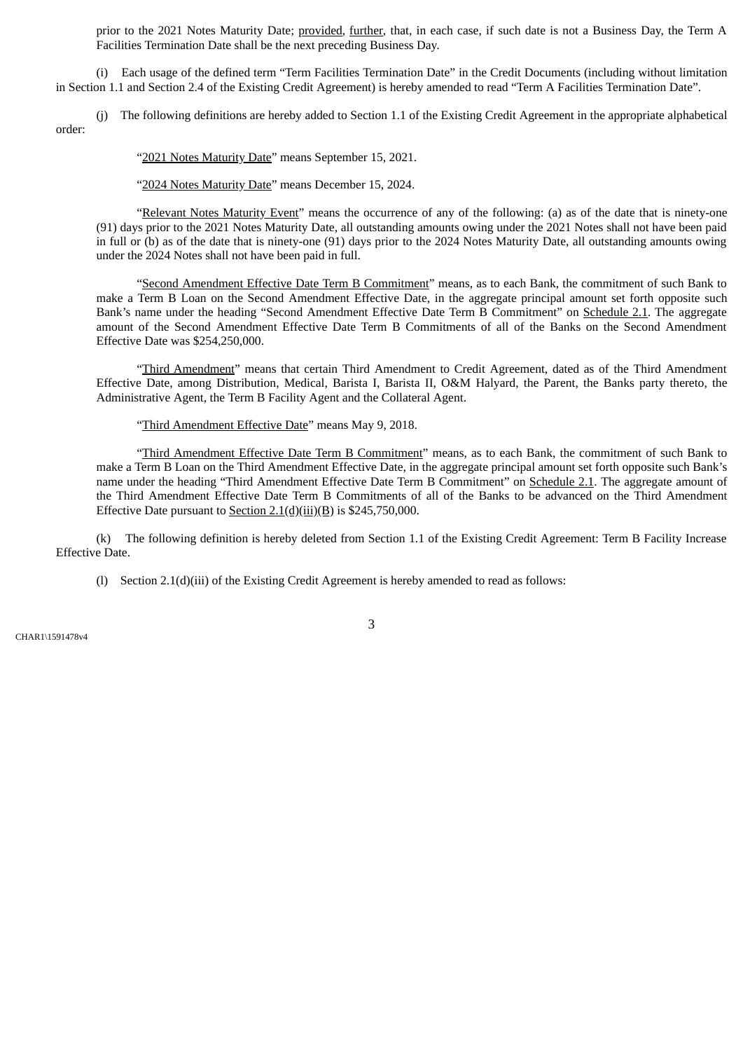prior to the 2021 Notes Maturity Date; provided, further, that, in each case, if such date is not a Business Day, the Term A Facilities Termination Date shall be the next preceding Business Day.

(i) Each usage of the defined term "Term Facilities Termination Date" in the Credit Documents (including without limitation in Section 1.1 and Section 2.4 of the Existing Credit Agreement) is hereby amended to read "Term A Facilities Termination Date".

(j) The following definitions are hereby added to Section 1.1 of the Existing Credit Agreement in the appropriate alphabetical order:

"2021 Notes Maturity Date" means September 15, 2021.

"2024 Notes Maturity Date" means December 15, 2024.

"Relevant Notes Maturity Event" means the occurrence of any of the following: (a) as of the date that is ninety-one (91) days prior to the 2021 Notes Maturity Date, all outstanding amounts owing under the 2021 Notes shall not have been paid in full or (b) as of the date that is ninety-one (91) days prior to the 2024 Notes Maturity Date, all outstanding amounts owing under the 2024 Notes shall not have been paid in full.

"Second Amendment Effective Date Term B Commitment" means, as to each Bank, the commitment of such Bank to make a Term B Loan on the Second Amendment Effective Date, in the aggregate principal amount set forth opposite such Bank's name under the heading "Second Amendment Effective Date Term B Commitment" on Schedule 2.1. The aggregate amount of the Second Amendment Effective Date Term B Commitments of all of the Banks on the Second Amendment Effective Date was $254,250,000.

"Third Amendment" means that certain Third Amendment to Credit Agreement, dated as of the Third Amendment Effective Date, among Distribution, Medical, Barista I, Barista II, O&M Halyard, the Parent, the Banks party thereto, the Administrative Agent, the Term B Facility Agent and the Collateral Agent.

"Third Amendment Effective Date" means May 9, 2018.

"Third Amendment Effective Date Term B Commitment" means, as to each Bank, the commitment of such Bank to make a Term B Loan on the Third Amendment Effective Date, in the aggregate principal amount set forth opposite such Bank's name under the heading "Third Amendment Effective Date Term B Commitment" on Schedule 2.1. The aggregate amount of the Third Amendment Effective Date Term B Commitments of all of the Banks to be advanced on the Third Amendment Effective Date pursuant to Section 2.1(d)(iii)(B) is $245,750,000.

(k) The following definition is hereby deleted from Section 1.1 of the Existing Credit Agreement: Term B Facility Increase Effective Date.

(l) Section 2.1(d)(iii) of the Existing Credit Agreement is hereby amended to read as follows: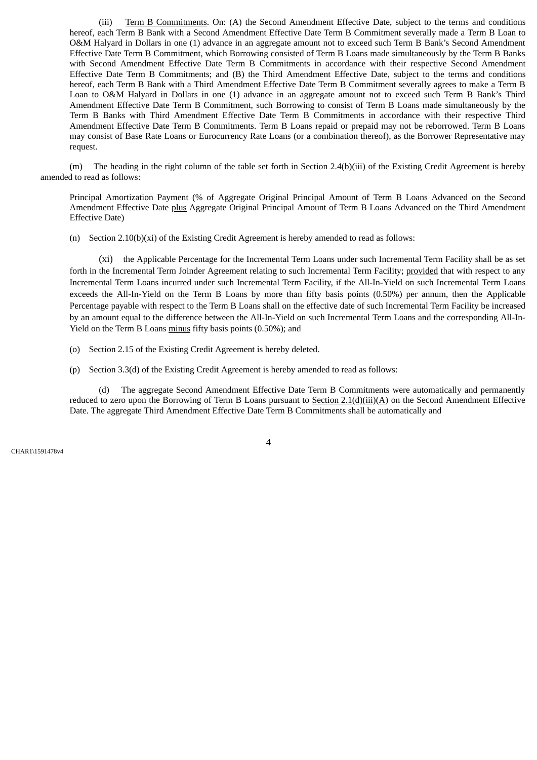(iii) Term B Commitments. On: (A) the Second Amendment Effective Date, subject to the terms and conditions hereof, each Term B Bank with a Second Amendment Effective Date Term B Commitment severally made a Term B Loan to O&M Halyard in Dollars in one (1) advance in an aggregate amount not to exceed such Term B Bank's Second Amendment Effective Date Term B Commitment, which Borrowing consisted of Term B Loans made simultaneously by the Term B Banks with Second Amendment Effective Date Term B Commitments in accordance with their respective Second Amendment Effective Date Term B Commitments; and (B) the Third Amendment Effective Date, subject to the terms and conditions hereof, each Term B Bank with a Third Amendment Effective Date Term B Commitment severally agrees to make a Term B Loan to O&M Halyard in Dollars in one (1) advance in an aggregate amount not to exceed such Term B Bank's Third Amendment Effective Date Term B Commitment, such Borrowing to consist of Term B Loans made simultaneously by the Term B Banks with Third Amendment Effective Date Term B Commitments in accordance with their respective Third Amendment Effective Date Term B Commitments. Term B Loans repaid or prepaid may not be reborrowed. Term B Loans may consist of Base Rate Loans or Eurocurrency Rate Loans (or a combination thereof), as the Borrower Representative may request.

(m) The heading in the right column of the table set forth in Section 2.4(b)(iii) of the Existing Credit Agreement is hereby amended to read as follows:

Principal Amortization Payment (% of Aggregate Original Principal Amount of Term B Loans Advanced on the Second Amendment Effective Date plus Aggregate Original Principal Amount of Term B Loans Advanced on the Third Amendment Effective Date)

(n) Section 2.10(b)(xi) of the Existing Credit Agreement is hereby amended to read as follows:

(xi) the Applicable Percentage for the Incremental Term Loans under such Incremental Term Facility shall be as set forth in the Incremental Term Joinder Agreement relating to such Incremental Term Facility; provided that with respect to any Incremental Term Loans incurred under such Incremental Term Facility, if the All-In-Yield on such Incremental Term Loans exceeds the All-In-Yield on the Term B Loans by more than fifty basis points (0.50%) per annum, then the Applicable Percentage payable with respect to the Term B Loans shall on the effective date of such Incremental Term Facility be increased by an amount equal to the difference between the All-In-Yield on such Incremental Term Loans and the corresponding All-In-Yield on the Term B Loans minus fifty basis points (0.50%); and

(o) Section 2.15 of the Existing Credit Agreement is hereby deleted.

(p) Section 3.3(d) of the Existing Credit Agreement is hereby amended to read as follows:

(d) The aggregate Second Amendment Effective Date Term B Commitments were automatically and permanently reduced to zero upon the Borrowing of Term B Loans pursuant to Section 2.1(d)(iii)(A) on the Second Amendment Effective Date. The aggregate Third Amendment Effective Date Term B Commitments shall be automatically and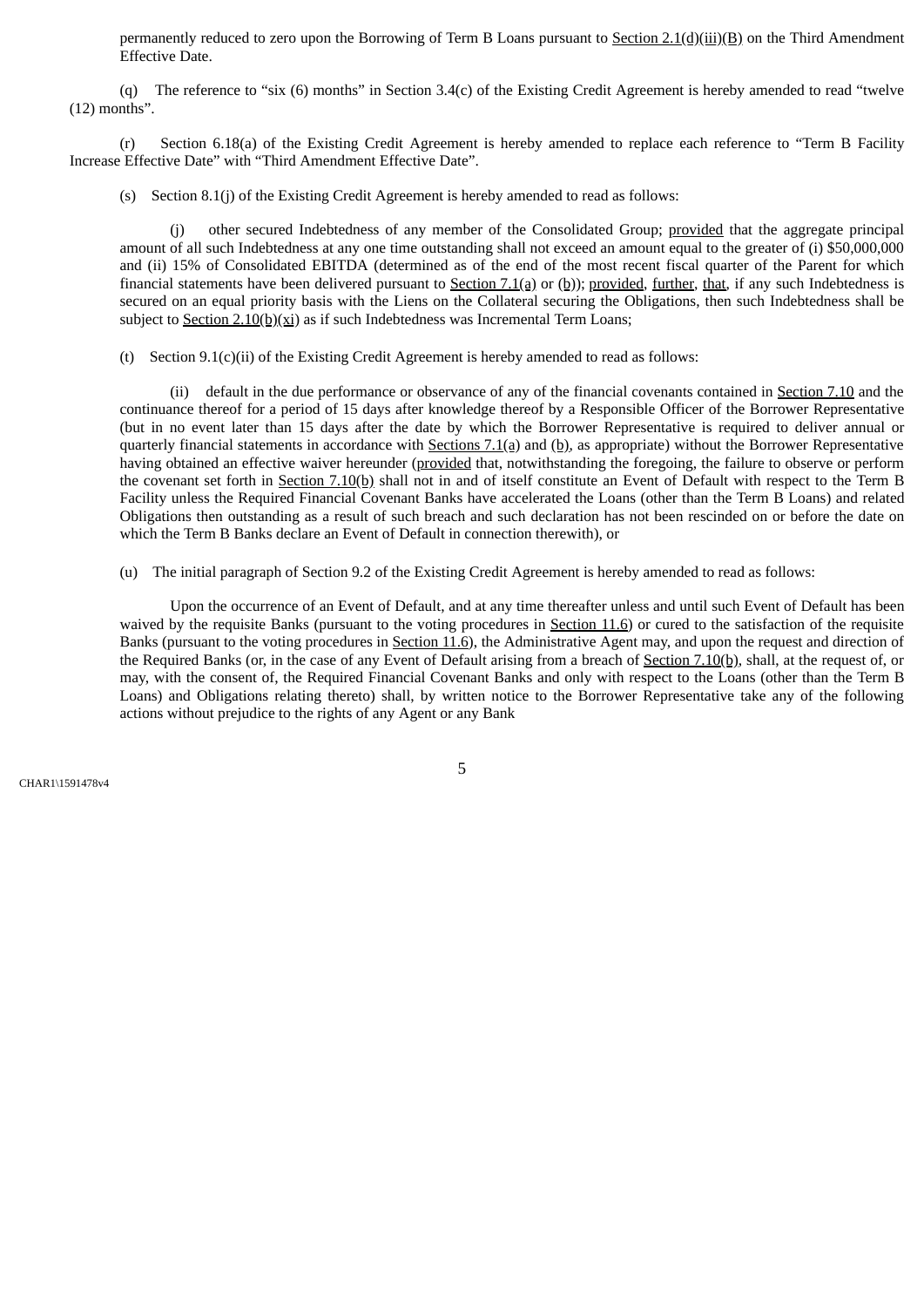permanently reduced to zero upon the Borrowing of Term B Loans pursuant to Section 2.1(d)(iii)(B) on the Third Amendment Effective Date.

(q) The reference to "six (6) months" in Section 3.4(c) of the Existing Credit Agreement is hereby amended to read "twelve (12) months".

(r) Section 6.18(a) of the Existing Credit Agreement is hereby amended to replace each reference to "Term B Facility Increase Effective Date" with "Third Amendment Effective Date".

(s) Section 8.1(j) of the Existing Credit Agreement is hereby amended to read as follows:

> (j) other secured Indebtedness of any member of the Consolidated Group; provided that the aggregate principal amount of all such Indebtedness at any one time outstanding shall not exceed an amount equal to the greater of (i) $50,000,000 and (ii) 15% of Consolidated EBITDA (determined as of the end of the most recent fiscal quarter of the Parent for which financial statements have been delivered pursuant to Section 7.1(a) or (b)); provided, further, that, if any such Indebtedness is secured on an equal priority basis with the Liens on the Collateral securing the Obligations, then such Indebtedness shall be subject to Section 2.10(b)(xi) as if such Indebtedness was Incremental Term Loans;

(t) Section 9.1(c)(ii) of the Existing Credit Agreement is hereby amended to read as follows:

> (ii) default in the due performance or observance of any of the financial covenants contained in Section 7.10 and the continuance thereof for a period of 15 days after knowledge thereof by a Responsible Officer of the Borrower Representative (but in no event later than 15 days after the date by which the Borrower Representative is required to deliver annual or quarterly financial statements in accordance with Sections 7.1(a) and (b), as appropriate) without the Borrower Representative having obtained an effective waiver hereunder (provided that, notwithstanding the foregoing, the failure to observe or perform the covenant set forth in Section 7.10(b) shall not in and of itself constitute an Event of Default with respect to the Term B Facility unless the Required Financial Covenant Banks have accelerated the Loans (other than the Term B Loans) and related Obligations then outstanding as a result of such breach and such declaration has not been rescinded on or before the date on which the Term B Banks declare an Event of Default in connection therewith), or

(u) The initial paragraph of Section 9.2 of the Existing Credit Agreement is hereby amended to read as follows:

> Upon the occurrence of an Event of Default, and at any time thereafter unless and until such Event of Default has been waived by the requisite Banks (pursuant to the voting procedures in Section 11.6) or cured to the satisfaction of the requisite Banks (pursuant to the voting procedures in Section 11.6), the Administrative Agent may, and upon the request and direction of the Required Banks (or, in the case of any Event of Default arising from a breach of Section 7.10(b), shall, at the request of, or may, with the consent of, the Required Financial Covenant Banks and only with respect to the Loans (other than the Term B Loans) and Obligations relating thereto) shall, by written notice to the Borrower Representative take any of the following actions without prejudice to the rights of any Agent or any Bank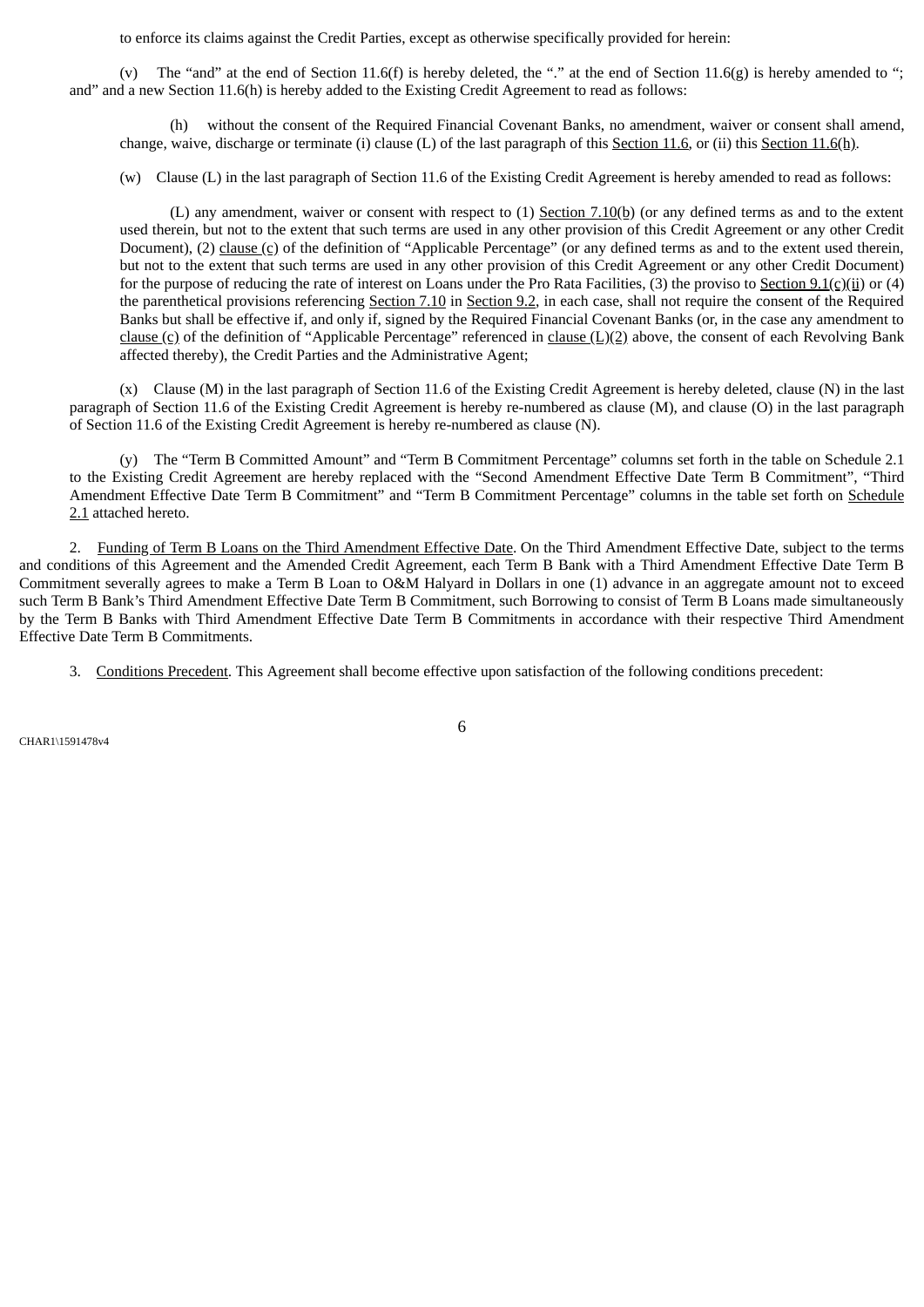to enforce its claims against the Credit Parties, except as otherwise specifically provided for herein:

(v) The "and" at the end of Section 11.6(f) is hereby deleted, the "." at the end of Section 11.6(g) is hereby amended to "; and" and a new Section 11.6(h) is hereby added to the Existing Credit Agreement to read as follows:

(h) without the consent of the Required Financial Covenant Banks, no amendment, waiver or consent shall amend, change, waive, discharge or terminate (i) clause (L) of the last paragraph of this Section 11.6, or (ii) this Section 11.6(h).

(w) Clause (L) in the last paragraph of Section 11.6 of the Existing Credit Agreement is hereby amended to read as follows:

(L) any amendment, waiver or consent with respect to (1) Section 7.10(b) (or any defined terms as and to the extent used therein, but not to the extent that such terms are used in any other provision of this Credit Agreement or any other Credit Document), (2) clause (c) of the definition of "Applicable Percentage" (or any defined terms as and to the extent used therein, but not to the extent that such terms are used in any other provision of this Credit Agreement or any other Credit Document) for the purpose of reducing the rate of interest on Loans under the Pro Rata Facilities, (3) the proviso to Section 9.1(c)(ii) or (4) the parenthetical provisions referencing Section 7.10 in Section 9.2, in each case, shall not require the consent of the Required Banks but shall be effective if, and only if, signed by the Required Financial Covenant Banks (or, in the case any amendment to clause (c) of the definition of "Applicable Percentage" referenced in clause (L)(2) above, the consent of each Revolving Bank affected thereby), the Credit Parties and the Administrative Agent;

(x) Clause (M) in the last paragraph of Section 11.6 of the Existing Credit Agreement is hereby deleted, clause (N) in the last paragraph of Section 11.6 of the Existing Credit Agreement is hereby re-numbered as clause (M), and clause (O) in the last paragraph of Section 11.6 of the Existing Credit Agreement is hereby re-numbered as clause (N).

(y) The "Term B Committed Amount" and "Term B Commitment Percentage" columns set forth in the table on Schedule 2.1 to the Existing Credit Agreement are hereby replaced with the "Second Amendment Effective Date Term B Commitment", "Third Amendment Effective Date Term B Commitment" and "Term B Commitment Percentage" columns in the table set forth on Schedule 2.1 attached hereto.

2. Funding of Term B Loans on the Third Amendment Effective Date. On the Third Amendment Effective Date, subject to the terms and conditions of this Agreement and the Amended Credit Agreement, each Term B Bank with a Third Amendment Effective Date Term B Commitment severally agrees to make a Term B Loan to O&M Halyard in Dollars in one (1) advance in an aggregate amount not to exceed such Term B Bank's Third Amendment Effective Date Term B Commitment, such Borrowing to consist of Term B Loans made simultaneously by the Term B Banks with Third Amendment Effective Date Term B Commitments in accordance with their respective Third Amendment Effective Date Term B Commitments.

3. Conditions Precedent. This Agreement shall become effective upon satisfaction of the following conditions precedent:

CHAR1\1591478v4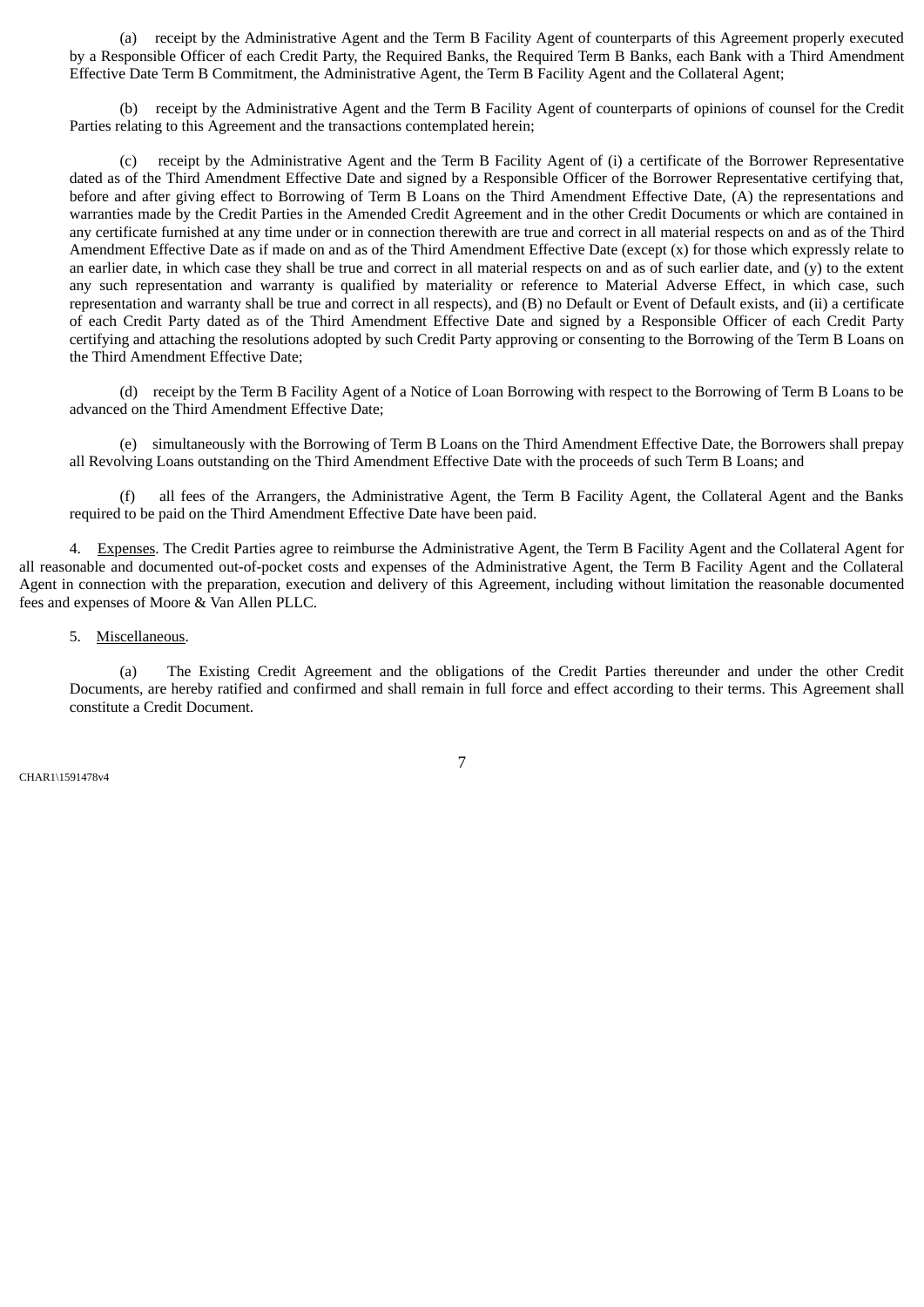(a) receipt by the Administrative Agent and the Term B Facility Agent of counterparts of this Agreement properly executed by a Responsible Officer of each Credit Party, the Required Banks, the Required Term B Banks, each Bank with a Third Amendment Effective Date Term B Commitment, the Administrative Agent, the Term B Facility Agent and the Collateral Agent;

(b) receipt by the Administrative Agent and the Term B Facility Agent of counterparts of opinions of counsel for the Credit Parties relating to this Agreement and the transactions contemplated herein;

(c) receipt by the Administrative Agent and the Term B Facility Agent of (i) a certificate of the Borrower Representative dated as of the Third Amendment Effective Date and signed by a Responsible Officer of the Borrower Representative certifying that, before and after giving effect to Borrowing of Term B Loans on the Third Amendment Effective Date, (A) the representations and warranties made by the Credit Parties in the Amended Credit Agreement and in the other Credit Documents or which are contained in any certificate furnished at any time under or in connection therewith are true and correct in all material respects on and as of the Third Amendment Effective Date as if made on and as of the Third Amendment Effective Date (except (x) for those which expressly relate to an earlier date, in which case they shall be true and correct in all material respects on and as of such earlier date, and (y) to the extent any such representation and warranty is qualified by materiality or reference to Material Adverse Effect, in which case, such representation and warranty shall be true and correct in all respects), and (B) no Default or Event of Default exists, and (ii) a certificate of each Credit Party dated as of the Third Amendment Effective Date and signed by a Responsible Officer of each Credit Party certifying and attaching the resolutions adopted by such Credit Party approving or consenting to the Borrowing of the Term B Loans on the Third Amendment Effective Date;

(d) receipt by the Term B Facility Agent of a Notice of Loan Borrowing with respect to the Borrowing of Term B Loans to be advanced on the Third Amendment Effective Date;

(e) simultaneously with the Borrowing of Term B Loans on the Third Amendment Effective Date, the Borrowers shall prepay all Revolving Loans outstanding on the Third Amendment Effective Date with the proceeds of such Term B Loans; and

(f) all fees of the Arrangers, the Administrative Agent, the Term B Facility Agent, the Collateral Agent and the Banks required to be paid on the Third Amendment Effective Date have been paid.

4. Expenses. The Credit Parties agree to reimburse the Administrative Agent, the Term B Facility Agent and the Collateral Agent for all reasonable and documented out-of-pocket costs and expenses of the Administrative Agent, the Term B Facility Agent and the Collateral Agent in connection with the preparation, execution and delivery of this Agreement, including without limitation the reasonable documented fees and expenses of Moore & Van Allen PLLC.

5. Miscellaneous.

(a) The Existing Credit Agreement and the obligations of the Credit Parties thereunder and under the other Credit Documents, are hereby ratified and confirmed and shall remain in full force and effect according to their terms. This Agreement shall constitute a Credit Document.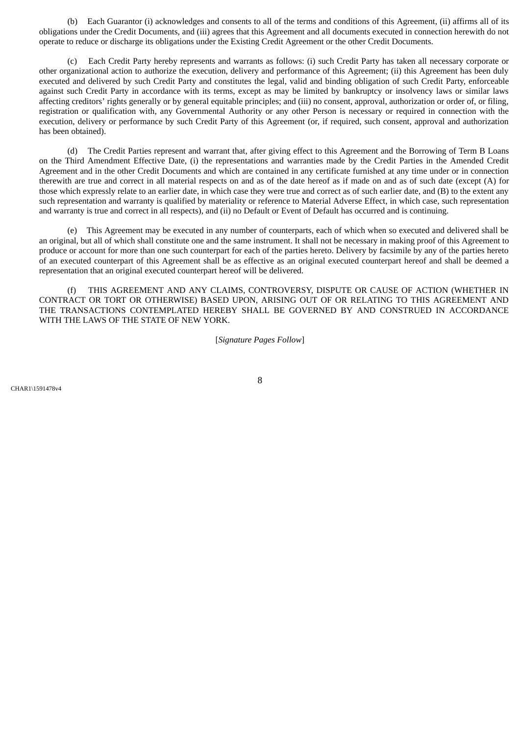(b) Each Guarantor (i) acknowledges and consents to all of the terms and conditions of this Agreement, (ii) affirms all of its obligations under the Credit Documents, and (iii) agrees that this Agreement and all documents executed in connection herewith do not operate to reduce or discharge its obligations under the Existing Credit Agreement or the other Credit Documents.

(c) Each Credit Party hereby represents and warrants as follows: (i) such Credit Party has taken all necessary corporate or other organizational action to authorize the execution, delivery and performance of this Agreement; (ii) this Agreement has been duly executed and delivered by such Credit Party and constitutes the legal, valid and binding obligation of such Credit Party, enforceable against such Credit Party in accordance with its terms, except as may be limited by bankruptcy or insolvency laws or similar laws affecting creditors' rights generally or by general equitable principles; and (iii) no consent, approval, authorization or order of, or filing, registration or qualification with, any Governmental Authority or any other Person is necessary or required in connection with the execution, delivery or performance by such Credit Party of this Agreement (or, if required, such consent, approval and authorization has been obtained).

(d) The Credit Parties represent and warrant that, after giving effect to this Agreement and the Borrowing of Term B Loans on the Third Amendment Effective Date, (i) the representations and warranties made by the Credit Parties in the Amended Credit Agreement and in the other Credit Documents and which are contained in any certificate furnished at any time under or in connection therewith are true and correct in all material respects on and as of the date hereof as if made on and as of such date (except (A) for those which expressly relate to an earlier date, in which case they were true and correct as of such earlier date, and (B) to the extent any such representation and warranty is qualified by materiality or reference to Material Adverse Effect, in which case, such representation and warranty is true and correct in all respects), and (ii) no Default or Event of Default has occurred and is continuing.

(e) This Agreement may be executed in any number of counterparts, each of which when so executed and delivered shall be an original, but all of which shall constitute one and the same instrument. It shall not be necessary in making proof of this Agreement to produce or account for more than one such counterpart for each of the parties hereto. Delivery by facsimile by any of the parties hereto of an executed counterpart of this Agreement shall be as effective as an original executed counterpart hereof and shall be deemed a representation that an original executed counterpart hereof will be delivered.

(f) THIS AGREEMENT AND ANY CLAIMS, CONTROVERSY, DISPUTE OR CAUSE OF ACTION (WHETHER IN CONTRACT OR TORT OR OTHERWISE) BASED UPON, ARISING OUT OF OR RELATING TO THIS AGREEMENT AND THE TRANSACTIONS CONTEMPLATED HEREBY SHALL BE GOVERNED BY AND CONSTRUED IN ACCORDANCE WITH THE LAWS OF THE STATE OF NEW YORK.

[*Signature Pages Follow*]

CHAR1\1591478v4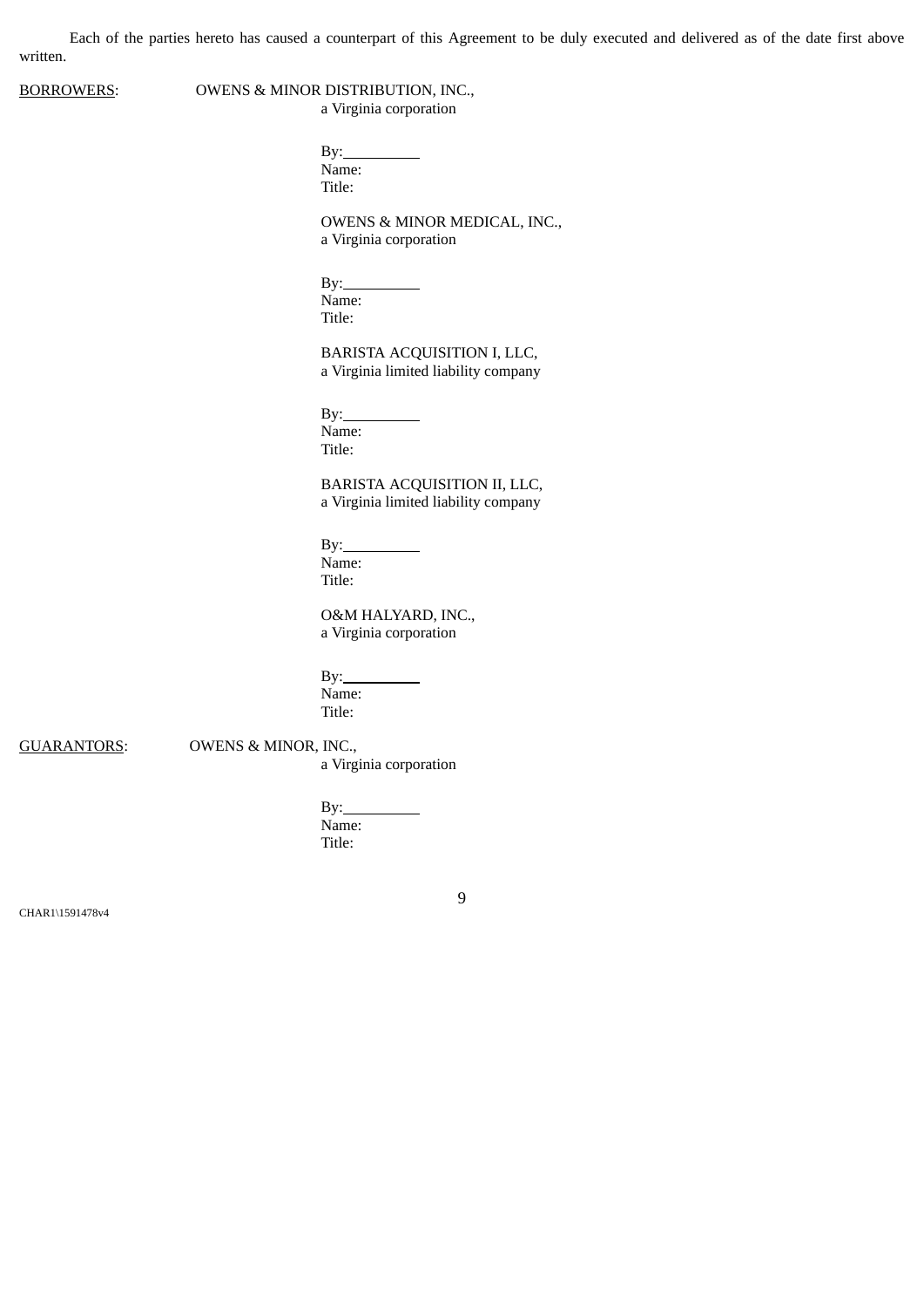Each of the parties hereto has caused a counterpart of this Agreement to be duly executed and delivered as of the date first above written.

BORROWERS: OWENS & MINOR DISTRIBUTION, INC.,
a Virginia corporation

By:__________
Name:
Title:

OWENS & MINOR MEDICAL, INC.,
a Virginia corporation

By:__________
Name:
Title:

BARISTA ACQUISITION I, LLC,
a Virginia limited liability company

By:__________
Name:
Title:

BARISTA ACQUISITION II, LLC,
a Virginia limited liability company

By:__________
Name:
Title:

O&M HALYARD, INC.,
a Virginia corporation

By:__________
Name:
Title:

GUARANTORS: OWENS & MINOR, INC.,
a Virginia corporation

By:__________
Name:
Title:

CHAR1\1591478v4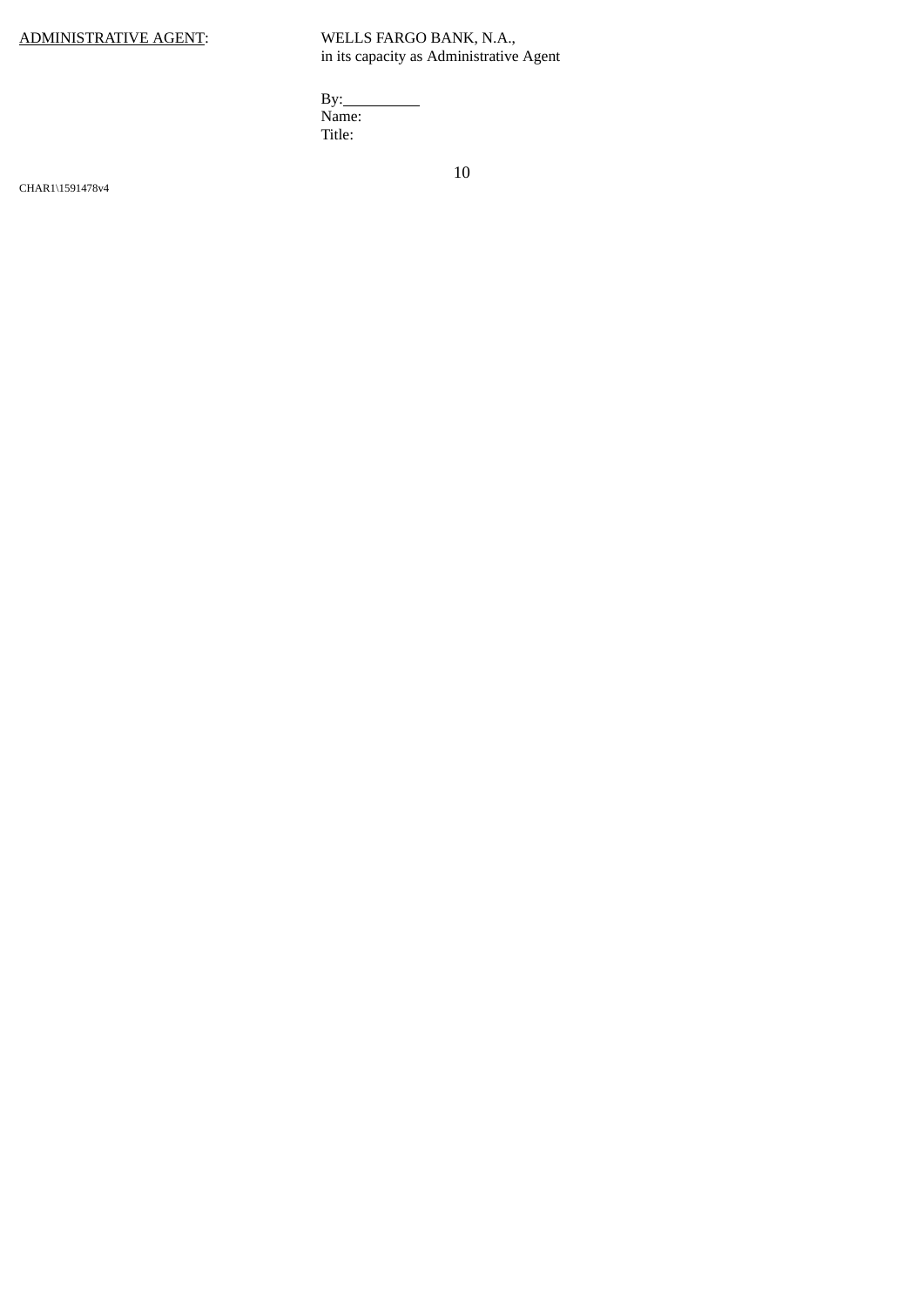<u>ADMINISTRATIVE AGENT</u>: WELLS FARGO BANK, N.A.,
in its capacity as Administrative Agent

By:__________
Name:
Title:

CHAR1\1591478v4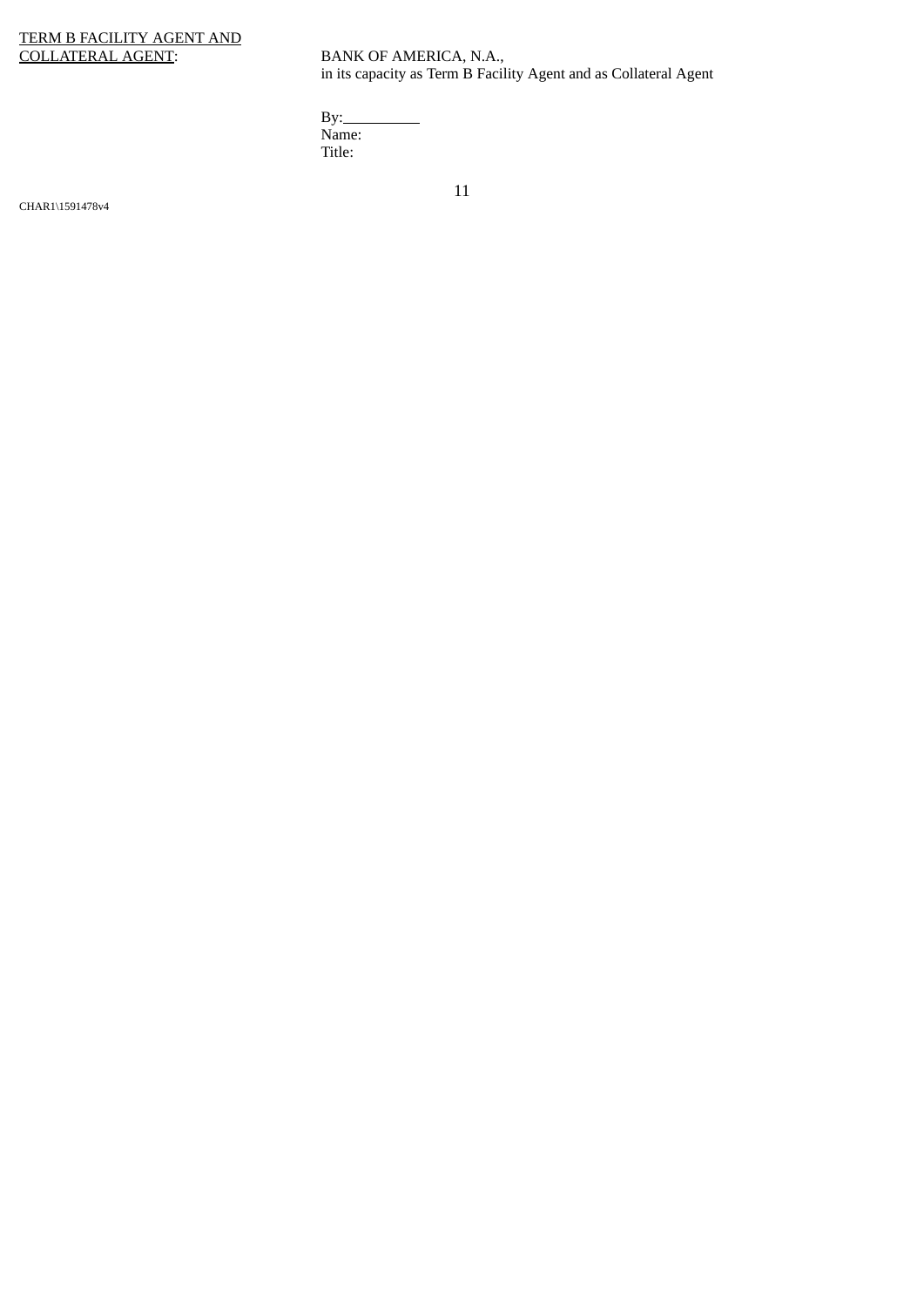<u>TERM B FACILITY AGENT AND COLLATERAL AGENT</u>:

BANK OF AMERICA, N.A.,
in its capacity as Term B Facility Agent and as Collateral Agent

By:\_\_\_\_\_\_\_\_\_\_
Name:
Title:

CHAR1\1591478v4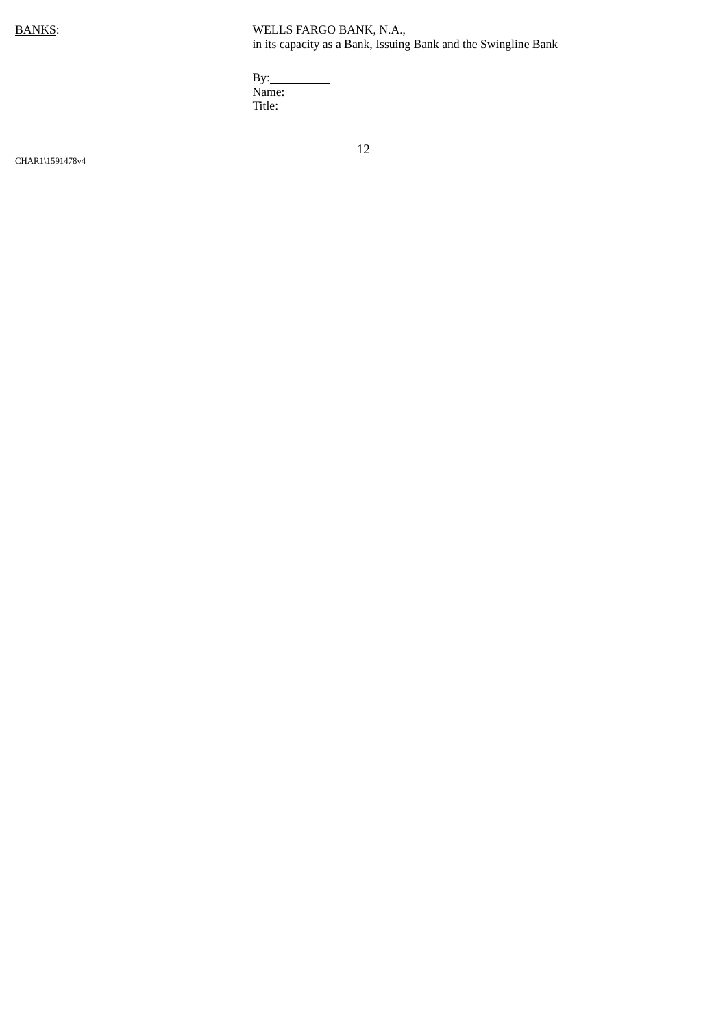<u>BANKS</u>: WELLS FARGO BANK, N.A.,
in its capacity as a Bank, Issuing Bank and the Swingline Bank

By:__________
Name:
Title:

CHAR1\1591478v4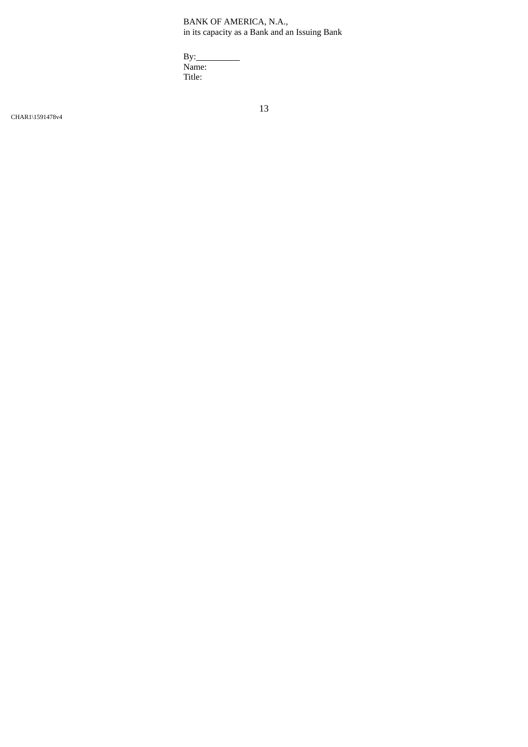BANK OF AMERICA, N.A.,
in its capacity as a Bank and an Issuing Bank

By:__________
Name:
Title:

CHAR1\1591478v4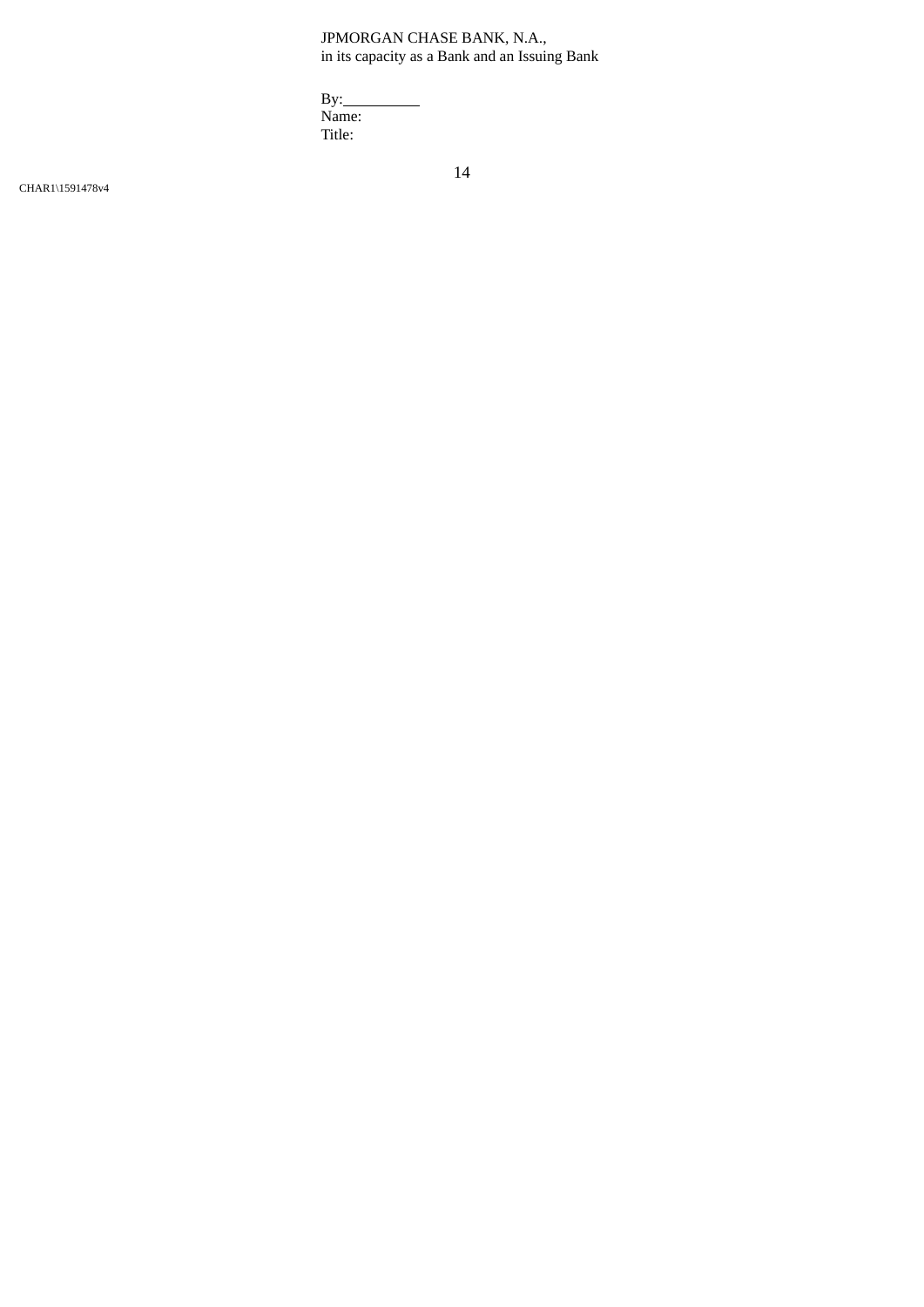JPMORGAN CHASE BANK, N.A.,
in its capacity as a Bank and an Issuing Bank

By:__________
Name:
Title:

CHAR1\1591478v4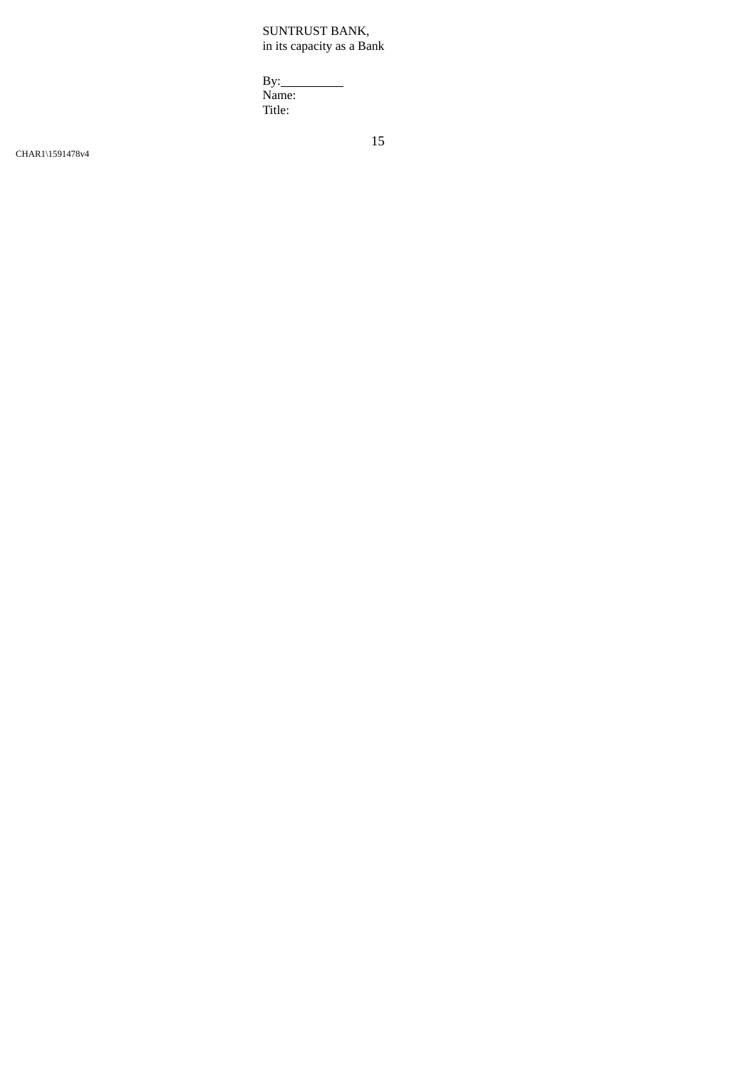SUNTRUST BANK,
in its capacity as a Bank

By:__________
Name:
Title:

CHAR1\1591478v4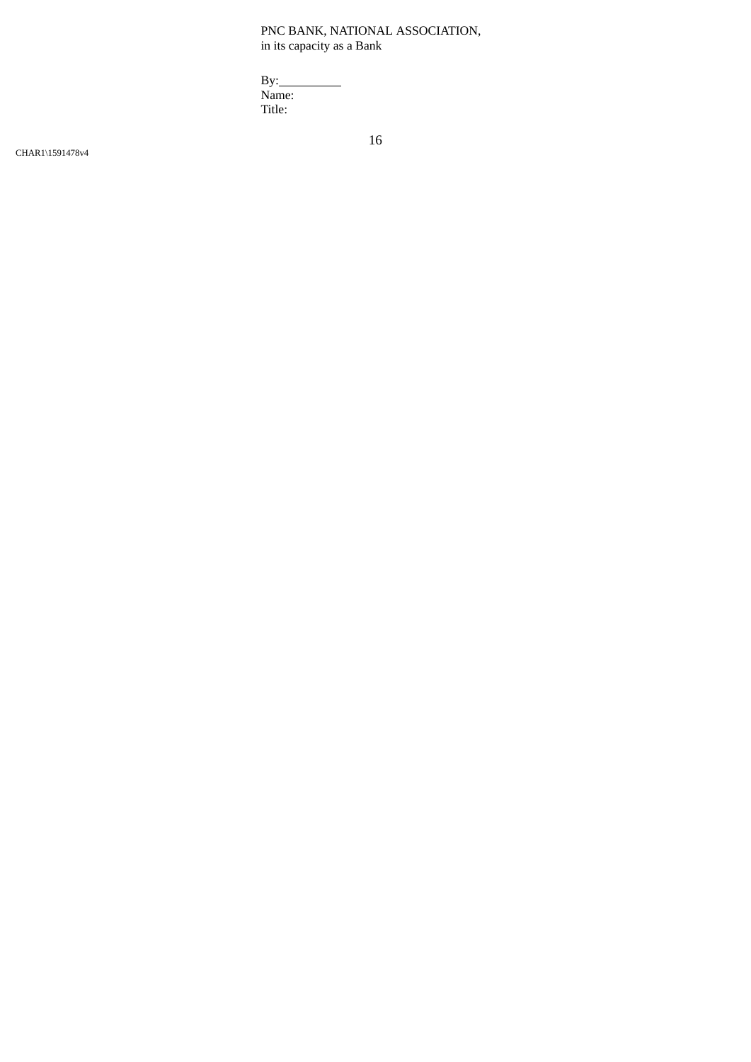PNC BANK, NATIONAL ASSOCIATION,
in its capacity as a Bank

By:\_\_\_\_\_\_\_\_\_\_
Name:
Title:

CHAR1\1591478v4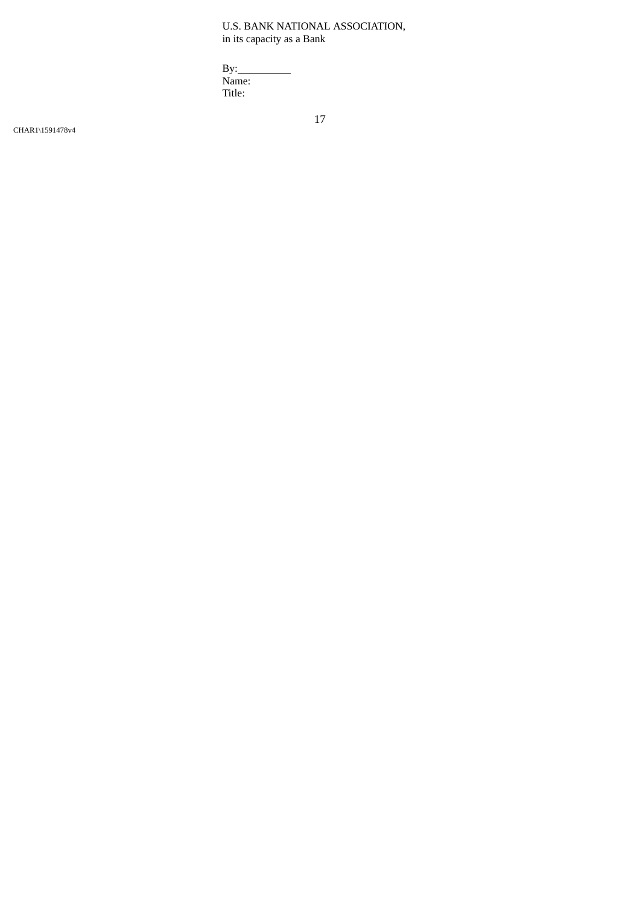U.S. BANK NATIONAL ASSOCIATION,
in its capacity as a Bank

By:__________
Name:
Title:

CHAR1\1591478v4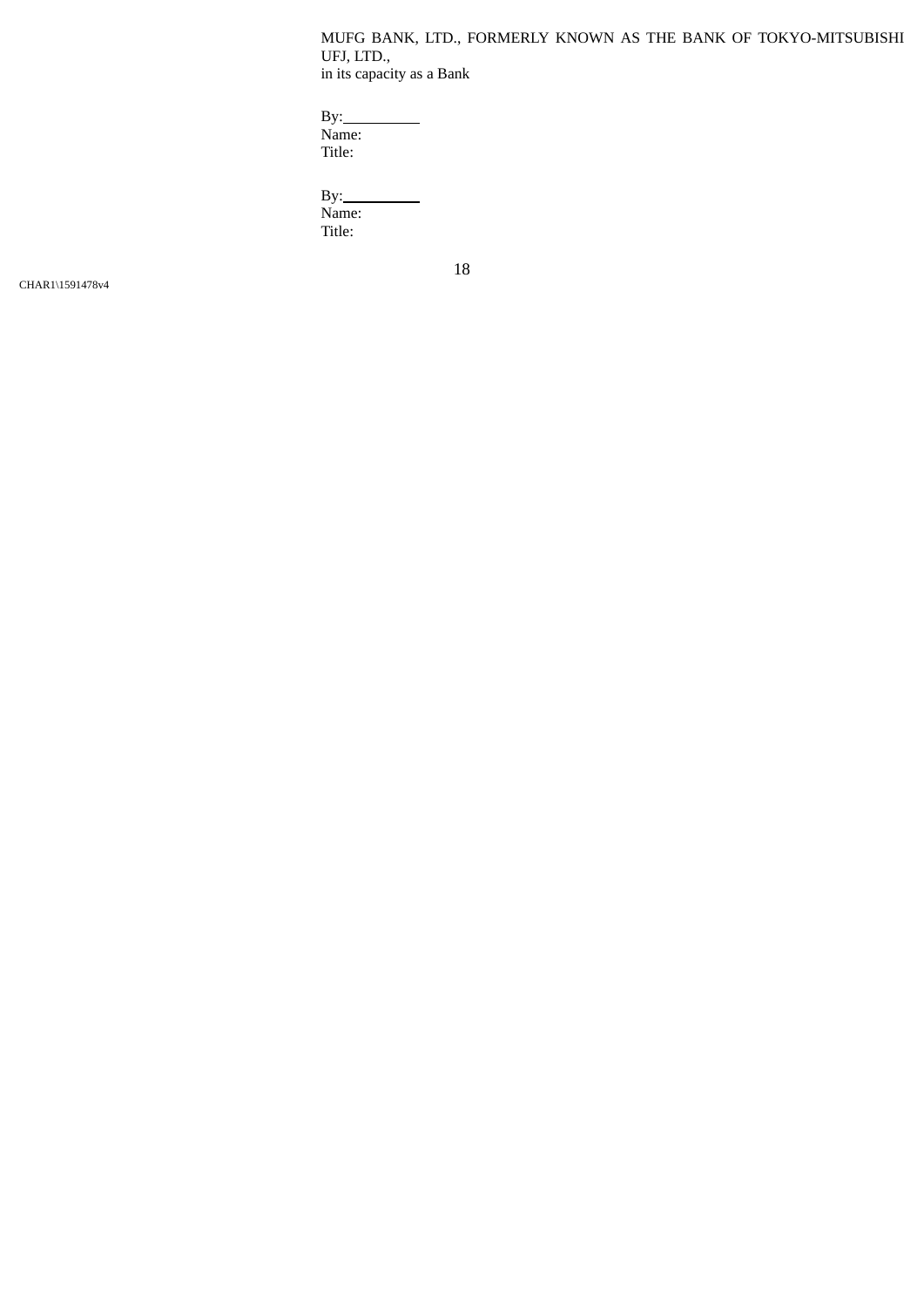MUFG BANK, LTD., FORMERLY KNOWN AS THE BANK OF TOKYO-MITSUBISHI UFJ, LTD.,
in its capacity as a Bank

By:\_\_\_\_\_\_\_\_\_\_
Name:
Title:

By:\_\_\_\_\_\_\_\_\_\_
Name:
Title:

CHAR1\1591478v4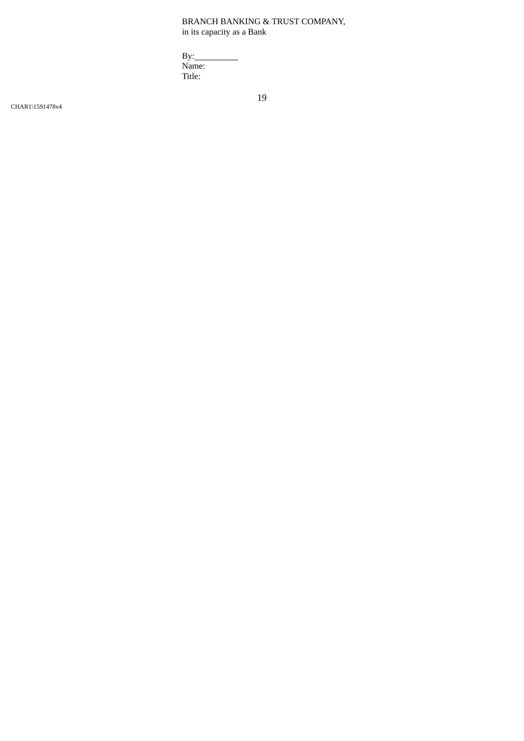BRANCH BANKING & TRUST COMPANY,
in its capacity as a Bank

By:__________
Name:
Title:

CHAR1\1591478v4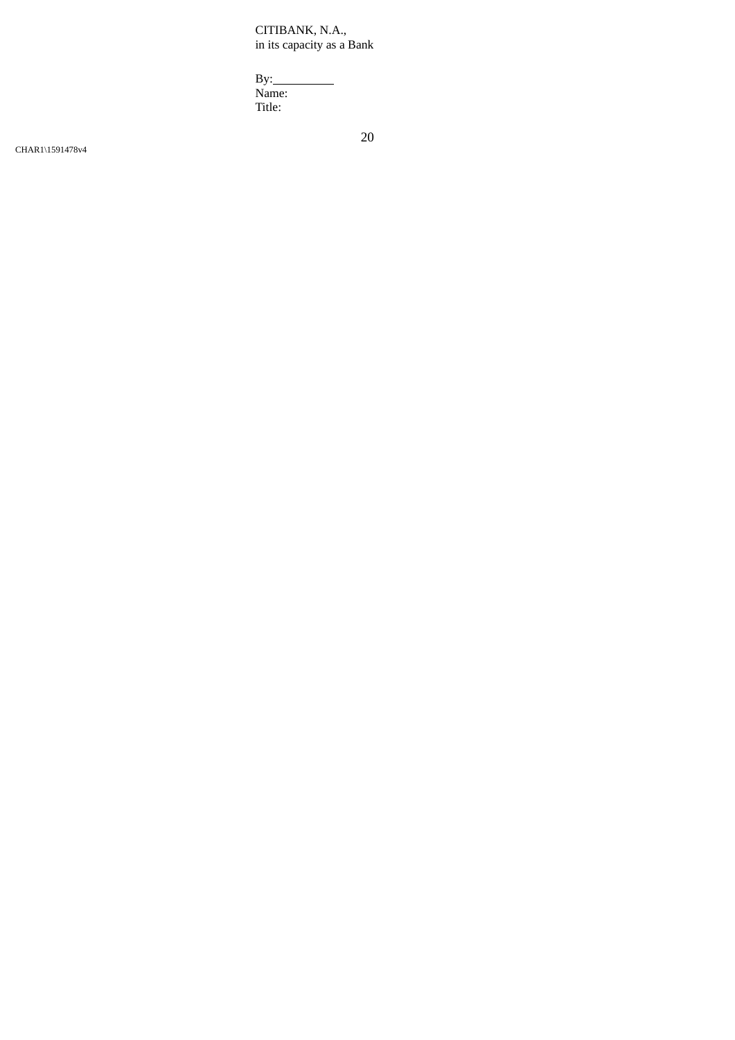CITIBANK, N.A.,
in its capacity as a Bank

By:\_\_\_\_\_\_\_\_\_\_
Name:
Title:

CHAR1\1591478v4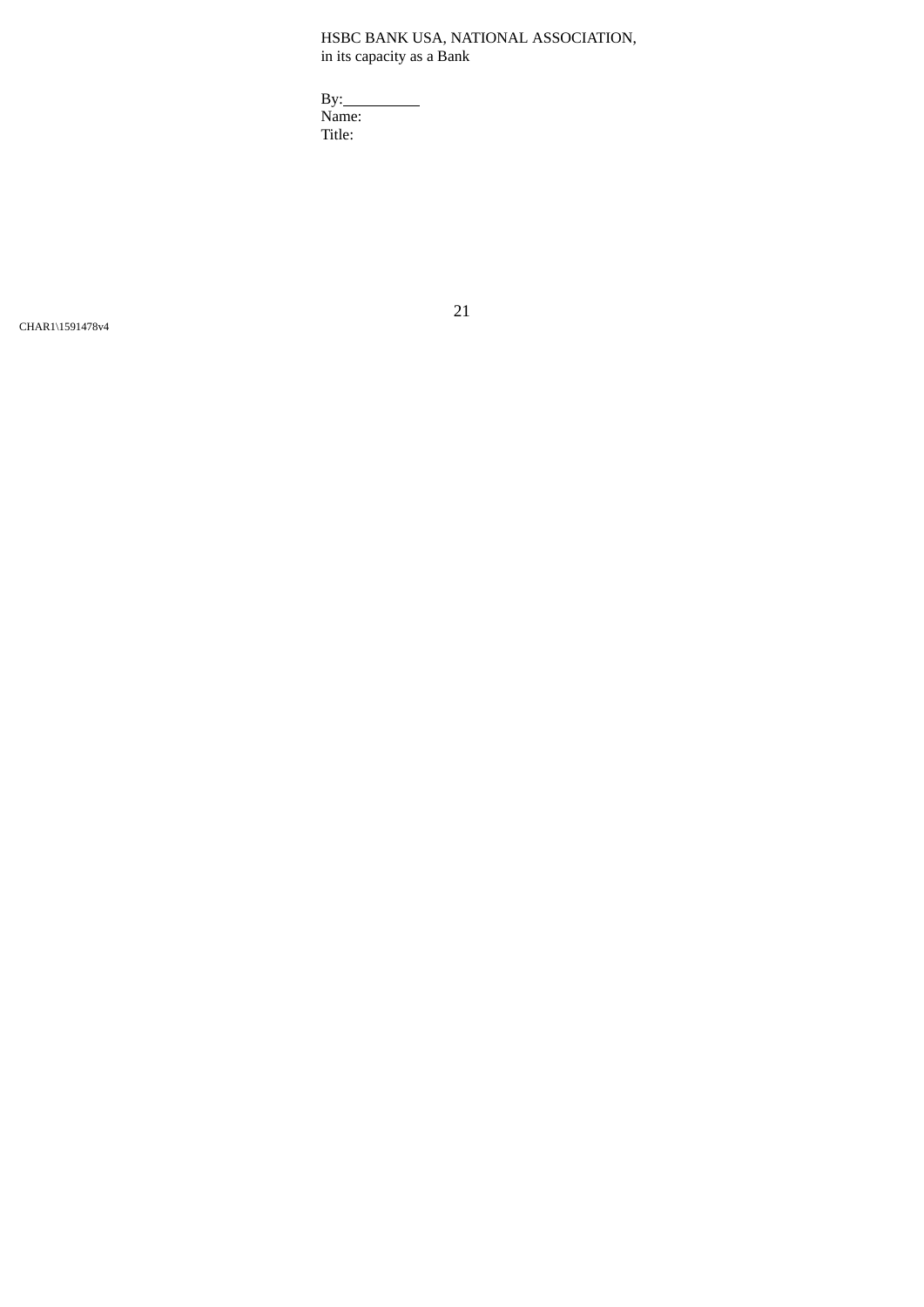HSBC BANK USA, NATIONAL ASSOCIATION,
in its capacity as a Bank

By:\_\_\_\_\_\_\_\_\_\_
Name:
Title:

CHAR1\1591478v4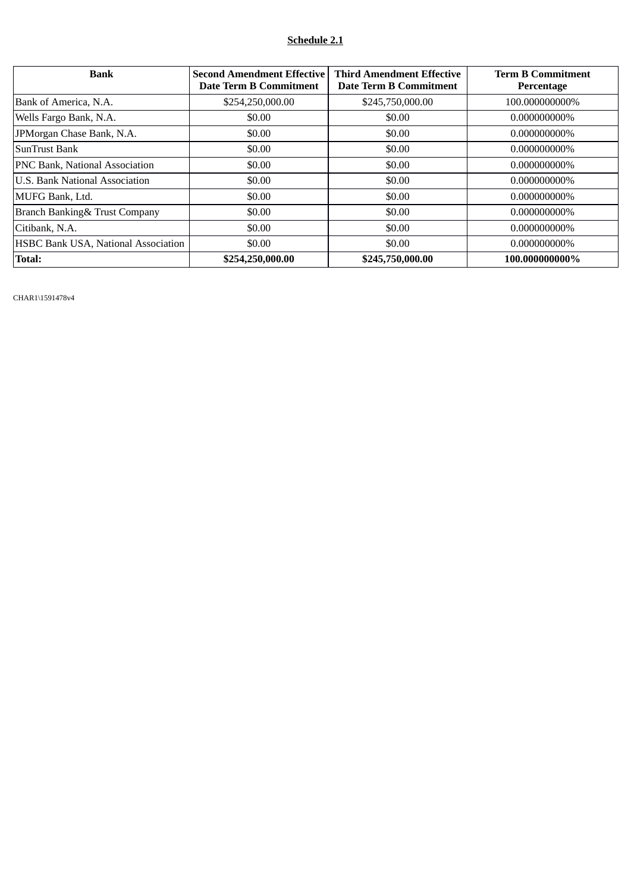**Schedule 2.1**

| Bank | Second Amendment Effective Date Term B Commitment | Third Amendment Effective Date Term B Commitment | Term B Commitment Percentage |
|---|---|---|---|
| Bank of America, N.A. | $254,250,000.00 | $245,750,000.00 | 100.000000000% |
| Wells Fargo Bank, N.A. | $0.00 | $0.00 | 0.000000000% |
| JPMorgan Chase Bank, N.A. | $0.00 | $0.00 | 0.000000000% |
| SunTrust Bank | $0.00 | $0.00 | 0.000000000% |
| PNC Bank, National Association | $0.00 | $0.00 | 0.000000000% |
| U.S. Bank National Association | $0.00 | $0.00 | 0.000000000% |
| MUFG Bank, Ltd. | $0.00 | $0.00 | 0.000000000% |
| Branch Banking& Trust Company | $0.00 | $0.00 | 0.000000000% |
| Citibank, N.A. | $0.00 | $0.00 | 0.000000000% |
| HSBC Bank USA, National Association | $0.00 | $0.00 | 0.000000000% |
| **Total:** | **$254,250,000.00** | **$245,750,000.00** | **100.000000000%** |

CHAR1\1591478v4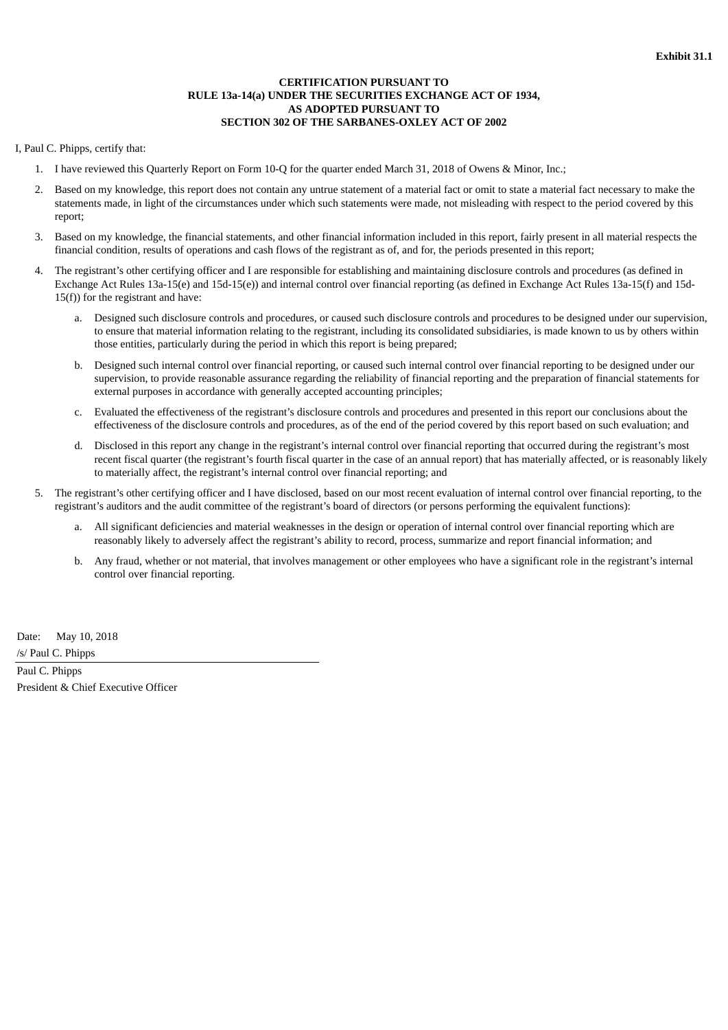**Exhibit 31.1**

**CERTIFICATION PURSUANT TO
RULE 13a-14(a) UNDER THE SECURITIES EXCHANGE ACT OF 1934,
AS ADOPTED PURSUANT TO
SECTION 302 OF THE SARBANES-OXLEY ACT OF 2002**

I, Paul C. Phipps, certify that:

1. I have reviewed this Quarterly Report on Form 10-Q for the quarter ended March 31, 2018 of Owens & Minor, Inc.;
2. Based on my knowledge, this report does not contain any untrue statement of a material fact or omit to state a material fact necessary to make the statements made, in light of the circumstances under which such statements were made, not misleading with respect to the period covered by this report;
3. Based on my knowledge, the financial statements, and other financial information included in this report, fairly present in all material respects the financial condition, results of operations and cash flows of the registrant as of, and for, the periods presented in this report;
4. The registrant's other certifying officer and I are responsible for establishing and maintaining disclosure controls and procedures (as defined in Exchange Act Rules 13a-15(e) and 15d-15(e)) and internal control over financial reporting (as defined in Exchange Act Rules 13a-15(f) and 15d-15(f)) for the registrant and have:
    a. Designed such disclosure controls and procedures, or caused such disclosure controls and procedures to be designed under our supervision, to ensure that material information relating to the registrant, including its consolidated subsidiaries, is made known to us by others within those entities, particularly during the period in which this report is being prepared;
    b. Designed such internal control over financial reporting, or caused such internal control over financial reporting to be designed under our supervision, to provide reasonable assurance regarding the reliability of financial reporting and the preparation of financial statements for external purposes in accordance with generally accepted accounting principles;
    c. Evaluated the effectiveness of the registrant's disclosure controls and procedures and presented in this report our conclusions about the effectiveness of the disclosure controls and procedures, as of the end of the period covered by this report based on such evaluation; and
    d. Disclosed in this report any change in the registrant's internal control over financial reporting that occurred during the registrant's most recent fiscal quarter (the registrant's fourth fiscal quarter in the case of an annual report) that has materially affected, or is reasonably likely to materially affect, the registrant's internal control over financial reporting; and
5. The registrant's other certifying officer and I have disclosed, based on our most recent evaluation of internal control over financial reporting, to the registrant's auditors and the audit committee of the registrant's board of directors (or persons performing the equivalent functions):
    a. All significant deficiencies and material weaknesses in the design or operation of internal control over financial reporting which are reasonably likely to adversely affect the registrant's ability to record, process, summarize and report financial information; and
    b. Any fraud, whether or not material, that involves management or other employees who have a significant role in the registrant's internal control over financial reporting.

Date: May 10, 2018

/s/ Paul C. Phipps

Paul C. Phipps
President & Chief Executive Officer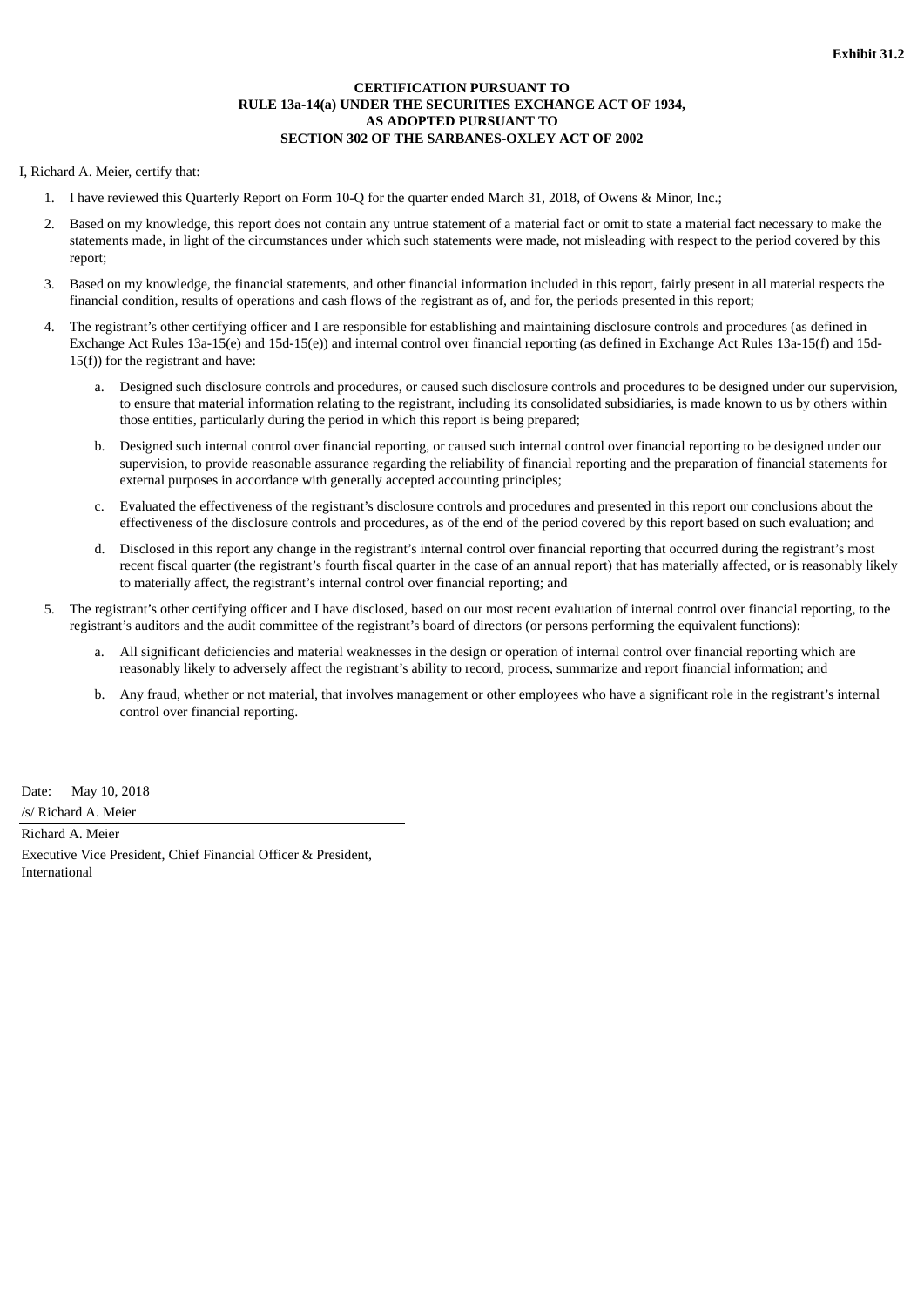**Exhibit 31.2**

**CERTIFICATION PURSUANT TO**
**RULE 13a-14(a) UNDER THE SECURITIES EXCHANGE ACT OF 1934,**
**AS ADOPTED PURSUANT TO**
**SECTION 302 OF THE SARBANES-OXLEY ACT OF 2002**

I, Richard A. Meier, certify that:

1. I have reviewed this Quarterly Report on Form 10-Q for the quarter ended March 31, 2018, of Owens & Minor, Inc.;
2. Based on my knowledge, this report does not contain any untrue statement of a material fact or omit to state a material fact necessary to make the statements made, in light of the circumstances under which such statements were made, not misleading with respect to the period covered by this report;
3. Based on my knowledge, the financial statements, and other financial information included in this report, fairly present in all material respects the financial condition, results of operations and cash flows of the registrant as of, and for, the periods presented in this report;
4. The registrant's other certifying officer and I are responsible for establishing and maintaining disclosure controls and procedures (as defined in Exchange Act Rules 13a-15(e) and 15d-15(e)) and internal control over financial reporting (as defined in Exchange Act Rules 13a-15(f) and 15d-15(f)) for the registrant and have:
    a. Designed such disclosure controls and procedures, or caused such disclosure controls and procedures to be designed under our supervision, to ensure that material information relating to the registrant, including its consolidated subsidiaries, is made known to us by others within those entities, particularly during the period in which this report is being prepared;
    b. Designed such internal control over financial reporting, or caused such internal control over financial reporting to be designed under our supervision, to provide reasonable assurance regarding the reliability of financial reporting and the preparation of financial statements for external purposes in accordance with generally accepted accounting principles;
    c. Evaluated the effectiveness of the registrant's disclosure controls and procedures and presented in this report our conclusions about the effectiveness of the disclosure controls and procedures, as of the end of the period covered by this report based on such evaluation; and
    d. Disclosed in this report any change in the registrant's internal control over financial reporting that occurred during the registrant's most recent fiscal quarter (the registrant's fourth fiscal quarter in the case of an annual report) that has materially affected, or is reasonably likely to materially affect, the registrant's internal control over financial reporting; and
5. The registrant's other certifying officer and I have disclosed, based on our most recent evaluation of internal control over financial reporting, to the registrant's auditors and the audit committee of the registrant's board of directors (or persons performing the equivalent functions):
    a. All significant deficiencies and material weaknesses in the design or operation of internal control over financial reporting which are reasonably likely to adversely affect the registrant's ability to record, process, summarize and report financial information; and
    b. Any fraud, whether or not material, that involves management or other employees who have a significant role in the registrant's internal control over financial reporting.

Date: May 10, 2018

/s/ Richard A. Meier

Richard A. Meier

Executive Vice President, Chief Financial Officer & President, International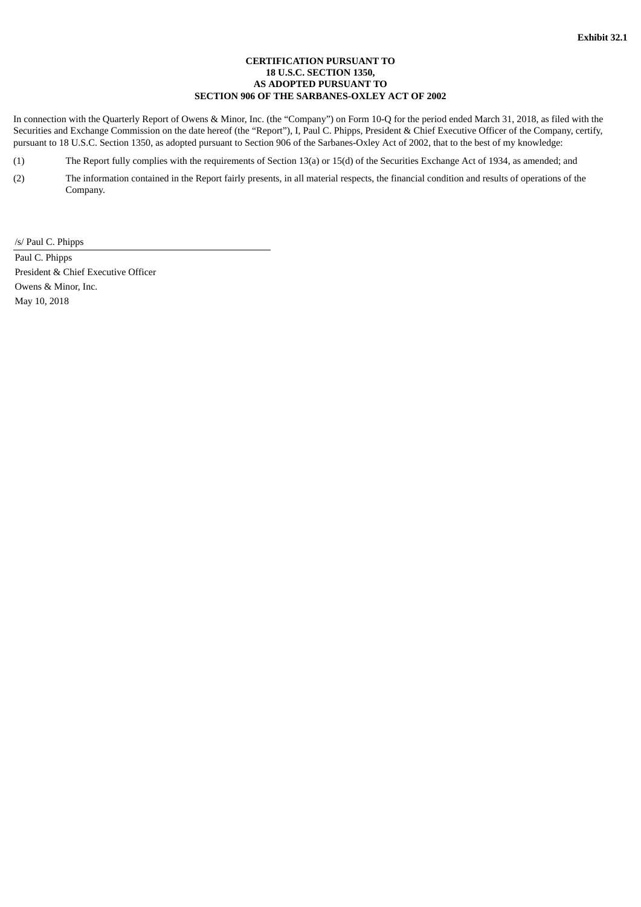**Exhibit 32.1**

**CERTIFICATION PURSUANT TO**
**18 U.S.C. SECTION 1350,**
**AS ADOPTED PURSUANT TO**
**SECTION 906 OF THE SARBANES-OXLEY ACT OF 2002**

In connection with the Quarterly Report of Owens & Minor, Inc. (the "Company") on Form 10-Q for the period ended March 31, 2018, as filed with the Securities and Exchange Commission on the date hereof (the "Report"), I, Paul C. Phipps, President & Chief Executive Officer of the Company, certify, pursuant to 18 U.S.C. Section 1350, as adopted pursuant to Section 906 of the Sarbanes-Oxley Act of 2002, that to the best of my knowledge:

(1) The Report fully complies with the requirements of Section 13(a) or 15(d) of the Securities Exchange Act of 1934, as amended; and

(2) The information contained in the Report fairly presents, in all material respects, the financial condition and results of operations of the Company.

/s/ Paul C. Phipps

Paul C. Phipps
President & Chief Executive Officer
Owens & Minor, Inc.
May 10, 2018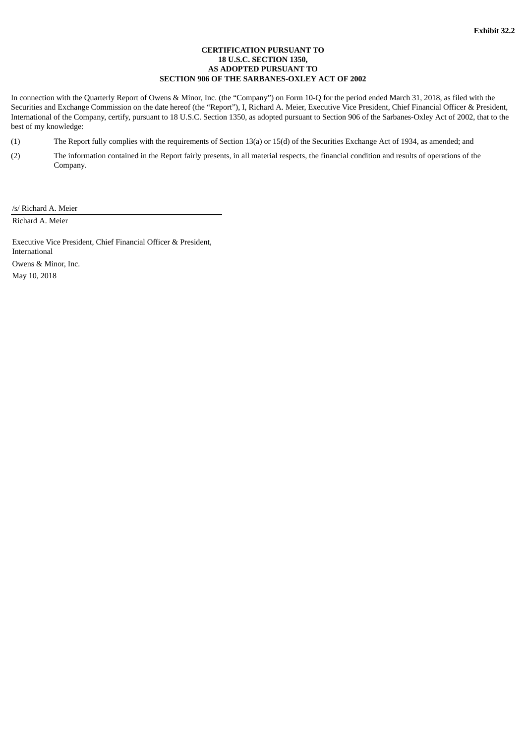**Exhibit 32.2**

**CERTIFICATION PURSUANT TO**
**18 U.S.C. SECTION 1350,**
**AS ADOPTED PURSUANT TO**
**SECTION 906 OF THE SARBANES-OXLEY ACT OF 2002**

In connection with the Quarterly Report of Owens & Minor, Inc. (the "Company") on Form 10-Q for the period ended March 31, 2018, as filed with the Securities and Exchange Commission on the date hereof (the "Report"), I, Richard A. Meier, Executive Vice President, Chief Financial Officer & President, International of the Company, certify, pursuant to 18 U.S.C. Section 1350, as adopted pursuant to Section 906 of the Sarbanes-Oxley Act of 2002, that to the best of my knowledge:

(1) The Report fully complies with the requirements of Section 13(a) or 15(d) of the Securities Exchange Act of 1934, as amended; and

(2) The information contained in the Report fairly presents, in all material respects, the financial condition and results of operations of the Company.

/s/ Richard A. Meier

Richard A. Meier

Executive Vice President, Chief Financial Officer & President, International

Owens & Minor, Inc.

May 10, 2018